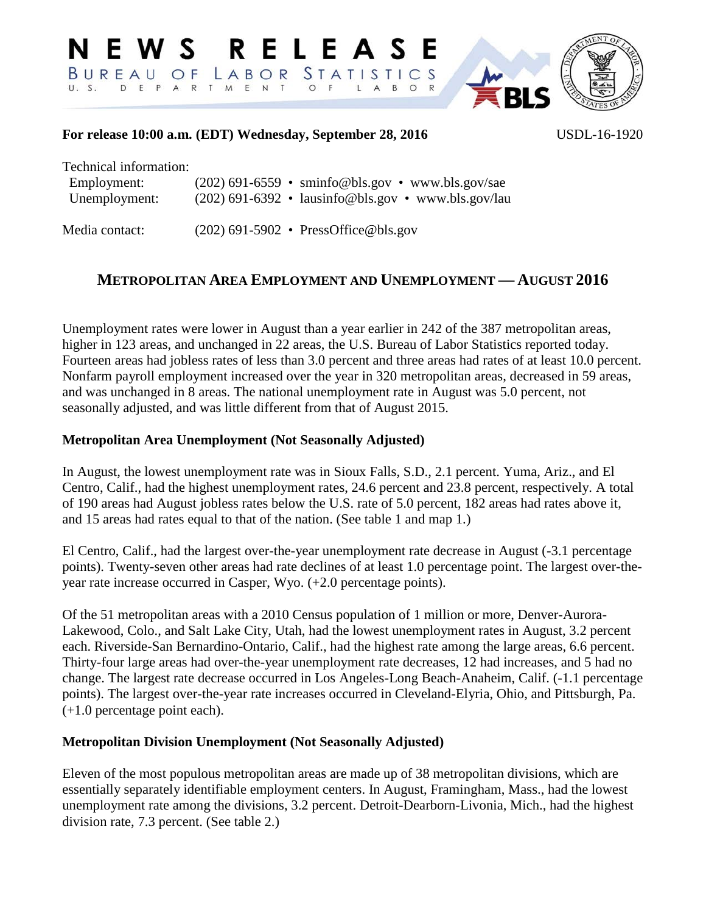# NEWS RELEASE

BUREAU OF LABOR STATISTICS

U. S. DEPARTMENT OF LABOR

**For release 10:00 a.m. (EDT) Wednesday, September 28, 2016** USDL-16-1920

Technical information:
 Employment: (202) 691-6559 • sminfo@bls.gov • www.bls.gov/sae
 Unemployment: (202) 691-6392 • lausinfo@bls.gov • www.bls.gov/lau

Media contact: (202) 691-5902 • PressOffice@bls.gov

## METROPOLITAN AREA EMPLOYMENT AND UNEMPLOYMENT — AUGUST 2016

Unemployment rates were lower in August than a year earlier in 242 of the 387 metropolitan areas, higher in 123 areas, and unchanged in 22 areas, the U.S. Bureau of Labor Statistics reported today. Fourteen areas had jobless rates of less than 3.0 percent and three areas had rates of at least 10.0 percent. Nonfarm payroll employment increased over the year in 320 metropolitan areas, decreased in 59 areas, and was unchanged in 8 areas. The national unemployment rate in August was 5.0 percent, not seasonally adjusted, and was little different from that of August 2015.

### Metropolitan Area Unemployment (Not Seasonally Adjusted)

In August, the lowest unemployment rate was in Sioux Falls, S.D., 2.1 percent. Yuma, Ariz., and El Centro, Calif., had the highest unemployment rates, 24.6 percent and 23.8 percent, respectively. A total of 190 areas had August jobless rates below the U.S. rate of 5.0 percent, 182 areas had rates above it, and 15 areas had rates equal to that of the nation. (See table 1 and map 1.)

El Centro, Calif., had the largest over-the-year unemployment rate decrease in August (-3.1 percentage points). Twenty-seven other areas had rate declines of at least 1.0 percentage point. The largest over-the-year rate increase occurred in Casper, Wyo. (+2.0 percentage points).

Of the 51 metropolitan areas with a 2010 Census population of 1 million or more, Denver-Aurora-Lakewood, Colo., and Salt Lake City, Utah, had the lowest unemployment rates in August, 3.2 percent each. Riverside-San Bernardino-Ontario, Calif., had the highest rate among the large areas, 6.6 percent. Thirty-four large areas had over-the-year unemployment rate decreases, 12 had increases, and 5 had no change. The largest rate decrease occurred in Los Angeles-Long Beach-Anaheim, Calif. (-1.1 percentage points). The largest over-the-year rate increases occurred in Cleveland-Elyria, Ohio, and Pittsburgh, Pa. (+1.0 percentage point each).

### Metropolitan Division Unemployment (Not Seasonally Adjusted)

Eleven of the most populous metropolitan areas are made up of 38 metropolitan divisions, which are essentially separately identifiable employment centers. In August, Framingham, Mass., had the lowest unemployment rate among the divisions, 3.2 percent. Detroit-Dearborn-Livonia, Mich., had the highest division rate, 7.3 percent. (See table 2.)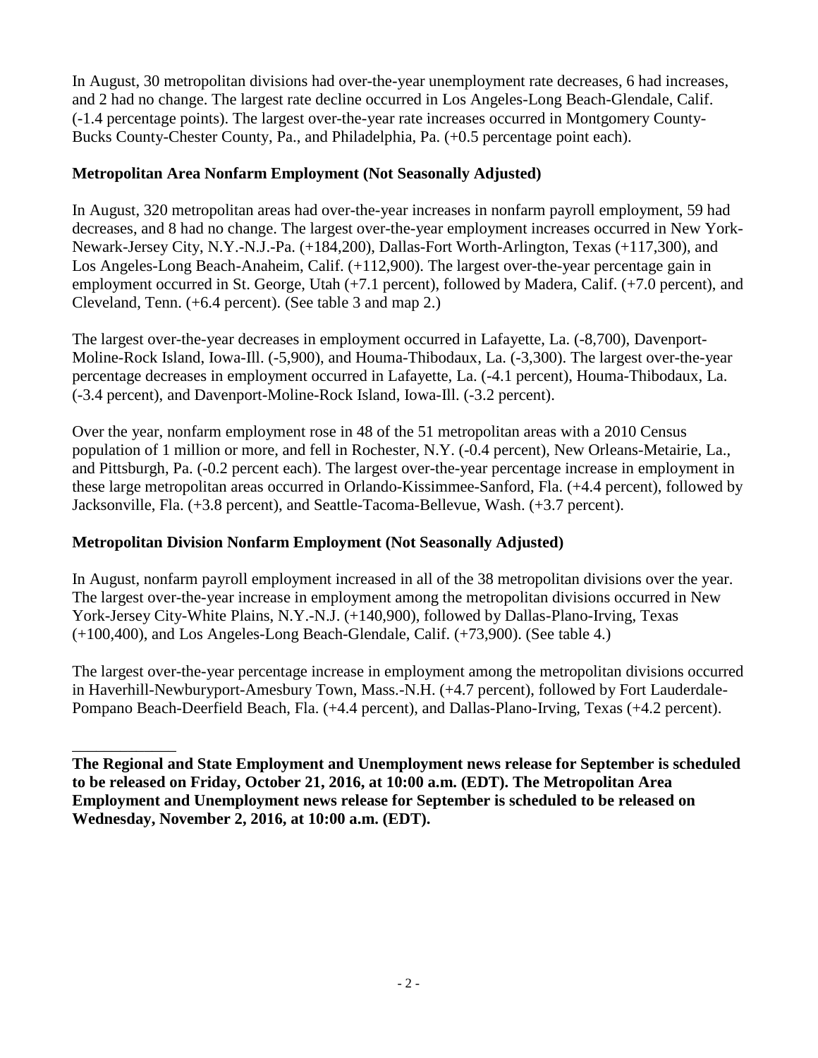In August, 30 metropolitan divisions had over-the-year unemployment rate decreases, 6 had increases, and 2 had no change. The largest rate decline occurred in Los Angeles-Long Beach-Glendale, Calif. (-1.4 percentage points). The largest over-the-year rate increases occurred in Montgomery County-Bucks County-Chester County, Pa., and Philadelphia, Pa. (+0.5 percentage point each).

**Metropolitan Area Nonfarm Employment (Not Seasonally Adjusted)**

In August, 320 metropolitan areas had over-the-year increases in nonfarm payroll employment, 59 had decreases, and 8 had no change. The largest over-the-year employment increases occurred in New York-Newark-Jersey City, N.Y.-N.J.-Pa. (+184,200), Dallas-Fort Worth-Arlington, Texas (+117,300), and Los Angeles-Long Beach-Anaheim, Calif. (+112,900). The largest over-the-year percentage gain in employment occurred in St. George, Utah (+7.1 percent), followed by Madera, Calif. (+7.0 percent), and Cleveland, Tenn. (+6.4 percent). (See table 3 and map 2.)

The largest over-the-year decreases in employment occurred in Lafayette, La. (-8,700), Davenport-Moline-Rock Island, Iowa-Ill. (-5,900), and Houma-Thibodaux, La. (-3,300). The largest over-the-year percentage decreases in employment occurred in Lafayette, La. (-4.1 percent), Houma-Thibodaux, La. (-3.4 percent), and Davenport-Moline-Rock Island, Iowa-Ill. (-3.2 percent).

Over the year, nonfarm employment rose in 48 of the 51 metropolitan areas with a 2010 Census population of 1 million or more, and fell in Rochester, N.Y. (-0.4 percent), New Orleans-Metairie, La., and Pittsburgh, Pa. (-0.2 percent each). The largest over-the-year percentage increase in employment in these large metropolitan areas occurred in Orlando-Kissimmee-Sanford, Fla. (+4.4 percent), followed by Jacksonville, Fla. (+3.8 percent), and Seattle-Tacoma-Bellevue, Wash. (+3.7 percent).

**Metropolitan Division Nonfarm Employment (Not Seasonally Adjusted)**

In August, nonfarm payroll employment increased in all of the 38 metropolitan divisions over the year. The largest over-the-year increase in employment among the metropolitan divisions occurred in New York-Jersey City-White Plains, N.Y.-N.J. (+140,900), followed by Dallas-Plano-Irving, Texas (+100,400), and Los Angeles-Long Beach-Glendale, Calif. (+73,900). (See table 4.)

The largest over-the-year percentage increase in employment among the metropolitan divisions occurred in Haverhill-Newburyport-Amesbury Town, Mass.-N.H. (+4.7 percent), followed by Fort Lauderdale-Pompano Beach-Deerfield Beach, Fla. (+4.4 percent), and Dallas-Plano-Irving, Texas (+4.2 percent).

---

**The Regional and State Employment and Unemployment news release for September is scheduled to be released on Friday, October 21, 2016, at 10:00 a.m. (EDT). The Metropolitan Area Employment and Unemployment news release for September is scheduled to be released on Wednesday, November 2, 2016, at 10:00 a.m. (EDT).**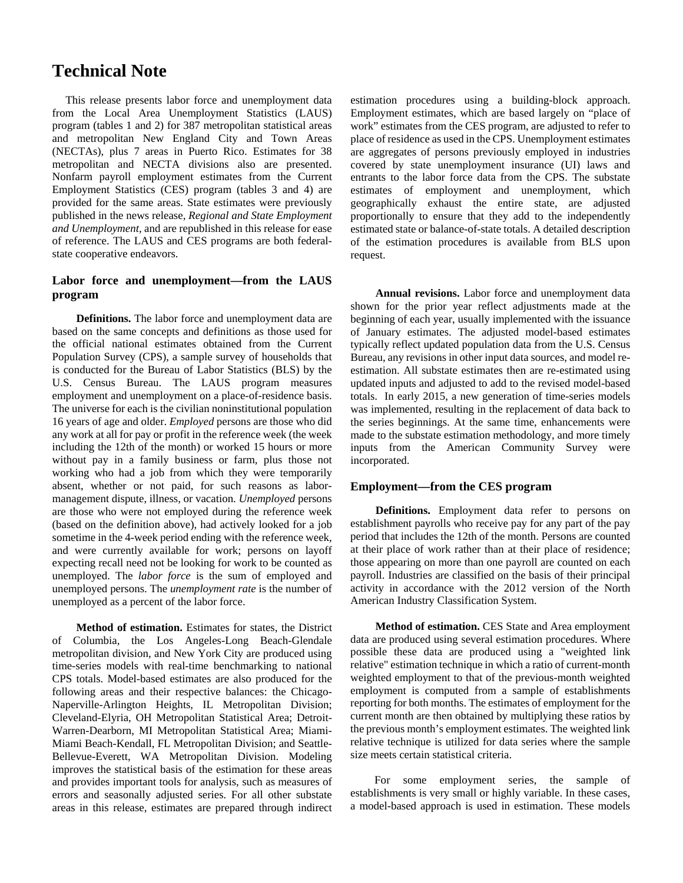# Technical Note

This release presents labor force and unemployment data from the Local Area Unemployment Statistics (LAUS) program (tables 1 and 2) for 387 metropolitan statistical areas and metropolitan New England City and Town Areas (NECTAs), plus 7 areas in Puerto Rico. Estimates for 38 metropolitan and NECTA divisions also are presented. Nonfarm payroll employment estimates from the Current Employment Statistics (CES) program (tables 3 and 4) are provided for the same areas. State estimates were previously published in the news release, *Regional and State Employment and Unemployment*, and are republished in this release for ease of reference. The LAUS and CES programs are both federal-state cooperative endeavors.

## Labor force and unemployment—from the LAUS program

**Definitions.** The labor force and unemployment data are based on the same concepts and definitions as those used for the official national estimates obtained from the Current Population Survey (CPS), a sample survey of households that is conducted for the Bureau of Labor Statistics (BLS) by the U.S. Census Bureau. The LAUS program measures employment and unemployment on a place-of-residence basis. The universe for each is the civilian noninstitutional population 16 years of age and older. *Employed* persons are those who did any work at all for pay or profit in the reference week (the week including the 12th of the month) or worked 15 hours or more without pay in a family business or farm, plus those not working who had a job from which they were temporarily absent, whether or not paid, for such reasons as labor-management dispute, illness, or vacation. *Unemployed* persons are those who were not employed during the reference week (based on the definition above), had actively looked for a job sometime in the 4-week period ending with the reference week, and were currently available for work; persons on layoff expecting recall need not be looking for work to be counted as unemployed. The *labor force* is the sum of employed and unemployed persons. The *unemployment rate* is the number of unemployed as a percent of the labor force.

**Method of estimation.** Estimates for states, the District of Columbia, the Los Angeles-Long Beach-Glendale metropolitan division, and New York City are produced using time-series models with real-time benchmarking to national CPS totals. Model-based estimates are also produced for the following areas and their respective balances: the Chicago-Naperville-Arlington Heights, IL Metropolitan Division; Cleveland-Elyria, OH Metropolitan Statistical Area; Detroit-Warren-Dearborn, MI Metropolitan Statistical Area; Miami-Miami Beach-Kendall, FL Metropolitan Division; and Seattle-Bellevue-Everett, WA Metropolitan Division. Modeling improves the statistical basis of the estimation for these areas and provides important tools for analysis, such as measures of errors and seasonally adjusted series. For all other substate areas in this release, estimates are prepared through indirect estimation procedures using a building-block approach. Employment estimates, which are based largely on "place of work" estimates from the CES program, are adjusted to refer to place of residence as used in the CPS. Unemployment estimates are aggregates of persons previously employed in industries covered by state unemployment insurance (UI) laws and entrants to the labor force data from the CPS. The substate estimates of employment and unemployment, which geographically exhaust the entire state, are adjusted proportionally to ensure that they add to the independently estimated state or balance-of-state totals. A detailed description of the estimation procedures is available from BLS upon request.

**Annual revisions.** Labor force and unemployment data shown for the prior year reflect adjustments made at the beginning of each year, usually implemented with the issuance of January estimates. The adjusted model-based estimates typically reflect updated population data from the U.S. Census Bureau, any revisions in other input data sources, and model re-estimation. All substate estimates then are re-estimated using updated inputs and adjusted to add to the revised model-based totals. In early 2015, a new generation of time-series models was implemented, resulting in the replacement of data back to the series beginnings. At the same time, enhancements were made to the substate estimation methodology, and more timely inputs from the American Community Survey were incorporated.

## Employment—from the CES program

**Definitions.** Employment data refer to persons on establishment payrolls who receive pay for any part of the pay period that includes the 12th of the month. Persons are counted at their place of work rather than at their place of residence; those appearing on more than one payroll are counted on each payroll. Industries are classified on the basis of their principal activity in accordance with the 2012 version of the North American Industry Classification System.

**Method of estimation.** CES State and Area employment data are produced using several estimation procedures. Where possible these data are produced using a "weighted link relative" estimation technique in which a ratio of current-month weighted employment to that of the previous-month weighted employment is computed from a sample of establishments reporting for both months. The estimates of employment for the current month are then obtained by multiplying these ratios by the previous month's employment estimates. The weighted link relative technique is utilized for data series where the sample size meets certain statistical criteria.

For some employment series, the sample of establishments is very small or highly variable. In these cases, a model-based approach is used in estimation. These models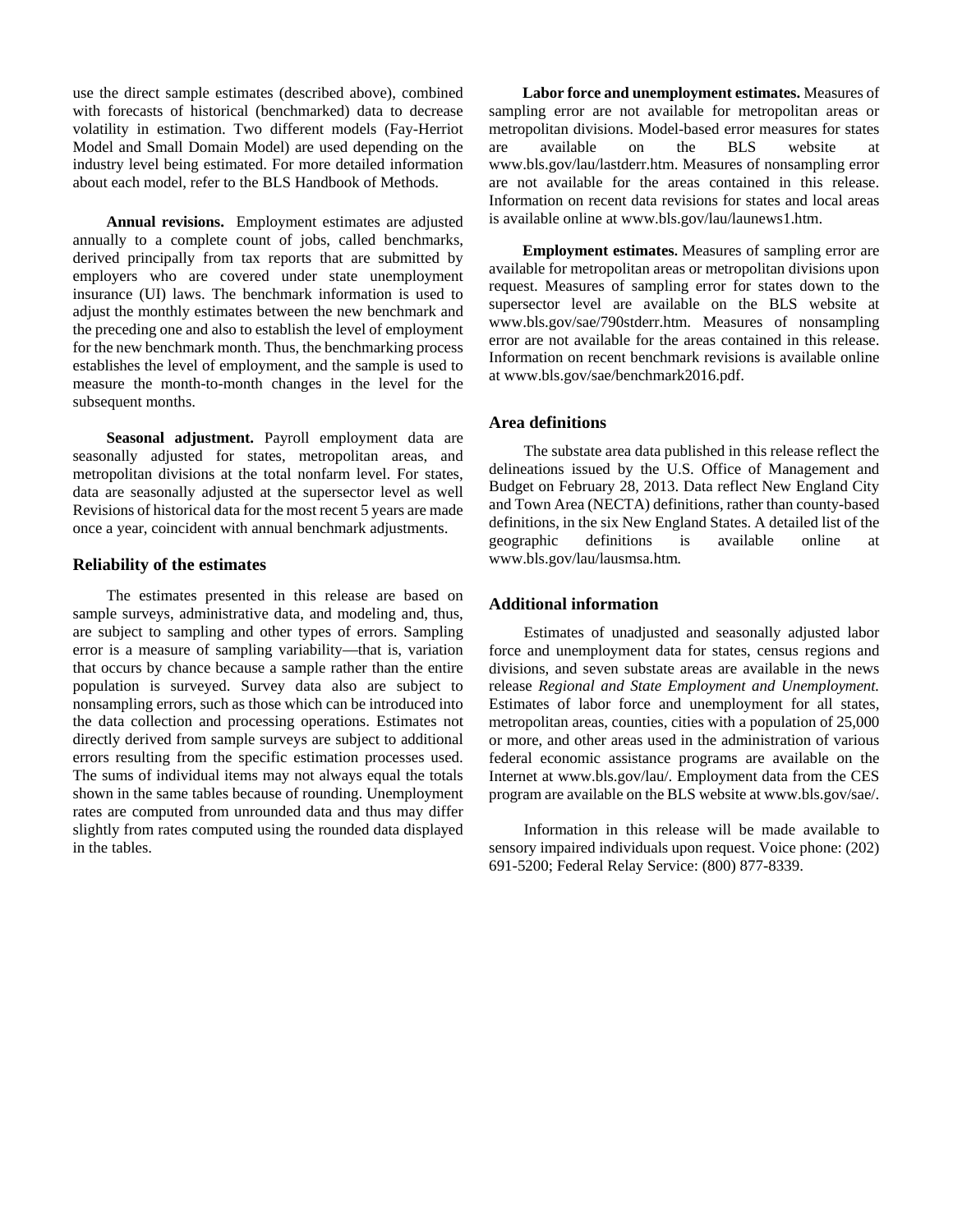use the direct sample estimates (described above), combined with forecasts of historical (benchmarked) data to decrease volatility in estimation. Two different models (Fay-Herriot Model and Small Domain Model) are used depending on the industry level being estimated. For more detailed information about each model, refer to the BLS Handbook of Methods.

**Annual revisions.** Employment estimates are adjusted annually to a complete count of jobs, called benchmarks, derived principally from tax reports that are submitted by employers who are covered under state unemployment insurance (UI) laws. The benchmark information is used to adjust the monthly estimates between the new benchmark and the preceding one and also to establish the level of employment for the new benchmark month. Thus, the benchmarking process establishes the level of employment, and the sample is used to measure the month-to-month changes in the level for the subsequent months.

**Seasonal adjustment.** Payroll employment data are seasonally adjusted for states, metropolitan areas, and metropolitan divisions at the total nonfarm level. For states, data are seasonally adjusted at the supersector level as well Revisions of historical data for the most recent 5 years are made once a year, coincident with annual benchmark adjustments.

## Reliability of the estimates

The estimates presented in this release are based on sample surveys, administrative data, and modeling and, thus, are subject to sampling and other types of errors. Sampling error is a measure of sampling variability—that is, variation that occurs by chance because a sample rather than the entire population is surveyed. Survey data also are subject to nonsampling errors, such as those which can be introduced into the data collection and processing operations. Estimates not directly derived from sample surveys are subject to additional errors resulting from the specific estimation processes used. The sums of individual items may not always equal the totals shown in the same tables because of rounding. Unemployment rates are computed from unrounded data and thus may differ slightly from rates computed using the rounded data displayed in the tables.

**Labor force and unemployment estimates.** Measures of sampling error are not available for metropolitan areas or metropolitan divisions. Model-based error measures for states are available on the BLS website at www.bls.gov/lau/lastderr.htm. Measures of nonsampling error are not available for the areas contained in this release. Information on recent data revisions for states and local areas is available online at www.bls.gov/lau/launews1.htm.

**Employment estimates.** Measures of sampling error are available for metropolitan areas or metropolitan divisions upon request. Measures of sampling error for states down to the supersector level are available on the BLS website at www.bls.gov/sae/790stderr.htm. Measures of nonsampling error are not available for the areas contained in this release. Information on recent benchmark revisions is available online at www.bls.gov/sae/benchmark2016.pdf.

## Area definitions

The substate area data published in this release reflect the delineations issued by the U.S. Office of Management and Budget on February 28, 2013. Data reflect New England City and Town Area (NECTA) definitions, rather than county-based definitions, in the six New England States. A detailed list of the geographic definitions is available online at www.bls.gov/lau/lausmsa.htm.

## Additional information

Estimates of unadjusted and seasonally adjusted labor force and unemployment data for states, census regions and divisions, and seven substate areas are available in the news release *Regional and State Employment and Unemployment.* Estimates of labor force and unemployment for all states, metropolitan areas, counties, cities with a population of 25,000 or more, and other areas used in the administration of various federal economic assistance programs are available on the Internet at www.bls.gov/lau/. Employment data from the CES program are available on the BLS website at www.bls.gov/sae/.

Information in this release will be made available to sensory impaired individuals upon request. Voice phone: (202) 691-5200; Federal Relay Service: (800) 877-8339.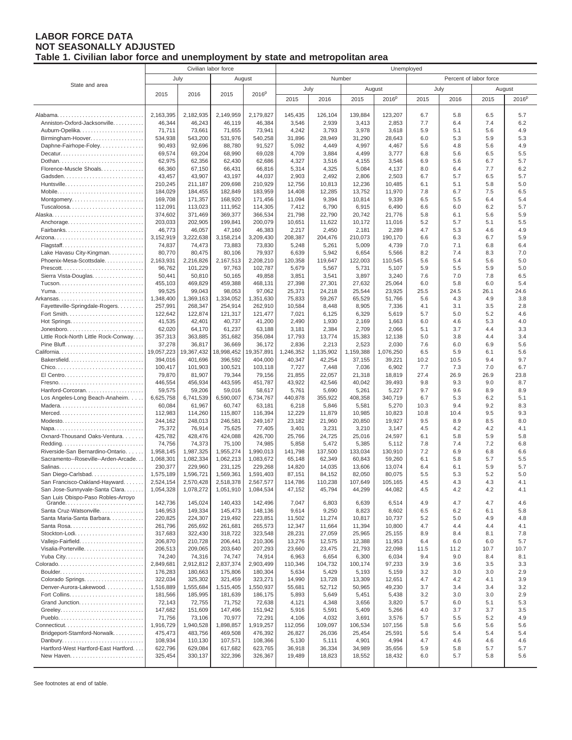# LABOR FORCE DATA
## NOT SEASONALLY ADJUSTED
### Table 1. Civilian labor force and unemployment by state and metropolitan area

| State and area | Civilian labor force | | | | Unemployed | | | | | | | |
|---|---|---|---|---|---|---|---|---|---|---|---|---|
| | | | | | Number | | | | Percent of labor force | | | |
| | July | | August | | July | | August | | July | | August | |
| | 2015 | 2016 | 2015 | 2016p | 2015 | 2016 | 2015 | 2016p | 2015 | 2016 | 2015 | 2016p |
| Alabama | 2,163,395 | 2,182,935 | 2,149,959 | 2,179,827 | 145,435 | 126,104 | 139,884 | 123,207 | 6.7 | 5.8 | 6.5 | 5.7 |
| Anniston-Oxford-Jacksonville | 46,344 | 46,243 | 46,119 | 46,384 | 3,546 | 2,939 | 3,413 | 2,853 | 7.7 | 6.4 | 7.4 | 6.2 |
| Auburn-Opelika | 71,711 | 73,661 | 71,655 | 73,941 | 4,242 | 3,793 | 3,978 | 3,618 | 5.9 | 5.1 | 5.6 | 4.9 |
| Birmingham-Hoover | 534,938 | 543,200 | 531,976 | 540,258 | 31,896 | 28,949 | 31,290 | 28,643 | 6.0 | 5.3 | 5.9 | 5.3 |
| Daphne-Fairhope-Foley | 90,493 | 92,696 | 88,780 | 91,527 | 5,092 | 4,449 | 4,997 | 4,467 | 5.6 | 4.8 | 5.6 | 4.9 |
| Decatur | 69,574 | 69,204 | 68,990 | 69,028 | 4,709 | 3,884 | 4,499 | 3,777 | 6.8 | 5.6 | 6.5 | 5.5 |
| Dothan | 62,975 | 62,356 | 62,430 | 62,686 | 4,327 | 3,516 | 4,155 | 3,546 | 6.9 | 5.6 | 6.7 | 5.7 |
| Florence-Muscle Shoals | 66,360 | 67,150 | 66,431 | 66,816 | 5,314 | 4,325 | 5,084 | 4,137 | 8.0 | 6.4 | 7.7 | 6.2 |
| Gadsden | 43,457 | 43,907 | 43,197 | 44,037 | 2,903 | 2,492 | 2,806 | 2,503 | 6.7 | 5.7 | 6.5 | 5.7 |
| Huntsville | 210,245 | 211,187 | 209,698 | 210,929 | 12,756 | 10,813 | 12,236 | 10,485 | 6.1 | 5.1 | 5.8 | 5.0 |
| Mobile | 184,029 | 184,455 | 182,849 | 183,959 | 14,408 | 12,285 | 13,752 | 11,970 | 7.8 | 6.7 | 7.5 | 6.5 |
| Montgomery | 169,708 | 171,357 | 168,920 | 171,456 | 11,094 | 9,394 | 10,814 | 9,339 | 6.5 | 5.5 | 6.4 | 5.4 |
| Tuscaloosa | 112,091 | 113,023 | 111,952 | 114,305 | 7,412 | 6,790 | 6,915 | 6,490 | 6.6 | 6.0 | 6.2 | 5.7 |
| Alaska | 374,602 | 371,469 | 369,377 | 366,534 | 21,798 | 22,790 | 20,742 | 21,776 | 5.8 | 6.1 | 5.6 | 5.9 |
| Anchorage | 203,033 | 202,905 | 199,841 | 200,079 | 10,651 | 11,622 | 10,172 | 11,016 | 5.2 | 5.7 | 5.1 | 5.5 |
| Fairbanks | 46,773 | 46,057 | 47,160 | 46,383 | 2,217 | 2,450 | 2,181 | 2,289 | 4.7 | 5.3 | 4.6 | 4.9 |
| Arizona | 3,152,919 | 3,222,638 | 3,158,214 | 3,209,430 | 208,387 | 204,476 | 210,073 | 190,170 | 6.6 | 6.3 | 6.7 | 5.9 |
| Flagstaff | 74,837 | 74,473 | 73,883 | 73,830 | 5,248 | 5,261 | 5,009 | 4,739 | 7.0 | 7.1 | 6.8 | 6.4 |
| Lake Havasu City-Kingman | 80,770 | 80,475 | 80,106 | 79,937 | 6,639 | 5,942 | 6,654 | 5,566 | 8.2 | 7.4 | 8.3 | 7.0 |
| Phoenix-Mesa-Scottsdale | 2,163,931 | 2,216,826 | 2,167,513 | 2,208,210 | 120,358 | 119,647 | 122,003 | 110,545 | 5.6 | 5.4 | 5.6 | 5.0 |
| Prescott | 96,762 | 101,229 | 97,763 | 102,787 | 5,679 | 5,567 | 5,731 | 5,107 | 5.9 | 5.5 | 5.9 | 5.0 |
| Sierra Vista-Douglas | 50,441 | 50,810 | 50,165 | 49,858 | 3,851 | 3,541 | 3,897 | 3,240 | 7.6 | 7.0 | 7.8 | 6.5 |
| Tucson | 455,103 | 469,829 | 459,388 | 468,131 | 27,398 | 27,301 | 27,632 | 25,064 | 6.0 | 5.8 | 6.0 | 5.4 |
| Yuma | 99,525 | 99,043 | 98,053 | 97,062 | 25,371 | 24,218 | 25,544 | 23,925 | 25.5 | 24.5 | 26.1 | 24.6 |
| Arkansas | 1,348,400 | 1,369,163 | 1,334,052 | 1,351,630 | 75,833 | 59,267 | 65,529 | 51,766 | 5.6 | 4.3 | 4.9 | 3.8 |
| Fayetteville-Springdale-Rogers | 257,991 | 268,347 | 254,914 | 262,910 | 10,584 | 8,448 | 8,905 | 7,336 | 4.1 | 3.1 | 3.5 | 2.8 |
| Fort Smith | 122,642 | 122,874 | 121,317 | 121,477 | 7,021 | 6,125 | 6,329 | 5,619 | 5.7 | 5.0 | 5.2 | 4.6 |
| Hot Springs | 41,535 | 42,401 | 40,737 | 41,200 | 2,490 | 1,930 | 2,169 | 1,663 | 6.0 | 4.6 | 5.3 | 4.0 |
| Jonesboro | 62,020 | 64,170 | 61,237 | 63,188 | 3,181 | 2,384 | 2,709 | 2,066 | 5.1 | 3.7 | 4.4 | 3.3 |
| Little Rock-North Little Rock-Conway | 357,313 | 363,885 | 351,682 | 356,084 | 17,793 | 13,774 | 15,383 | 12,138 | 5.0 | 3.8 | 4.4 | 3.4 |
| Pine Bluff | 37,278 | 36,817 | 36,669 | 36,172 | 2,836 | 2,213 | 2,523 | 2,030 | 7.6 | 6.0 | 6.9 | 5.6 |
| California | 19,057,223 | 19,367,432 | 18,998,452 | 19,357,891 | 1,246,352 | 1,135,902 | 1,159,388 | 1,076,250 | 6.5 | 5.9 | 6.1 | 5.6 |
| Bakersfield | 394,016 | 401,696 | 396,592 | 404,000 | 40,347 | 42,254 | 37,155 | 39,221 | 10.2 | 10.5 | 9.4 | 9.7 |
| Chico | 100,417 | 101,903 | 100,521 | 103,118 | 7,727 | 7,448 | 7,036 | 6,902 | 7.7 | 7.3 | 7.0 | 6.7 |
| El Centro | 79,870 | 81,907 | 79,344 | 79,156 | 21,855 | 22,057 | 21,318 | 18,819 | 27.4 | 26.9 | 26.9 | 23.8 |
| Fresno | 446,554 | 456,934 | 443,595 | 451,787 | 43,922 | 42,546 | 40,042 | 39,493 | 9.8 | 9.3 | 9.0 | 8.7 |
| Hanford-Corcoran | 59,575 | 59,206 | 59,016 | 58,617 | 5,761 | 5,690 | 5,261 | 5,227 | 9.7 | 9.6 | 8.9 | 8.9 |
| Los Angeles-Long Beach-Anaheim | 6,625,758 | 6,741,539 | 6,590,007 | 6,734,767 | 440,878 | 355,922 | 408,358 | 340,719 | 6.7 | 5.3 | 6.2 | 5.1 |
| Madera | 60,084 | 61,967 | 60,747 | 63,181 | 6,218 | 5,846 | 5,581 | 5,270 | 10.3 | 9.4 | 9.2 | 8.3 |
| Merced | 112,983 | 114,260 | 115,807 | 116,394 | 12,229 | 11,879 | 10,985 | 10,823 | 10.8 | 10.4 | 9.5 | 9.3 |
| Modesto | 244,162 | 248,013 | 246,581 | 249,167 | 23,182 | 21,960 | 20,850 | 19,927 | 9.5 | 8.9 | 8.5 | 8.0 |
| Napa | 75,372 | 76,914 | 75,625 | 77,405 | 3,401 | 3,231 | 3,210 | 3,147 | 4.5 | 4.2 | 4.2 | 4.1 |
| Oxnard-Thousand Oaks-Ventura | 425,782 | 428,476 | 424,088 | 426,700 | 25,766 | 24,725 | 25,016 | 24,597 | 6.1 | 5.8 | 5.9 | 5.8 |
| Redding | 74,756 | 74,373 | 75,100 | 74,985 | 5,858 | 5,472 | 5,385 | 5,112 | 7.8 | 7.4 | 7.2 | 6.8 |
| Riverside-San Bernardino-Ontario | 1,958,145 | 1,987,325 | 1,955,274 | 1,990,013 | 141,798 | 137,500 | 133,034 | 130,910 | 7.2 | 6.9 | 6.8 | 6.6 |
| Sacramento--Roseville--Arden-Arcade | 1,068,301 | 1,082,334 | 1,062,213 | 1,083,672 | 65,148 | 62,349 | 60,843 | 59,260 | 6.1 | 5.8 | 5.7 | 5.5 |
| Salinas | 230,377 | 229,960 | 231,125 | 229,268 | 14,820 | 14,035 | 13,606 | 13,074 | 6.4 | 6.1 | 5.9 | 5.7 |
| San Diego-Carlsbad | 1,575,189 | 1,596,721 | 1,569,361 | 1,591,403 | 87,151 | 84,152 | 82,050 | 80,075 | 5.5 | 5.3 | 5.2 | 5.0 |
| San Francisco-Oakland-Hayward | 2,524,154 | 2,570,428 | 2,518,378 | 2,567,577 | 114,786 | 110,238 | 107,649 | 105,165 | 4.5 | 4.3 | 4.3 | 4.1 |
| San Jose-Sunnyvale-Santa Clara | 1,054,328 | 1,078,272 | 1,051,910 | 1,084,534 | 47,152 | 45,794 | 44,299 | 44,082 | 4.5 | 4.2 | 4.2 | 4.1 |
| San Luis Obispo-Paso Robles-Arroyo Grande | 142,736 | 145,024 | 140,433 | 142,496 | 7,047 | 6,803 | 6,639 | 6,514 | 4.9 | 4.7 | 4.7 | 4.6 |
| Santa Cruz-Watsonville | 146,953 | 149,334 | 145,473 | 148,136 | 9,614 | 9,250 | 8,823 | 8,602 | 6.5 | 6.2 | 6.1 | 5.8 |
| Santa Maria-Santa Barbara | 220,825 | 224,307 | 219,492 | 223,851 | 11,502 | 11,274 | 10,817 | 10,737 | 5.2 | 5.0 | 4.9 | 4.8 |
| Santa Rosa | 261,796 | 265,692 | 261,681 | 265,573 | 12,347 | 11,664 | 11,394 | 10,800 | 4.7 | 4.4 | 4.4 | 4.1 |
| Stockton-Lodi | 317,683 | 322,430 | 318,722 | 323,548 | 28,231 | 27,059 | 25,965 | 25,155 | 8.9 | 8.4 | 8.1 | 7.8 |
| Vallejo-Fairfield | 206,870 | 210,728 | 206,441 | 210,306 | 13,276 | 12,575 | 12,388 | 11,953 | 6.4 | 6.0 | 6.0 | 5.7 |
| Visalia-Porterville | 206,513 | 209,065 | 203,640 | 207,293 | 23,660 | 23,475 | 21,793 | 22,098 | 11.5 | 11.2 | 10.7 | 10.7 |
| Yuba City | 74,240 | 74,316 | 74,747 | 74,914 | 6,963 | 6,654 | 6,300 | 6,034 | 9.4 | 9.0 | 8.4 | 8.1 |
| Colorado | 2,849,681 | 2,912,812 | 2,837,374 | 2,903,499 | 110,346 | 104,732 | 100,174 | 97,233 | 3.9 | 3.6 | 3.5 | 3.3 |
| Boulder | 176,283 | 180,663 | 175,806 | 180,304 | 5,634 | 5,429 | 5,193 | 5,159 | 3.2 | 3.0 | 3.0 | 2.9 |
| Colorado Springs | 322,034 | 325,302 | 321,459 | 323,271 | 14,990 | 13,728 | 13,309 | 12,651 | 4.7 | 4.2 | 4.1 | 3.9 |
| Denver-Aurora-Lakewood | 1,516,889 | 1,555,684 | 1,515,405 | 1,550,937 | 55,681 | 52,712 | 50,965 | 49,230 | 3.7 | 3.4 | 3.4 | 3.2 |
| Fort Collins | 181,566 | 185,995 | 181,639 | 186,175 | 5,893 | 5,649 | 5,451 | 5,438 | 3.2 | 3.0 | 3.0 | 2.9 |
| Grand Junction | 72,143 | 72,755 | 71,752 | 72,638 | 4,121 | 4,348 | 3,656 | 3,820 | 5.7 | 6.0 | 5.1 | 5.3 |
| Greeley | 147,682 | 151,609 | 147,496 | 151,942 | 5,916 | 5,591 | 5,409 | 5,266 | 4.0 | 3.7 | 3.7 | 3.5 |
| Pueblo | 71,756 | 73,106 | 70,977 | 72,291 | 4,106 | 4,032 | 3,691 | 3,576 | 5.7 | 5.5 | 5.2 | 4.9 |
| Connecticut | 1,916,729 | 1,940,528 | 1,898,857 | 1,919,257 | 112,056 | 109,097 | 106,534 | 107,156 | 5.8 | 5.6 | 5.6 | 5.6 |
| Bridgeport-Stamford-Norwalk | 475,473 | 483,756 | 469,508 | 476,392 | 26,827 | 26,036 | 25,454 | 25,591 | 5.6 | 5.4 | 5.4 | 5.4 |
| Danbury | 108,934 | 110,130 | 107,571 | 108,366 | 5,130 | 5,111 | 4,901 | 4,994 | 4.7 | 4.6 | 4.6 | 4.6 |
| Hartford-West Hartford-East Hartford | 622,796 | 629,084 | 617,682 | 623,765 | 36,918 | 36,334 | 34,989 | 35,656 | 5.9 | 5.8 | 5.7 | 5.7 |
| New Haven | 325,454 | 330,137 | 322,396 | 326,367 | 19,489 | 18,823 | 18,552 | 18,432 | 6.0 | 5.7 | 5.8 | 5.6 |

See footnotes at end of table.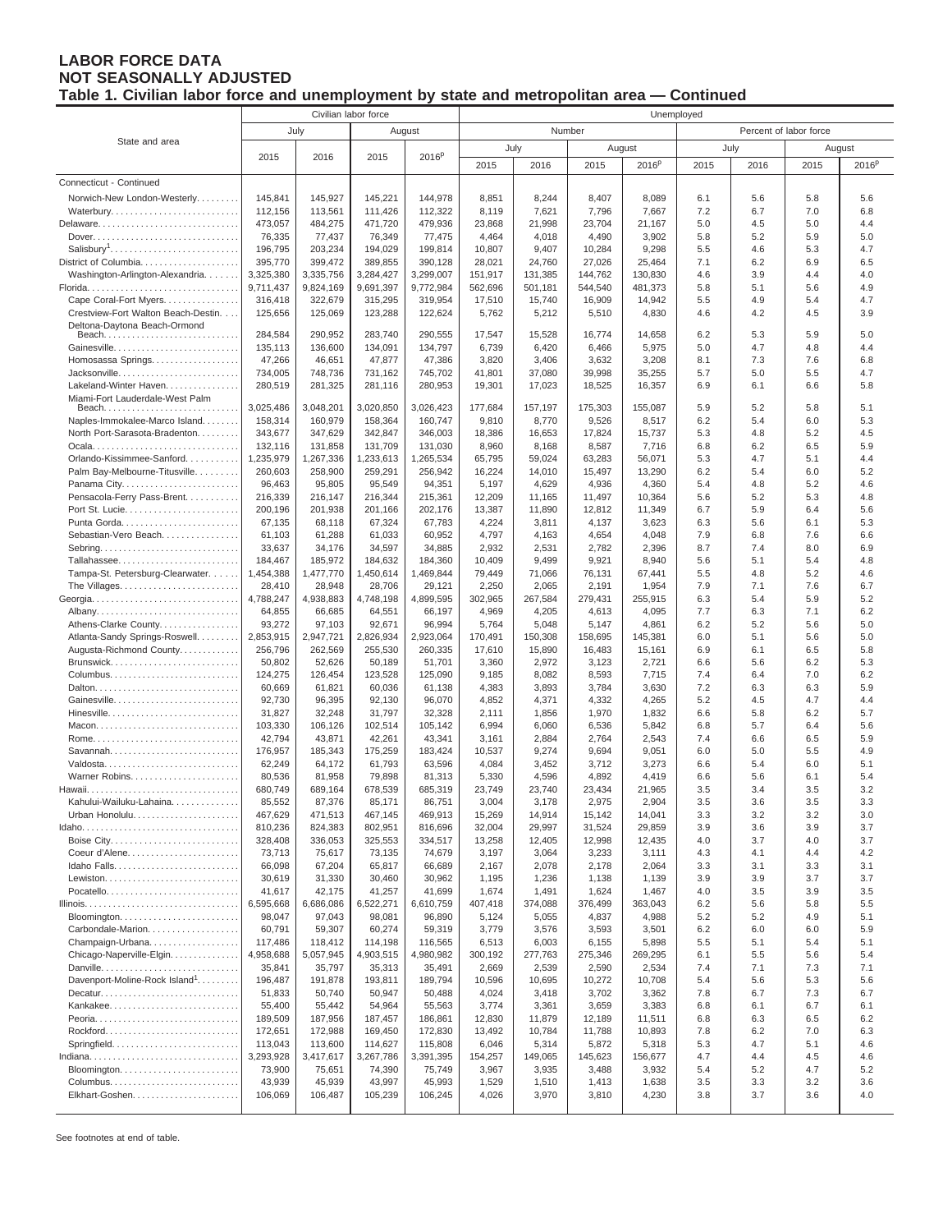**LABOR FORCE DATA**
**NOT SEASONALLY ADJUSTED**
**Table 1. Civilian labor force and unemployment by state and metropolitan area — Continued**

| State and area | Civilian labor force | | | | Unemployed | | | | | | | |
|---|---|---|---|---|---|---|---|---|---|---|---|---|
| | | | | | Number | | | | Percent of labor force | | | |
| | July | | August | | July | | August | | July | | August | |
| | 2015 | 2016 | 2015 | 2016p | 2015 | 2016 | 2015 | 2016p | 2015 | 2016 | 2015 | 2016p |
| Connecticut - Continued | | | | | | | | | | | | |
| Norwich-New London-Westerly | 145,841 | 145,927 | 145,221 | 144,978 | 8,851 | 8,244 | 8,407 | 8,089 | 6.1 | 5.6 | 5.8 | 5.6 |
| Waterbury | 112,156 | 113,561 | 111,426 | 112,322 | 8,119 | 7,621 | 7,796 | 7,667 | 7.2 | 6.7 | 7.0 | 6.8 |
| Delaware | 473,057 | 484,275 | 471,720 | 479,936 | 23,868 | 21,998 | 23,704 | 21,167 | 5.0 | 4.5 | 5.0 | 4.4 |
| Dover | 76,335 | 77,437 | 76,349 | 77,475 | 4,464 | 4,018 | 4,490 | 3,902 | 5.8 | 5.2 | 5.9 | 5.0 |
| Salisbury[1] | 196,795 | 203,234 | 194,029 | 199,814 | 10,807 | 9,407 | 10,284 | 9,298 | 5.5 | 4.6 | 5.3 | 4.7 |
| District of Columbia | 395,770 | 399,472 | 389,855 | 390,128 | 28,021 | 24,760 | 27,026 | 25,464 | 7.1 | 6.2 | 6.9 | 6.5 |
| Washington-Arlington-Alexandria | 3,325,380 | 3,335,756 | 3,284,427 | 3,299,007 | 151,917 | 131,385 | 144,762 | 130,830 | 4.6 | 3.9 | 4.4 | 4.0 |
| Florida | 9,711,437 | 9,824,169 | 9,691,397 | 9,772,984 | 562,696 | 501,181 | 544,540 | 481,373 | 5.8 | 5.1 | 5.6 | 4.9 |
| Cape Coral-Fort Myers | 316,418 | 322,679 | 315,295 | 319,954 | 17,510 | 15,740 | 16,909 | 14,942 | 5.5 | 4.9 | 5.4 | 4.7 |
| Crestview-Fort Walton Beach-Destin | 125,656 | 125,069 | 123,288 | 122,624 | 5,762 | 5,212 | 5,510 | 4,830 | 4.6 | 4.2 | 4.5 | 3.9 |
| Deltona-Daytona Beach-Ormond Beach | 284,584 | 290,952 | 283,740 | 290,555 | 17,547 | 15,528 | 16,774 | 14,658 | 6.2 | 5.3 | 5.9 | 5.0 |
| Gainesville | 135,113 | 136,600 | 134,091 | 134,797 | 6,739 | 6,420 | 6,466 | 5,975 | 5.0 | 4.7 | 4.8 | 4.4 |
| Homosassa Springs | 47,266 | 46,651 | 47,877 | 47,386 | 3,820 | 3,406 | 3,632 | 3,208 | 8.1 | 7.3 | 7.6 | 6.8 |
| Jacksonville | 734,005 | 748,736 | 731,162 | 745,702 | 41,801 | 37,080 | 39,998 | 35,255 | 5.7 | 5.0 | 5.5 | 4.7 |
| Lakeland-Winter Haven | 280,519 | 281,325 | 281,116 | 280,953 | 19,301 | 17,023 | 18,525 | 16,357 | 6.9 | 6.1 | 6.6 | 5.8 |
| Miami-Fort Lauderdale-West Palm Beach | 3,025,486 | 3,048,201 | 3,020,850 | 3,026,423 | 177,684 | 157,197 | 175,303 | 155,087 | 5.9 | 5.2 | 5.8 | 5.1 |
| Naples-Immokalee-Marco Island | 158,314 | 160,979 | 158,364 | 160,747 | 9,810 | 8,770 | 9,526 | 8,517 | 6.2 | 5.4 | 6.0 | 5.3 |
| North Port-Sarasota-Bradenton | 343,677 | 347,629 | 342,847 | 346,003 | 18,386 | 16,653 | 17,824 | 15,737 | 5.3 | 4.8 | 5.2 | 4.5 |
| Ocala | 132,116 | 131,858 | 131,709 | 131,030 | 8,960 | 8,168 | 8,587 | 7,716 | 6.8 | 6.2 | 6.5 | 5.9 |
| Orlando-Kissimmee-Sanford | 1,235,979 | 1,267,336 | 1,233,613 | 1,265,534 | 65,795 | 59,024 | 63,283 | 56,071 | 5.3 | 4.7 | 5.1 | 4.4 |
| Palm Bay-Melbourne-Titusville | 260,603 | 258,900 | 259,291 | 256,942 | 16,224 | 14,010 | 15,497 | 13,290 | 6.2 | 5.4 | 6.0 | 5.2 |
| Panama City | 96,463 | 95,805 | 95,549 | 94,351 | 5,197 | 4,629 | 4,936 | 4,360 | 5.4 | 4.8 | 5.2 | 4.6 |
| Pensacola-Ferry Pass-Brent | 216,339 | 216,147 | 216,344 | 215,361 | 12,209 | 11,165 | 11,497 | 10,364 | 5.6 | 5.2 | 5.3 | 4.8 |
| Port St. Lucie | 200,196 | 201,938 | 201,166 | 202,176 | 13,387 | 11,890 | 12,812 | 11,349 | 6.7 | 5.9 | 6.4 | 5.6 |
| Punta Gorda | 67,135 | 68,118 | 67,324 | 67,783 | 4,224 | 3,811 | 4,137 | 3,623 | 6.3 | 5.6 | 6.1 | 5.3 |
| Sebastian-Vero Beach | 61,103 | 61,288 | 61,033 | 60,952 | 4,797 | 4,163 | 4,654 | 4,048 | 7.9 | 6.8 | 7.6 | 6.6 |
| Sebring | 33,637 | 34,176 | 34,597 | 34,885 | 2,932 | 2,531 | 2,782 | 2,396 | 8.7 | 7.4 | 8.0 | 6.9 |
| Tallahassee | 184,467 | 185,972 | 184,632 | 184,360 | 10,409 | 9,499 | 9,921 | 8,940 | 5.6 | 5.1 | 5.4 | 4.8 |
| Tampa-St. Petersburg-Clearwater | 1,454,388 | 1,477,770 | 1,450,614 | 1,469,844 | 79,449 | 71,066 | 76,131 | 67,441 | 5.5 | 4.8 | 5.2 | 4.6 |
| The Villages | 28,410 | 28,948 | 28,706 | 29,121 | 2,250 | 2,065 | 2,191 | 1,954 | 7.9 | 7.1 | 7.6 | 6.7 |
| Georgia | 4,788,247 | 4,938,883 | 4,748,198 | 4,899,595 | 302,965 | 267,584 | 279,431 | 255,915 | 6.3 | 5.4 | 5.9 | 5.2 |
| Albany | 64,855 | 66,685 | 64,551 | 66,197 | 4,969 | 4,205 | 4,613 | 4,095 | 7.7 | 6.3 | 7.1 | 6.2 |
| Athens-Clarke County | 93,272 | 97,103 | 92,671 | 96,994 | 5,764 | 5,048 | 5,147 | 4,861 | 6.2 | 5.2 | 5.6 | 5.0 |
| Atlanta-Sandy Springs-Roswell | 2,853,915 | 2,947,721 | 2,826,934 | 2,923,064 | 170,491 | 150,308 | 158,695 | 145,381 | 6.0 | 5.1 | 5.6 | 5.0 |
| Augusta-Richmond County | 256,796 | 262,569 | 255,530 | 260,335 | 17,610 | 15,890 | 16,483 | 15,161 | 6.9 | 6.1 | 6.5 | 5.8 |
| Brunswick | 50,802 | 52,626 | 50,189 | 51,701 | 3,360 | 2,972 | 3,123 | 2,721 | 6.6 | 5.6 | 6.2 | 5.3 |
| Columbus | 124,275 | 126,454 | 123,528 | 125,090 | 9,185 | 8,082 | 8,593 | 7,715 | 7.4 | 6.4 | 7.0 | 6.2 |
| Dalton | 60,669 | 61,821 | 60,036 | 61,138 | 4,383 | 3,893 | 3,784 | 3,630 | 7.2 | 6.3 | 6.3 | 5.9 |
| Gainesville | 92,730 | 96,395 | 92,130 | 96,070 | 4,852 | 4,371 | 4,332 | 4,265 | 5.2 | 4.5 | 4.7 | 4.4 |
| Hinesville | 31,827 | 32,248 | 31,797 | 32,328 | 2,111 | 1,856 | 1,970 | 1,832 | 6.6 | 5.8 | 6.2 | 5.7 |
| Macon | 103,330 | 106,126 | 102,514 | 105,142 | 6,994 | 6,060 | 6,536 | 5,842 | 6.8 | 5.7 | 6.4 | 5.6 |
| Rome | 42,794 | 43,871 | 42,261 | 43,341 | 3,161 | 2,884 | 2,764 | 2,543 | 7.4 | 6.6 | 6.5 | 5.9 |
| Savannah | 176,957 | 185,343 | 175,259 | 183,424 | 10,537 | 9,274 | 9,694 | 9,051 | 6.0 | 5.0 | 5.5 | 4.9 |
| Valdosta | 62,249 | 64,172 | 61,793 | 63,596 | 4,084 | 3,452 | 3,712 | 3,273 | 6.6 | 5.4 | 6.0 | 5.1 |
| Warner Robins | 80,536 | 81,958 | 79,898 | 81,313 | 5,330 | 4,596 | 4,892 | 4,419 | 6.6 | 5.6 | 6.1 | 5.4 |
| Hawaii | 680,749 | 689,164 | 678,539 | 685,319 | 23,749 | 23,740 | 23,434 | 21,965 | 3.5 | 3.4 | 3.5 | 3.2 |
| Kahului-Wailuku-Lahaina | 85,552 | 87,376 | 85,171 | 86,751 | 3,004 | 3,178 | 2,975 | 2,904 | 3.5 | 3.6 | 3.5 | 3.3 |
| Urban Honolulu | 467,629 | 471,513 | 467,145 | 469,913 | 15,269 | 14,914 | 15,142 | 14,041 | 3.3 | 3.2 | 3.2 | 3.0 |
| Idaho | 810,236 | 824,383 | 802,951 | 816,696 | 32,004 | 29,997 | 31,524 | 29,859 | 3.9 | 3.6 | 3.9 | 3.7 |
| Boise City | 328,408 | 336,053 | 325,553 | 334,517 | 13,258 | 12,405 | 12,998 | 12,435 | 4.0 | 3.7 | 4.0 | 3.7 |
| Coeur d'Alene | 73,713 | 75,617 | 73,135 | 74,679 | 3,197 | 3,064 | 3,233 | 3,111 | 4.3 | 4.1 | 4.4 | 4.2 |
| Idaho Falls | 66,098 | 67,204 | 65,817 | 66,689 | 2,167 | 2,078 | 2,178 | 2,064 | 3.3 | 3.1 | 3.3 | 3.1 |
| Lewiston | 30,619 | 31,330 | 30,460 | 30,962 | 1,195 | 1,236 | 1,138 | 1,139 | 3.9 | 3.9 | 3.7 | 3.7 |
| Pocatello | 41,617 | 42,175 | 41,257 | 41,699 | 1,674 | 1,491 | 1,624 | 1,467 | 4.0 | 3.5 | 3.9 | 3.5 |
| Illinois | 6,595,668 | 6,686,086 | 6,522,271 | 6,610,759 | 407,418 | 374,088 | 376,499 | 363,043 | 6.2 | 5.6 | 5.8 | 5.5 |
| Bloomington | 98,047 | 97,043 | 98,081 | 96,890 | 5,124 | 5,055 | 4,837 | 4,988 | 5.2 | 5.2 | 4.9 | 5.1 |
| Carbondale-Marion | 60,791 | 59,307 | 60,274 | 59,319 | 3,779 | 3,576 | 3,593 | 3,501 | 6.2 | 6.0 | 6.0 | 5.9 |
| Champaign-Urbana | 117,486 | 118,412 | 114,198 | 116,565 | 6,513 | 6,003 | 6,155 | 5,898 | 5.5 | 5.1 | 5.4 | 5.1 |
| Chicago-Naperville-Elgin | 4,958,688 | 5,057,945 | 4,903,515 | 4,980,982 | 300,192 | 277,763 | 275,346 | 269,295 | 6.1 | 5.5 | 5.6 | 5.4 |
| Danville | 35,841 | 35,797 | 35,313 | 35,491 | 2,669 | 2,539 | 2,590 | 2,534 | 7.4 | 7.1 | 7.3 | 7.1 |
| Davenport-Moline-Rock Island[1] | 196,487 | 191,878 | 193,811 | 189,794 | 10,596 | 10,695 | 10,272 | 10,708 | 5.4 | 5.6 | 5.3 | 5.6 |
| Decatur | 51,833 | 50,740 | 50,947 | 50,488 | 4,024 | 3,418 | 3,702 | 3,362 | 7.8 | 6.7 | 7.3 | 6.7 |
| Kankakee | 55,400 | 55,442 | 54,964 | 55,563 | 3,774 | 3,361 | 3,659 | 3,383 | 6.8 | 6.1 | 6.7 | 6.1 |
| Peoria | 189,509 | 187,956 | 187,457 | 186,861 | 12,830 | 11,879 | 12,189 | 11,511 | 6.8 | 6.3 | 6.5 | 6.2 |
| Rockford | 172,651 | 172,988 | 169,450 | 172,830 | 13,492 | 10,784 | 11,788 | 10,893 | 7.8 | 6.2 | 7.0 | 6.3 |
| Springfield | 113,043 | 113,600 | 114,627 | 115,808 | 6,046 | 5,314 | 5,872 | 5,318 | 5.3 | 4.7 | 5.1 | 4.6 |
| Indiana | 3,293,928 | 3,417,617 | 3,267,786 | 3,391,395 | 154,257 | 149,065 | 145,623 | 156,677 | 4.7 | 4.4 | 4.5 | 4.6 |
| Bloomington | 73,900 | 75,651 | 74,390 | 75,749 | 3,967 | 3,935 | 3,488 | 3,932 | 5.4 | 5.2 | 4.7 | 5.2 |
| Columbus | 43,939 | 45,939 | 43,997 | 45,993 | 1,529 | 1,510 | 1,413 | 1,638 | 3.5 | 3.3 | 3.2 | 3.6 |
| Elkhart-Goshen | 106,069 | 106,487 | 105,239 | 106,245 | 4,026 | 3,970 | 3,810 | 4,230 | 3.8 | 3.7 | 3.6 | 4.0 |

See footnotes at end of table.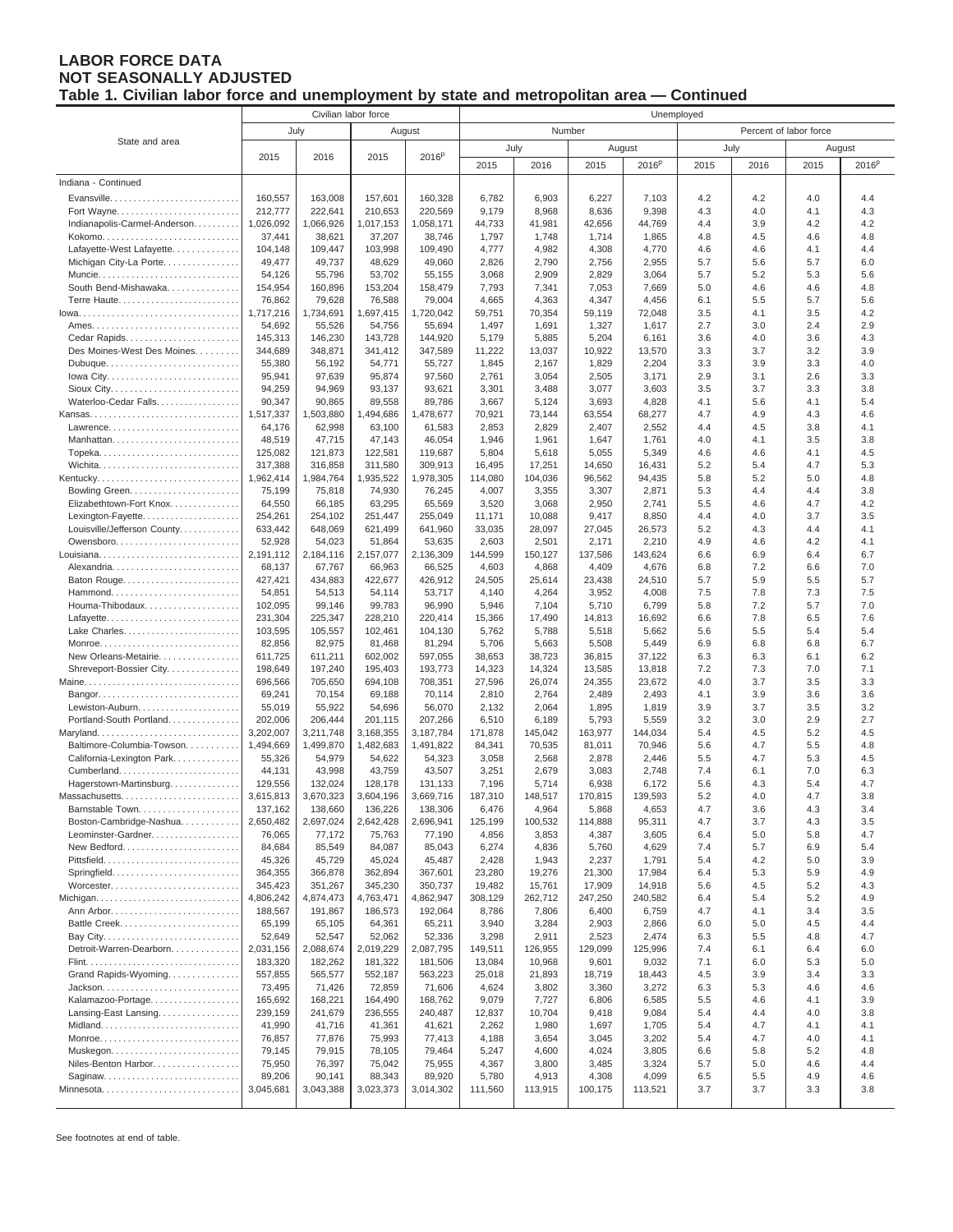# LABOR FORCE DATA
## NOT SEASONALLY ADJUSTED
### Table 1. Civilian labor force and unemployment by state and metropolitan area — Continued

| State and area | Civilian labor force | | | | Unemployed | | | | | | | |
|---|---|---|---|---|---|---|---|---|---|---|---|---|
| | July | | August | | Number | | | | Percent of labor force | | | |
| | | | | | July | | August | | July | | August | |
| | 2015 | 2016 | 2015 | 2016p | 2015 | 2016 | 2015 | 2016p | 2015 | 2016 | 2015 | 2016p |
| Indiana - Continued | | | | | | | | | | | | |
| Evansville | 160,557 | 163,008 | 157,601 | 160,328 | 6,782 | 6,903 | 6,227 | 7,103 | 4.2 | 4.2 | 4.0 | 4.4 |
| Fort Wayne | 212,777 | 222,641 | 210,653 | 220,569 | 9,179 | 8,968 | 8,636 | 9,398 | 4.3 | 4.0 | 4.1 | 4.3 |
| Indianapolis-Carmel-Anderson | 1,026,092 | 1,066,926 | 1,017,153 | 1,058,171 | 44,733 | 41,981 | 42,656 | 44,769 | 4.4 | 3.9 | 4.2 | 4.2 |
| Kokomo | 37,441 | 38,621 | 37,207 | 38,746 | 1,797 | 1,748 | 1,714 | 1,865 | 4.8 | 4.5 | 4.6 | 4.8 |
| Lafayette-West Lafayette | 104,148 | 109,447 | 103,998 | 109,490 | 4,777 | 4,982 | 4,308 | 4,770 | 4.6 | 4.6 | 4.1 | 4.4 |
| Michigan City-La Porte | 49,477 | 49,737 | 48,629 | 49,060 | 2,826 | 2,790 | 2,756 | 2,955 | 5.7 | 5.6 | 5.7 | 6.0 |
| Muncie | 54,126 | 55,796 | 53,702 | 55,155 | 3,068 | 2,909 | 2,829 | 3,064 | 5.7 | 5.2 | 5.3 | 5.6 |
| South Bend-Mishawaka | 154,954 | 160,896 | 153,204 | 158,479 | 7,793 | 7,341 | 7,053 | 7,669 | 5.0 | 4.6 | 4.6 | 4.8 |
| Terre Haute | 76,862 | 79,628 | 76,588 | 79,004 | 4,665 | 4,363 | 4,347 | 4,456 | 6.1 | 5.5 | 5.7 | 5.6 |
| Iowa | 1,717,216 | 1,734,691 | 1,697,415 | 1,720,042 | 59,751 | 70,354 | 59,119 | 72,048 | 3.5 | 4.1 | 3.5 | 4.2 |
| Ames | 54,692 | 55,526 | 54,756 | 55,694 | 1,497 | 1,691 | 1,327 | 1,617 | 2.7 | 3.0 | 2.4 | 2.9 |
| Cedar Rapids | 145,313 | 146,230 | 143,728 | 144,920 | 5,179 | 5,885 | 5,204 | 6,161 | 3.6 | 4.0 | 3.6 | 4.3 |
| Des Moines-West Des Moines | 344,689 | 348,871 | 341,412 | 347,589 | 11,222 | 13,037 | 10,922 | 13,570 | 3.3 | 3.7 | 3.2 | 3.9 |
| Dubuque | 55,380 | 56,192 | 54,771 | 55,727 | 1,845 | 2,167 | 1,829 | 2,204 | 3.3 | 3.9 | 3.3 | 4.0 |
| Iowa City | 95,941 | 97,639 | 95,874 | 97,560 | 2,761 | 3,054 | 2,505 | 3,171 | 2.9 | 3.1 | 2.6 | 3.3 |
| Sioux City | 94,259 | 94,969 | 93,137 | 93,621 | 3,301 | 3,488 | 3,077 | 3,603 | 3.5 | 3.7 | 3.3 | 3.8 |
| Waterloo-Cedar Falls | 90,347 | 90,865 | 89,558 | 89,786 | 3,667 | 5,124 | 3,693 | 4,828 | 4.1 | 5.6 | 4.1 | 5.4 |
| Kansas | 1,517,337 | 1,503,880 | 1,494,686 | 1,478,677 | 70,921 | 73,144 | 63,554 | 68,277 | 4.7 | 4.9 | 4.3 | 4.6 |
| Lawrence | 64,176 | 62,998 | 63,100 | 61,583 | 2,853 | 2,829 | 2,407 | 2,552 | 4.4 | 4.5 | 3.8 | 4.1 |
| Manhattan | 48,519 | 47,715 | 47,143 | 46,054 | 1,946 | 1,961 | 1,647 | 1,761 | 4.0 | 4.1 | 3.5 | 3.8 |
| Topeka | 125,082 | 121,873 | 122,581 | 119,687 | 5,804 | 5,618 | 5,055 | 5,349 | 4.6 | 4.6 | 4.1 | 4.5 |
| Wichita | 317,388 | 316,858 | 311,580 | 309,913 | 16,495 | 17,251 | 14,650 | 16,431 | 5.2 | 5.4 | 4.7 | 5.3 |
| Kentucky | 1,962,414 | 1,984,764 | 1,935,522 | 1,978,305 | 114,080 | 104,036 | 96,562 | 94,435 | 5.8 | 5.2 | 5.0 | 4.8 |
| Bowling Green | 75,199 | 75,818 | 74,930 | 76,245 | 4,007 | 3,355 | 3,307 | 2,871 | 5.3 | 4.4 | 4.4 | 3.8 |
| Elizabethtown-Fort Knox | 64,550 | 66,185 | 63,295 | 65,569 | 3,520 | 3,068 | 2,950 | 2,741 | 5.5 | 4.6 | 4.7 | 4.2 |
| Lexington-Fayette | 254,261 | 254,102 | 251,447 | 255,049 | 11,171 | 10,088 | 9,417 | 8,850 | 4.4 | 4.0 | 3.7 | 3.5 |
| Louisville/Jefferson County | 633,442 | 648,069 | 621,499 | 641,960 | 33,035 | 28,097 | 27,045 | 26,573 | 5.2 | 4.3 | 4.4 | 4.1 |
| Owensboro | 52,928 | 54,023 | 51,864 | 53,635 | 2,603 | 2,501 | 2,171 | 2,210 | 4.9 | 4.6 | 4.2 | 4.1 |
| Louisiana | 2,191,112 | 2,184,116 | 2,157,077 | 2,136,309 | 144,599 | 150,127 | 137,586 | 143,624 | 6.6 | 6.9 | 6.4 | 6.7 |
| Alexandria | 68,137 | 67,767 | 66,963 | 66,525 | 4,603 | 4,868 | 4,409 | 4,676 | 6.8 | 7.2 | 6.6 | 7.0 |
| Baton Rouge | 427,421 | 434,883 | 422,677 | 426,912 | 24,505 | 25,614 | 23,438 | 24,510 | 5.7 | 5.9 | 5.5 | 5.7 |
| Hammond | 54,851 | 54,513 | 54,114 | 53,717 | 4,140 | 4,264 | 3,952 | 4,008 | 7.5 | 7.8 | 7.3 | 7.5 |
| Houma-Thibodaux | 102,095 | 99,146 | 99,783 | 96,990 | 5,946 | 7,104 | 5,710 | 6,799 | 5.8 | 7.2 | 5.7 | 7.0 |
| Lafayette | 231,304 | 225,347 | 228,210 | 220,414 | 15,366 | 17,490 | 14,813 | 16,692 | 6.6 | 7.8 | 6.5 | 7.6 |
| Lake Charles | 103,595 | 105,557 | 102,461 | 104,130 | 5,762 | 5,788 | 5,518 | 5,662 | 5.6 | 5.5 | 5.4 | 5.4 |
| Monroe | 82,856 | 82,975 | 81,468 | 81,294 | 5,706 | 5,663 | 5,508 | 5,449 | 6.9 | 6.8 | 6.8 | 6.7 |
| New Orleans-Metairie | 611,725 | 611,211 | 602,002 | 597,055 | 38,653 | 38,723 | 36,815 | 37,122 | 6.3 | 6.3 | 6.1 | 6.2 |
| Shreveport-Bossier City | 198,649 | 197,240 | 195,403 | 193,773 | 14,323 | 14,324 | 13,585 | 13,818 | 7.2 | 7.3 | 7.0 | 7.1 |
| Maine | 696,566 | 705,650 | 694,108 | 708,351 | 27,596 | 26,074 | 24,355 | 23,672 | 4.0 | 3.7 | 3.5 | 3.3 |
| Bangor | 69,241 | 70,154 | 69,188 | 70,114 | 2,810 | 2,764 | 2,489 | 2,493 | 4.1 | 3.9 | 3.6 | 3.6 |
| Lewiston-Auburn | 55,019 | 55,922 | 54,696 | 56,070 | 2,132 | 2,064 | 1,895 | 1,819 | 3.9 | 3.7 | 3.5 | 3.2 |
| Portland-South Portland | 202,006 | 206,444 | 201,115 | 207,266 | 6,510 | 6,189 | 5,793 | 5,559 | 3.2 | 3.0 | 2.9 | 2.7 |
| Maryland | 3,202,007 | 3,211,748 | 3,168,355 | 3,187,784 | 171,878 | 145,042 | 163,977 | 144,034 | 5.4 | 4.5 | 5.2 | 4.5 |
| Baltimore-Columbia-Towson | 1,494,669 | 1,499,870 | 1,482,683 | 1,491,822 | 84,341 | 70,535 | 81,011 | 70,946 | 5.6 | 4.7 | 5.5 | 4.8 |
| California-Lexington Park | 55,326 | 54,979 | 54,622 | 54,323 | 3,058 | 2,568 | 2,878 | 2,446 | 5.5 | 4.7 | 5.3 | 4.5 |
| Cumberland | 44,131 | 43,998 | 43,759 | 43,507 | 3,251 | 2,679 | 3,083 | 2,748 | 7.4 | 6.1 | 7.0 | 6.3 |
| Hagerstown-Martinsburg | 129,556 | 132,024 | 128,178 | 131,133 | 7,196 | 5,714 | 6,938 | 6,172 | 5.6 | 4.3 | 5.4 | 4.7 |
| Massachusetts | 3,615,813 | 3,670,323 | 3,604,196 | 3,669,716 | 187,310 | 148,517 | 170,815 | 139,593 | 5.2 | 4.0 | 4.7 | 3.8 |
| Barnstable Town | 137,162 | 138,660 | 136,226 | 138,306 | 6,476 | 4,964 | 5,868 | 4,653 | 4.7 | 3.6 | 4.3 | 3.4 |
| Boston-Cambridge-Nashua | 2,650,482 | 2,697,024 | 2,642,428 | 2,696,941 | 125,199 | 100,532 | 114,888 | 95,311 | 4.7 | 3.7 | 4.3 | 3.5 |
| Leominster-Gardner | 76,065 | 77,172 | 75,763 | 77,190 | 4,856 | 3,853 | 4,387 | 3,605 | 6.4 | 5.0 | 5.8 | 4.7 |
| New Bedford | 84,684 | 85,549 | 84,087 | 85,043 | 6,274 | 4,836 | 5,760 | 4,629 | 7.4 | 5.7 | 6.9 | 5.4 |
| Pittsfield | 45,326 | 45,729 | 45,024 | 45,487 | 2,428 | 1,943 | 2,237 | 1,791 | 5.4 | 4.2 | 5.0 | 3.9 |
| Springfield | 364,355 | 366,878 | 362,894 | 367,601 | 23,280 | 19,276 | 21,300 | 17,984 | 6.4 | 5.3 | 5.9 | 4.9 |
| Worcester | 345,423 | 351,267 | 345,230 | 350,737 | 19,482 | 15,761 | 17,909 | 14,918 | 5.6 | 4.5 | 5.2 | 4.3 |
| Michigan | 4,806,242 | 4,874,473 | 4,763,471 | 4,862,947 | 308,129 | 262,712 | 247,250 | 240,582 | 6.4 | 5.4 | 5.2 | 4.9 |
| Ann Arbor | 188,567 | 191,867 | 186,573 | 192,064 | 8,786 | 7,806 | 6,400 | 6,759 | 4.7 | 4.1 | 3.4 | 3.5 |
| Battle Creek | 65,199 | 65,105 | 64,361 | 65,211 | 3,940 | 3,284 | 2,903 | 2,866 | 6.0 | 5.0 | 4.5 | 4.4 |
| Bay City | 52,649 | 52,547 | 52,062 | 52,336 | 3,298 | 2,911 | 2,523 | 2,474 | 6.3 | 5.5 | 4.8 | 4.7 |
| Detroit-Warren-Dearborn | 2,031,156 | 2,088,674 | 2,019,229 | 2,087,795 | 149,511 | 126,955 | 129,099 | 125,996 | 7.4 | 6.1 | 6.4 | 6.0 |
| Flint | 183,320 | 182,262 | 181,322 | 181,506 | 13,084 | 10,968 | 9,601 | 9,032 | 7.1 | 6.0 | 5.3 | 5.0 |
| Grand Rapids-Wyoming | 557,855 | 565,577 | 552,187 | 563,223 | 25,018 | 21,893 | 18,719 | 18,443 | 4.5 | 3.9 | 3.4 | 3.3 |
| Jackson | 73,495 | 71,426 | 72,859 | 71,606 | 4,624 | 3,802 | 3,360 | 3,272 | 6.3 | 5.3 | 4.6 | 4.6 |
| Kalamazoo-Portage | 165,692 | 168,221 | 164,490 | 168,762 | 9,079 | 7,727 | 6,806 | 6,585 | 5.5 | 4.6 | 4.1 | 3.9 |
| Lansing-East Lansing | 239,159 | 241,679 | 236,555 | 240,487 | 12,837 | 10,704 | 9,418 | 9,084 | 5.4 | 4.4 | 4.0 | 3.8 |
| Midland | 41,990 | 41,716 | 41,361 | 41,621 | 2,262 | 1,980 | 1,697 | 1,705 | 5.4 | 4.7 | 4.1 | 4.1 |
| Monroe | 76,857 | 77,876 | 75,993 | 77,413 | 4,188 | 3,654 | 3,045 | 3,202 | 5.4 | 4.7 | 4.0 | 4.1 |
| Muskegon | 79,145 | 79,915 | 78,105 | 79,464 | 5,247 | 4,600 | 4,024 | 3,805 | 6.6 | 5.8 | 5.2 | 4.8 |
| Niles-Benton Harbor | 75,950 | 76,397 | 75,042 | 75,955 | 4,367 | 3,800 | 3,485 | 3,324 | 5.7 | 5.0 | 4.6 | 4.4 |
| Saginaw | 89,206 | 90,141 | 88,343 | 89,920 | 5,780 | 4,913 | 4,308 | 4,099 | 6.5 | 5.5 | 4.9 | 4.6 |
| Minnesota | 3,045,681 | 3,043,388 | 3,023,373 | 3,014,302 | 111,560 | 113,915 | 100,175 | 113,521 | 3.7 | 3.7 | 3.3 | 3.8 |

See footnotes at end of table.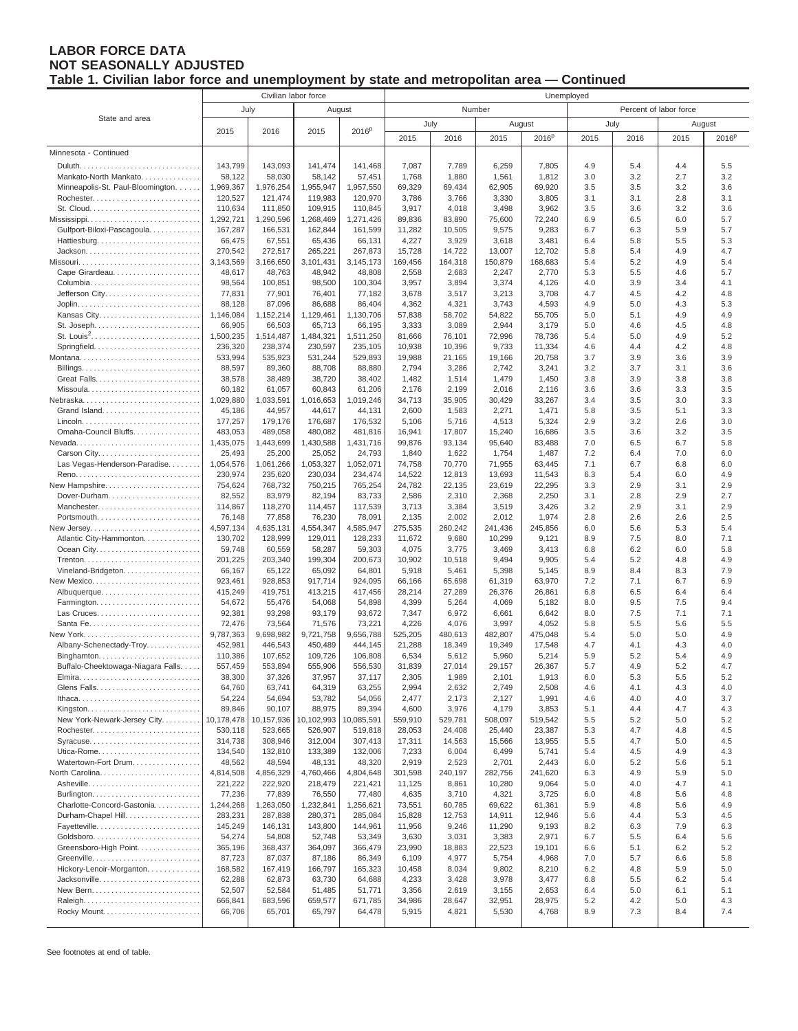# LABOR FORCE DATA
## NOT SEASONALLY ADJUSTED
### Table 1. Civilian labor force and unemployment by state and metropolitan area — Continued

| State and area | Civilian labor force | | | | Unemployed | | | | | | | |
|---|---|---|---|---|---|---|---|---|---|---|---|---|
| | July | | August | | Number | | | | Percent of labor force | | | |
| | | | | | July | | August | | July | | August | |
| | 2015 | 2016 | 2015 | 2016p | 2015 | 2016 | 2015 | 2016p | 2015 | 2016 | 2015 | 2016p |
| Minnesota - Continued | | | | | | | | | | | | |
| Duluth | 143,799 | 143,093 | 141,474 | 141,468 | 7,087 | 7,789 | 6,259 | 7,805 | 4.9 | 5.4 | 4.4 | 5.5 |
| Mankato-North Mankato | 58,122 | 58,030 | 58,142 | 57,451 | 1,768 | 1,880 | 1,561 | 1,812 | 3.0 | 3.2 | 2.7 | 3.2 |
| Minneapolis-St. Paul-Bloomington | 1,969,367 | 1,976,254 | 1,955,947 | 1,957,550 | 69,329 | 69,434 | 62,905 | 69,920 | 3.5 | 3.5 | 3.2 | 3.6 |
| Rochester | 120,527 | 121,474 | 119,983 | 120,970 | 3,786 | 3,766 | 3,330 | 3,805 | 3.1 | 3.1 | 2.8 | 3.1 |
| St. Cloud | 110,634 | 111,850 | 109,915 | 110,845 | 3,917 | 4,018 | 3,498 | 3,962 | 3.5 | 3.6 | 3.2 | 3.6 |
| Mississippi | 1,292,721 | 1,290,596 | 1,268,469 | 1,271,426 | 89,836 | 83,890 | 75,600 | 72,240 | 6.9 | 6.5 | 6.0 | 5.7 |
| Gulfport-Biloxi-Pascagoula | 167,287 | 166,531 | 162,844 | 161,599 | 11,282 | 10,505 | 9,575 | 9,283 | 6.7 | 6.3 | 5.9 | 5.7 |
| Hattiesburg | 66,475 | 67,551 | 65,436 | 66,131 | 4,227 | 3,929 | 3,618 | 3,481 | 6.4 | 5.8 | 5.5 | 5.3 |
| Jackson | 270,542 | 272,517 | 265,221 | 267,873 | 15,728 | 14,722 | 13,007 | 12,702 | 5.8 | 5.4 | 4.9 | 4.7 |
| Missouri | 3,143,569 | 3,166,650 | 3,101,431 | 3,145,173 | 169,456 | 164,318 | 150,879 | 168,683 | 5.4 | 5.2 | 4.9 | 5.4 |
| Cape Girardeau | 48,617 | 48,763 | 48,942 | 48,808 | 2,558 | 2,683 | 2,247 | 2,770 | 5.3 | 5.5 | 4.6 | 5.7 |
| Columbia | 98,564 | 100,851 | 98,500 | 100,304 | 3,957 | 3,894 | 3,374 | 4,126 | 4.0 | 3.9 | 3.4 | 4.1 |
| Jefferson City | 77,831 | 77,901 | 76,401 | 77,182 | 3,678 | 3,517 | 3,213 | 3,708 | 4.7 | 4.5 | 4.2 | 4.8 |
| Joplin | 88,128 | 87,096 | 86,688 | 86,404 | 4,362 | 4,321 | 3,743 | 4,593 | 4.9 | 5.0 | 4.3 | 5.3 |
| Kansas City | 1,146,084 | 1,152,214 | 1,129,461 | 1,130,706 | 57,838 | 58,702 | 54,822 | 55,705 | 5.0 | 5.1 | 4.9 | 4.9 |
| St. Joseph | 66,905 | 66,503 | 65,713 | 66,195 | 3,333 | 3,089 | 2,944 | 3,179 | 5.0 | 4.6 | 4.5 | 4.8 |
| St. Louis[2] | 1,500,235 | 1,514,487 | 1,484,321 | 1,511,250 | 81,666 | 76,101 | 72,996 | 78,736 | 5.4 | 5.0 | 4.9 | 5.2 |
| Springfield | 236,320 | 238,374 | 230,597 | 235,105 | 10,938 | 10,396 | 9,733 | 11,334 | 4.6 | 4.4 | 4.2 | 4.8 |
| Montana | 533,994 | 535,923 | 531,244 | 529,893 | 19,988 | 21,165 | 19,166 | 20,758 | 3.7 | 3.9 | 3.6 | 3.9 |
| Billings | 88,597 | 89,360 | 88,708 | 88,880 | 2,794 | 3,286 | 2,742 | 3,241 | 3.2 | 3.7 | 3.1 | 3.6 |
| Great Falls | 38,578 | 38,489 | 38,720 | 38,402 | 1,482 | 1,514 | 1,479 | 1,450 | 3.8 | 3.9 | 3.8 | 3.8 |
| Missoula | 60,182 | 61,057 | 60,843 | 61,206 | 2,176 | 2,199 | 2,016 | 2,116 | 3.6 | 3.6 | 3.3 | 3.5 |
| Nebraska | 1,029,880 | 1,033,591 | 1,016,653 | 1,019,246 | 34,713 | 35,905 | 30,429 | 33,267 | 3.4 | 3.5 | 3.0 | 3.3 |
| Grand Island | 45,186 | 44,957 | 44,617 | 44,131 | 2,600 | 1,583 | 2,271 | 1,471 | 5.8 | 3.5 | 5.1 | 3.3 |
| Lincoln | 177,257 | 179,176 | 176,687 | 176,532 | 5,106 | 5,716 | 4,513 | 5,324 | 2.9 | 3.2 | 2.6 | 3.0 |
| Omaha-Council Bluffs | 483,053 | 489,058 | 480,082 | 481,816 | 16,941 | 17,807 | 15,240 | 16,686 | 3.5 | 3.6 | 3.2 | 3.5 |
| Nevada | 1,435,075 | 1,443,699 | 1,430,588 | 1,431,716 | 99,876 | 93,134 | 95,640 | 83,488 | 7.0 | 6.5 | 6.7 | 5.8 |
| Carson City | 25,493 | 25,200 | 25,052 | 24,793 | 1,840 | 1,622 | 1,754 | 1,487 | 7.2 | 6.4 | 7.0 | 6.0 |
| Las Vegas-Henderson-Paradise | 1,054,576 | 1,061,266 | 1,053,327 | 1,052,071 | 74,758 | 70,770 | 71,955 | 63,445 | 7.1 | 6.7 | 6.8 | 6.0 |
| Reno | 230,974 | 235,620 | 230,034 | 234,474 | 14,522 | 12,813 | 13,693 | 11,543 | 6.3 | 5.4 | 6.0 | 4.9 |
| New Hampshire | 754,624 | 768,732 | 750,215 | 765,254 | 24,782 | 22,135 | 23,619 | 22,295 | 3.3 | 2.9 | 3.1 | 2.9 |
| Dover-Durham | 82,552 | 83,979 | 82,194 | 83,733 | 2,586 | 2,310 | 2,368 | 2,250 | 3.1 | 2.8 | 2.9 | 2.7 |
| Manchester | 114,867 | 118,270 | 114,457 | 117,539 | 3,713 | 3,384 | 3,519 | 3,426 | 3.2 | 2.9 | 3.1 | 2.9 |
| Portsmouth | 76,148 | 77,858 | 76,230 | 78,091 | 2,135 | 2,002 | 2,012 | 1,974 | 2.8 | 2.6 | 2.6 | 2.5 |
| New Jersey | 4,597,134 | 4,635,131 | 4,554,347 | 4,585,947 | 275,535 | 260,242 | 241,436 | 245,856 | 6.0 | 5.6 | 5.3 | 5.4 |
| Atlantic City-Hammonton | 130,702 | 128,999 | 129,011 | 128,233 | 11,672 | 9,680 | 10,299 | 9,121 | 8.9 | 7.5 | 8.0 | 7.1 |
| Ocean City | 59,748 | 60,559 | 58,287 | 59,303 | 4,075 | 3,775 | 3,469 | 3,413 | 6.8 | 6.2 | 6.0 | 5.8 |
| Trenton | 201,225 | 203,340 | 199,304 | 200,673 | 10,902 | 10,518 | 9,494 | 9,905 | 5.4 | 5.2 | 4.8 | 4.9 |
| Vineland-Bridgeton | 66,167 | 65,122 | 65,092 | 64,801 | 5,918 | 5,461 | 5,398 | 5,145 | 8.9 | 8.4 | 8.3 | 7.9 |
| New Mexico | 923,461 | 928,853 | 917,714 | 924,095 | 66,166 | 65,698 | 61,319 | 63,970 | 7.2 | 7.1 | 6.7 | 6.9 |
| Albuquerque | 415,249 | 419,751 | 413,215 | 417,456 | 28,214 | 27,289 | 26,376 | 26,861 | 6.8 | 6.5 | 6.4 | 6.4 |
| Farmington | 54,672 | 55,476 | 54,068 | 54,898 | 4,399 | 5,264 | 4,069 | 5,182 | 8.0 | 9.5 | 7.5 | 9.4 |
| Las Cruces | 92,381 | 93,298 | 93,179 | 93,672 | 7,347 | 6,972 | 6,661 | 6,642 | 8.0 | 7.5 | 7.1 | 7.1 |
| Santa Fe | 72,476 | 73,564 | 71,576 | 73,221 | 4,226 | 4,076 | 3,997 | 4,052 | 5.8 | 5.5 | 5.6 | 5.5 |
| New York | 9,787,363 | 9,698,982 | 9,721,758 | 9,656,788 | 525,205 | 480,613 | 482,807 | 475,048 | 5.4 | 5.0 | 5.0 | 4.9 |
| Albany-Schenectady-Troy | 452,981 | 446,543 | 450,489 | 444,145 | 21,288 | 18,349 | 19,349 | 17,548 | 4.7 | 4.1 | 4.3 | 4.0 |
| Binghamton | 110,386 | 107,652 | 109,726 | 106,808 | 6,534 | 5,612 | 5,960 | 5,214 | 5.9 | 5.2 | 5.4 | 4.9 |
| Buffalo-Cheektowaga-Niagara Falls | 557,459 | 553,894 | 555,906 | 556,530 | 31,839 | 27,014 | 29,157 | 26,367 | 5.7 | 4.9 | 5.2 | 4.7 |
| Elmira | 38,300 | 37,326 | 37,957 | 37,117 | 2,305 | 1,989 | 2,101 | 1,913 | 6.0 | 5.3 | 5.5 | 5.2 |
| Glens Falls | 64,760 | 63,741 | 64,319 | 63,255 | 2,994 | 2,632 | 2,749 | 2,508 | 4.6 | 4.1 | 4.3 | 4.0 |
| Ithaca | 54,224 | 54,694 | 53,782 | 54,056 | 2,477 | 2,173 | 2,127 | 1,991 | 4.6 | 4.0 | 4.0 | 3.7 |
| Kingston | 89,846 | 90,107 | 88,975 | 89,394 | 4,600 | 3,976 | 4,179 | 3,853 | 5.1 | 4.4 | 4.7 | 4.3 |
| New York-Newark-Jersey City | 10,178,478 | 10,157,936 | 10,102,993 | 10,085,591 | 559,910 | 529,781 | 508,097 | 519,542 | 5.5 | 5.2 | 5.0 | 5.2 |
| Rochester | 530,118 | 523,665 | 526,907 | 519,818 | 28,053 | 24,408 | 25,440 | 23,387 | 5.3 | 4.7 | 4.8 | 4.5 |
| Syracuse | 314,738 | 308,946 | 312,004 | 307,413 | 17,311 | 14,563 | 15,566 | 13,955 | 5.5 | 4.7 | 5.0 | 4.5 |
| Utica-Rome | 134,540 | 132,810 | 133,389 | 132,006 | 7,233 | 6,004 | 6,499 | 5,741 | 5.4 | 4.5 | 4.9 | 4.3 |
| Watertown-Fort Drum | 48,562 | 48,594 | 48,131 | 48,320 | 2,919 | 2,523 | 2,701 | 2,443 | 6.0 | 5.2 | 5.6 | 5.1 |
| North Carolina | 4,814,508 | 4,856,329 | 4,760,466 | 4,804,648 | 301,598 | 240,197 | 282,756 | 241,620 | 6.3 | 4.9 | 5.9 | 5.0 |
| Asheville | 221,222 | 222,920 | 218,479 | 221,421 | 11,125 | 8,861 | 10,280 | 9,064 | 5.0 | 4.0 | 4.7 | 4.1 |
| Burlington | 77,236 | 77,839 | 76,550 | 77,480 | 4,635 | 3,710 | 4,321 | 3,725 | 6.0 | 4.8 | 5.6 | 4.8 |
| Charlotte-Concord-Gastonia | 1,244,268 | 1,263,050 | 1,232,841 | 1,256,621 | 73,551 | 60,785 | 69,622 | 61,361 | 5.9 | 4.8 | 5.6 | 4.9 |
| Durham-Chapel Hill | 283,231 | 287,838 | 280,371 | 285,084 | 15,828 | 12,753 | 14,911 | 12,946 | 5.6 | 4.4 | 5.3 | 4.5 |
| Fayetteville | 145,249 | 146,131 | 143,800 | 144,961 | 11,956 | 9,246 | 11,290 | 9,193 | 8.2 | 6.3 | 7.9 | 6.3 |
| Goldsboro | 54,274 | 54,808 | 52,748 | 53,349 | 3,630 | 3,031 | 3,383 | 2,971 | 6.7 | 5.5 | 6.4 | 5.6 |
| Greensboro-High Point | 365,196 | 368,437 | 364,097 | 366,479 | 23,990 | 18,883 | 22,523 | 19,101 | 6.6 | 5.1 | 6.2 | 5.2 |
| Greenville | 87,723 | 87,037 | 87,186 | 86,349 | 6,109 | 4,977 | 5,754 | 4,968 | 7.0 | 5.7 | 6.6 | 5.8 |
| Hickory-Lenoir-Morganton | 168,582 | 167,419 | 166,797 | 165,323 | 10,458 | 8,034 | 9,802 | 8,210 | 6.2 | 4.8 | 5.9 | 5.0 |
| Jacksonville | 62,288 | 62,873 | 63,730 | 64,688 | 4,233 | 3,428 | 3,978 | 3,477 | 6.8 | 5.5 | 6.2 | 5.4 |
| New Bern | 52,507 | 52,584 | 51,485 | 51,771 | 3,356 | 2,619 | 3,155 | 2,653 | 6.4 | 5.0 | 6.1 | 5.1 |
| Raleigh | 666,841 | 683,596 | 659,577 | 671,785 | 34,986 | 28,647 | 32,951 | 28,975 | 5.2 | 4.2 | 5.0 | 4.3 |
| Rocky Mount | 66,706 | 65,701 | 65,797 | 64,478 | 5,915 | 4,821 | 5,530 | 4,768 | 8.9 | 7.3 | 8.4 | 7.4 |

See footnotes at end of table.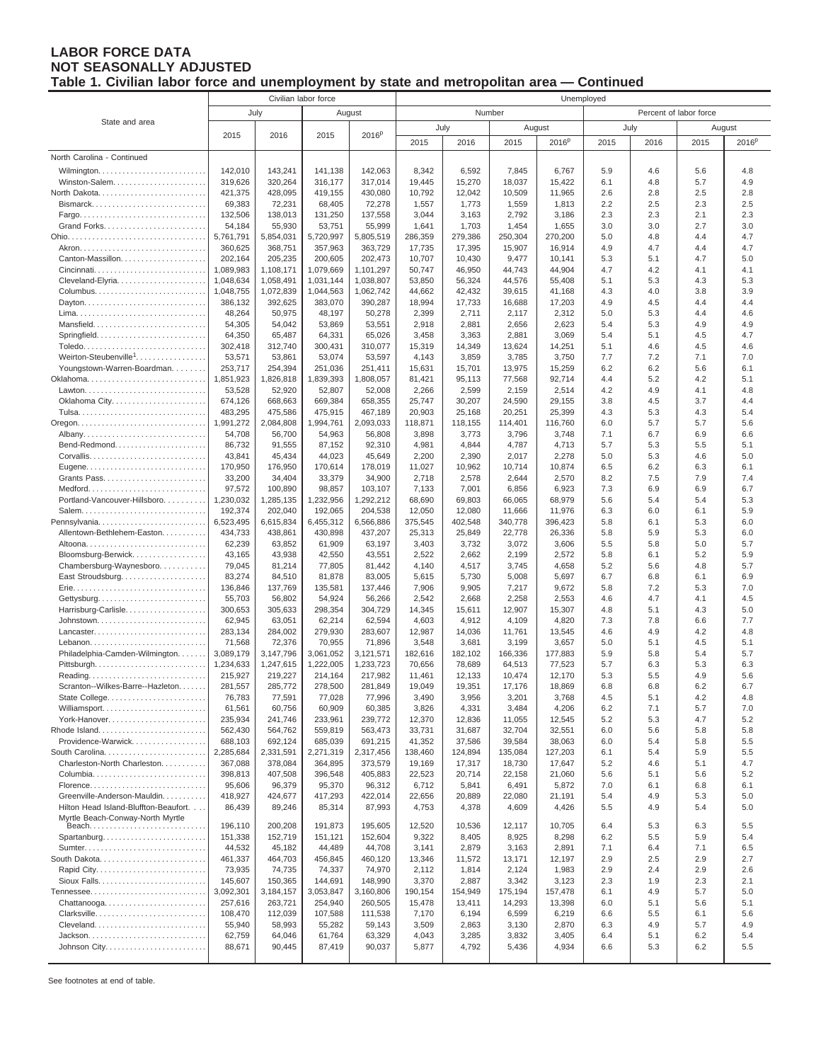# LABOR FORCE DATA
## NOT SEASONALLY ADJUSTED
### Table 1. Civilian labor force and unemployment by state and metropolitan area — Continued

| State and area | Civilian labor force | | | | Unemployed | | | | | | | |
|---|---|---|---|---|---|---|---|---|---|---|---|---|
| | July | | August | | Number | | | | Percent of labor force | | | |
| | | | | | July | | August | | July | | August | |
| | 2015 | 2016 | 2015 | 2016p | 2015 | 2016 | 2015 | 2016p | 2015 | 2016 | 2015 | 2016p |
| North Carolina - Continued | | | | | | | | | | | | |
| Wilmington | 142,010 | 143,241 | 141,138 | 142,063 | 8,342 | 6,592 | 7,845 | 6,767 | 5.9 | 4.6 | 5.6 | 4.8 |
| Winston-Salem | 319,626 | 320,264 | 316,177 | 317,014 | 19,445 | 15,270 | 18,037 | 15,422 | 6.1 | 4.8 | 5.7 | 4.9 |
| North Dakota | 421,375 | 428,095 | 419,155 | 430,080 | 10,792 | 12,042 | 10,509 | 11,965 | 2.6 | 2.8 | 2.5 | 2.8 |
| Bismarck | 69,383 | 72,231 | 68,405 | 72,278 | 1,557 | 1,773 | 1,559 | 1,813 | 2.2 | 2.5 | 2.3 | 2.5 |
| Fargo | 132,506 | 138,013 | 131,250 | 137,558 | 3,044 | 3,163 | 2,792 | 3,186 | 2.3 | 2.3 | 2.1 | 2.3 |
| Grand Forks | 54,184 | 55,930 | 53,751 | 55,999 | 1,641 | 1,703 | 1,454 | 1,655 | 3.0 | 3.0 | 2.7 | 3.0 |
| Ohio | 5,761,791 | 5,854,031 | 5,720,997 | 5,805,519 | 286,359 | 279,386 | 250,304 | 270,200 | 5.0 | 4.8 | 4.4 | 4.7 |
| Akron | 360,625 | 368,751 | 357,963 | 363,729 | 17,735 | 17,395 | 15,907 | 16,914 | 4.9 | 4.7 | 4.4 | 4.7 |
| Canton-Massillon | 202,164 | 205,235 | 200,605 | 202,473 | 10,707 | 10,430 | 9,477 | 10,141 | 5.3 | 5.1 | 4.7 | 5.0 |
| Cincinnati | 1,089,983 | 1,108,171 | 1,079,669 | 1,101,297 | 50,747 | 46,950 | 44,743 | 44,904 | 4.7 | 4.2 | 4.1 | 4.1 |
| Cleveland-Elyria | 1,048,634 | 1,058,491 | 1,031,144 | 1,038,807 | 53,850 | 56,324 | 44,576 | 55,408 | 5.1 | 5.3 | 4.3 | 5.3 |
| Columbus | 1,048,755 | 1,072,839 | 1,044,563 | 1,062,742 | 44,662 | 42,432 | 39,615 | 41,168 | 4.3 | 4.0 | 3.8 | 3.9 |
| Dayton | 386,132 | 392,625 | 383,070 | 390,287 | 18,994 | 17,733 | 16,688 | 17,203 | 4.9 | 4.5 | 4.4 | 4.4 |
| Lima | 48,264 | 50,975 | 48,197 | 50,278 | 2,399 | 2,711 | 2,117 | 2,312 | 5.0 | 5.3 | 4.4 | 4.6 |
| Mansfield | 54,305 | 54,042 | 53,869 | 53,551 | 2,918 | 2,881 | 2,656 | 2,623 | 5.4 | 5.3 | 4.9 | 4.9 |
| Springfield | 64,350 | 65,487 | 64,331 | 65,026 | 3,458 | 3,363 | 2,881 | 3,069 | 5.4 | 5.1 | 4.5 | 4.7 |
| Toledo | 302,418 | 312,740 | 300,431 | 310,077 | 15,319 | 14,349 | 13,624 | 14,251 | 5.1 | 4.6 | 4.5 | 4.6 |
| Weirton-Steubenville[1] | 53,571 | 53,861 | 53,074 | 53,597 | 4,143 | 3,859 | 3,785 | 3,750 | 7.7 | 7.2 | 7.1 | 7.0 |
| Youngstown-Warren-Boardman | 253,717 | 254,394 | 251,036 | 251,411 | 15,631 | 15,701 | 13,975 | 15,259 | 6.2 | 6.2 | 5.6 | 6.1 |
| Oklahoma | 1,851,923 | 1,826,818 | 1,839,393 | 1,808,057 | 81,421 | 95,113 | 77,568 | 92,714 | 4.4 | 5.2 | 4.2 | 5.1 |
| Lawton | 53,528 | 52,920 | 52,807 | 52,008 | 2,266 | 2,599 | 2,159 | 2,514 | 4.2 | 4.9 | 4.1 | 4.8 |
| Oklahoma City | 674,126 | 668,663 | 669,384 | 658,355 | 25,747 | 30,207 | 24,590 | 29,155 | 3.8 | 4.5 | 3.7 | 4.4 |
| Tulsa | 483,295 | 475,586 | 475,915 | 467,189 | 20,903 | 25,168 | 20,251 | 25,399 | 4.3 | 5.3 | 4.3 | 5.4 |
| Oregon | 1,991,272 | 2,084,808 | 1,994,761 | 2,093,033 | 118,871 | 118,155 | 114,401 | 116,760 | 6.0 | 5.7 | 5.7 | 5.6 |
| Albany | 54,708 | 56,700 | 54,963 | 56,808 | 3,898 | 3,773 | 3,796 | 3,748 | 7.1 | 6.7 | 6.9 | 6.6 |
| Bend-Redmond | 86,732 | 91,555 | 87,152 | 92,310 | 4,981 | 4,844 | 4,787 | 4,713 | 5.7 | 5.3 | 5.5 | 5.1 |
| Corvallis | 43,841 | 45,434 | 44,023 | 45,649 | 2,200 | 2,390 | 2,017 | 2,278 | 5.0 | 5.3 | 4.6 | 5.0 |
| Eugene | 170,950 | 176,950 | 170,614 | 178,019 | 11,027 | 10,962 | 10,714 | 10,874 | 6.5 | 6.2 | 6.3 | 6.1 |
| Grants Pass | 33,200 | 34,404 | 33,379 | 34,900 | 2,718 | 2,578 | 2,644 | 2,570 | 8.2 | 7.5 | 7.9 | 7.4 |
| Medford | 97,572 | 100,890 | 98,857 | 103,107 | 7,133 | 7,001 | 6,856 | 6,923 | 7.3 | 6.9 | 6.9 | 6.7 |
| Portland-Vancouver-Hillsboro | 1,230,032 | 1,285,135 | 1,232,956 | 1,292,212 | 68,690 | 69,803 | 66,065 | 68,979 | 5.6 | 5.4 | 5.4 | 5.3 |
| Salem | 192,374 | 202,040 | 192,065 | 204,538 | 12,050 | 12,080 | 11,666 | 11,976 | 6.3 | 6.0 | 6.1 | 5.9 |
| Pennsylvania | 6,523,495 | 6,615,834 | 6,455,312 | 6,566,886 | 375,545 | 402,548 | 340,778 | 396,423 | 5.8 | 6.1 | 5.3 | 6.0 |
| Allentown-Bethlehem-Easton | 434,733 | 438,861 | 430,898 | 437,207 | 25,313 | 25,849 | 22,778 | 26,336 | 5.8 | 5.9 | 5.3 | 6.0 |
| Altoona | 62,239 | 63,852 | 61,909 | 63,197 | 3,403 | 3,732 | 3,072 | 3,606 | 5.5 | 5.8 | 5.0 | 5.7 |
| Bloomsburg-Berwick | 43,165 | 43,938 | 42,550 | 43,551 | 2,522 | 2,662 | 2,199 | 2,572 | 5.8 | 6.1 | 5.2 | 5.9 |
| Chambersburg-Waynesboro | 79,045 | 81,214 | 77,805 | 81,442 | 4,140 | 4,517 | 3,745 | 4,658 | 5.2 | 5.6 | 4.8 | 5.7 |
| East Stroudsburg | 83,274 | 84,510 | 81,878 | 83,005 | 5,615 | 5,730 | 5,008 | 5,697 | 6.7 | 6.8 | 6.1 | 6.9 |
| Erie | 136,846 | 137,769 | 135,581 | 137,446 | 7,906 | 9,905 | 7,217 | 9,672 | 5.8 | 7.2 | 5.3 | 7.0 |
| Gettysburg | 55,703 | 56,802 | 54,924 | 56,266 | 2,542 | 2,668 | 2,258 | 2,553 | 4.6 | 4.7 | 4.1 | 4.5 |
| Harrisburg-Carlisle | 300,653 | 305,633 | 298,354 | 304,729 | 14,345 | 15,611 | 12,907 | 15,307 | 4.8 | 5.1 | 4.3 | 5.0 |
| Johnstown | 62,945 | 63,051 | 62,214 | 62,594 | 4,603 | 4,912 | 4,109 | 4,820 | 7.3 | 7.8 | 6.6 | 7.7 |
| Lancaster | 283,134 | 284,002 | 279,930 | 283,607 | 12,987 | 14,036 | 11,761 | 13,545 | 4.6 | 4.9 | 4.2 | 4.8 |
| Lebanon | 71,568 | 72,376 | 70,955 | 71,896 | 3,548 | 3,681 | 3,199 | 3,657 | 5.0 | 5.1 | 4.5 | 5.1 |
| Philadelphia-Camden-Wilmington | 3,089,179 | 3,147,796 | 3,061,052 | 3,121,571 | 182,616 | 182,102 | 166,336 | 177,883 | 5.9 | 5.8 | 5.4 | 5.7 |
| Pittsburgh | 1,234,633 | 1,247,615 | 1,222,005 | 1,233,723 | 70,656 | 78,689 | 64,513 | 77,523 | 5.7 | 6.3 | 5.3 | 6.3 |
| Reading | 215,927 | 219,227 | 214,164 | 217,982 | 11,461 | 12,133 | 10,474 | 12,170 | 5.3 | 5.5 | 4.9 | 5.6 |
| Scranton--Wilkes-Barre--Hazleton | 281,557 | 285,772 | 278,500 | 281,849 | 19,049 | 19,351 | 17,176 | 18,869 | 6.8 | 6.8 | 6.2 | 6.7 |
| State College | 76,783 | 77,591 | 77,028 | 77,996 | 3,490 | 3,956 | 3,201 | 3,768 | 4.5 | 5.1 | 4.2 | 4.8 |
| Williamsport | 61,561 | 60,756 | 60,909 | 60,385 | 3,826 | 4,331 | 3,484 | 4,206 | 6.2 | 7.1 | 5.7 | 7.0 |
| York-Hanover | 235,934 | 241,746 | 233,961 | 239,772 | 12,370 | 12,836 | 11,055 | 12,545 | 5.2 | 5.3 | 4.7 | 5.2 |
| Rhode Island | 562,430 | 564,762 | 559,819 | 563,473 | 33,731 | 31,687 | 32,704 | 32,551 | 6.0 | 5.6 | 5.8 | 5.8 |
| Providence-Warwick | 688,103 | 692,124 | 685,039 | 691,215 | 41,352 | 37,586 | 39,584 | 38,063 | 6.0 | 5.4 | 5.8 | 5.5 |
| South Carolina | 2,285,684 | 2,331,591 | 2,271,319 | 2,317,456 | 138,460 | 124,894 | 135,084 | 127,203 | 6.1 | 5.4 | 5.9 | 5.5 |
| Charleston-North Charleston | 367,088 | 378,084 | 364,895 | 373,579 | 19,169 | 17,317 | 18,730 | 17,647 | 5.2 | 4.6 | 5.1 | 4.7 |
| Columbia | 398,813 | 407,508 | 396,548 | 405,883 | 22,523 | 20,714 | 22,158 | 21,060 | 5.6 | 5.1 | 5.6 | 5.2 |
| Florence | 95,606 | 96,379 | 95,370 | 96,312 | 6,712 | 5,841 | 6,491 | 5,872 | 7.0 | 6.1 | 6.8 | 6.1 |
| Greenville-Anderson-Mauldin | 418,927 | 424,677 | 417,293 | 422,014 | 22,656 | 20,889 | 22,080 | 21,191 | 5.4 | 4.9 | 5.3 | 5.0 |
| Hilton Head Island-Bluffton-Beaufort | 86,439 | 89,246 | 85,314 | 87,993 | 4,753 | 4,378 | 4,609 | 4,426 | 5.5 | 4.9 | 5.4 | 5.0 |
| Myrtle Beach-Conway-North Myrtle Beach | 196,110 | 200,208 | 191,873 | 195,605 | 12,520 | 10,536 | 12,117 | 10,705 | 6.4 | 5.3 | 6.3 | 5.5 |
| Spartanburg | 151,338 | 152,719 | 151,121 | 152,604 | 9,322 | 8,405 | 8,925 | 8,298 | 6.2 | 5.5 | 5.9 | 5.4 |
| Sumter | 44,532 | 45,182 | 44,489 | 44,708 | 3,141 | 2,879 | 3,163 | 2,891 | 7.1 | 6.4 | 7.1 | 6.5 |
| South Dakota | 461,337 | 464,703 | 456,845 | 460,120 | 13,346 | 11,572 | 13,171 | 12,197 | 2.9 | 2.5 | 2.9 | 2.7 |
| Rapid City | 73,935 | 74,735 | 74,337 | 74,970 | 2,112 | 1,814 | 2,124 | 1,983 | 2.9 | 2.4 | 2.9 | 2.6 |
| Sioux Falls | 145,607 | 150,365 | 144,691 | 148,990 | 3,370 | 2,887 | 3,342 | 3,123 | 2.3 | 1.9 | 2.3 | 2.1 |
| Tennessee | 3,092,301 | 3,184,157 | 3,053,847 | 3,160,806 | 190,154 | 154,949 | 175,194 | 157,478 | 6.1 | 4.9 | 5.7 | 5.0 |
| Chattanooga | 257,616 | 263,721 | 254,940 | 260,505 | 15,478 | 13,411 | 14,293 | 13,398 | 6.0 | 5.1 | 5.6 | 5.1 |
| Clarksville | 108,470 | 112,039 | 107,588 | 111,538 | 7,170 | 6,194 | 6,599 | 6,219 | 6.6 | 5.5 | 6.1 | 5.6 |
| Cleveland | 55,940 | 58,993 | 55,282 | 59,143 | 3,509 | 2,863 | 3,130 | 2,870 | 6.3 | 4.9 | 5.7 | 4.9 |
| Jackson | 62,759 | 64,046 | 61,764 | 63,329 | 4,043 | 3,285 | 3,832 | 3,405 | 6.4 | 5.1 | 6.2 | 5.4 |
| Johnson City | 88,671 | 90,445 | 87,419 | 90,037 | 5,877 | 4,792 | 5,436 | 4,934 | 6.6 | 5.3 | 6.2 | 5.5 |

See footnotes at end of table.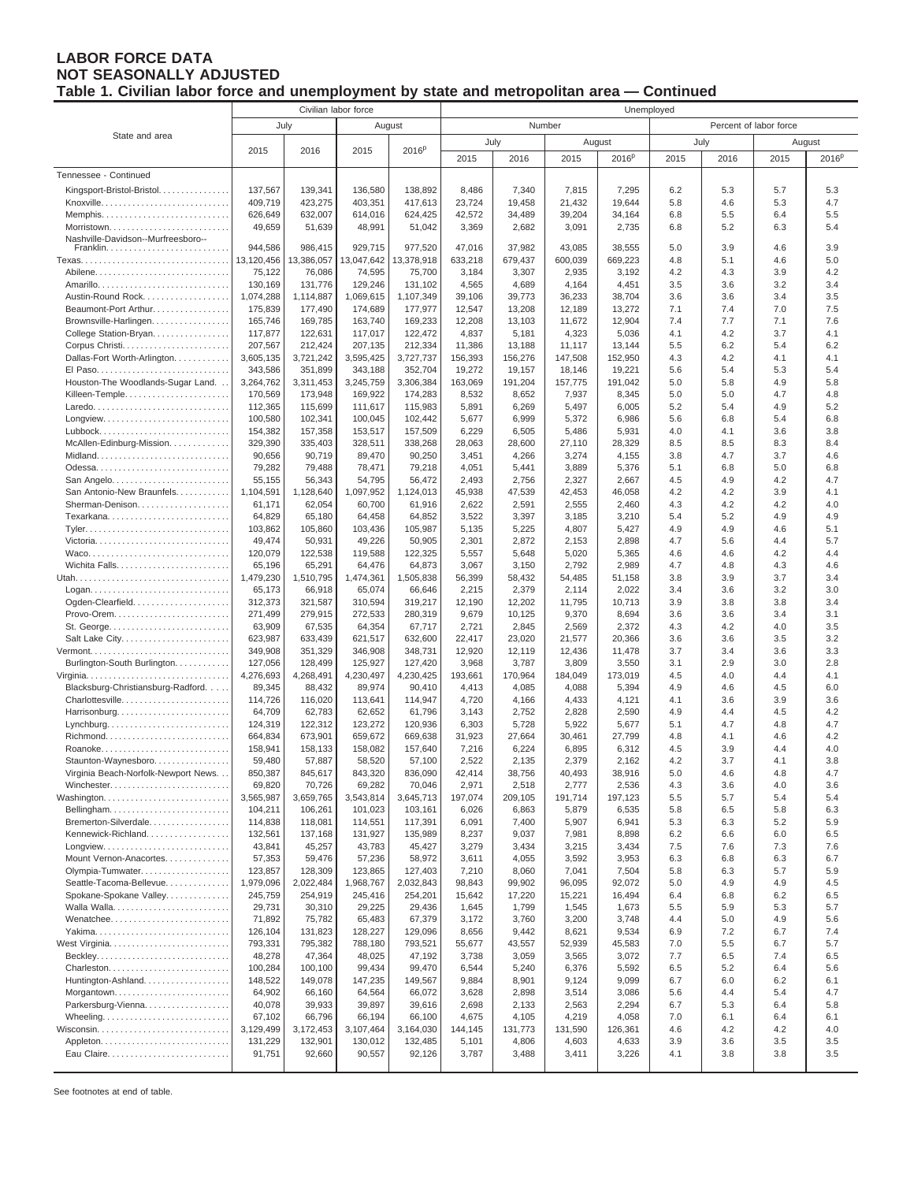# LABOR FORCE DATA
# NOT SEASONALLY ADJUSTED
## Table 1. Civilian labor force and unemployment by state and metropolitan area — Continued

| State and area | Civilian labor force | | | | Unemployed | | | | | | | |
|---|---|---|---|---|---|---|---|---|---|---|---|---|
| | July | | August | | Number | | | | Percent of labor force | | | |
| | | | | | July | | August | | July | | August | |
| | 2015 | 2016 | 2015 | 2016p | 2015 | 2016 | 2015 | 2016p | 2015 | 2016 | 2015 | 2016p |
| Tennessee - Continued | | | | | | | | | | | | |
| Kingsport-Bristol-Bristol | 137,567 | 139,341 | 136,580 | 138,892 | 8,486 | 7,340 | 7,815 | 7,295 | 6.2 | 5.3 | 5.7 | 5.3 |
| Knoxville | 409,719 | 423,275 | 403,351 | 417,613 | 23,724 | 19,458 | 21,432 | 19,644 | 5.8 | 4.6 | 5.3 | 4.7 |
| Memphis | 626,649 | 632,007 | 614,016 | 624,425 | 42,572 | 34,489 | 39,204 | 34,164 | 6.8 | 5.5 | 6.4 | 5.5 |
| Morristown | 49,659 | 51,639 | 48,991 | 51,042 | 3,369 | 2,682 | 3,091 | 2,735 | 6.8 | 5.2 | 6.3 | 5.4 |
| Nashville-Davidson--Murfreesboro--Franklin | 944,586 | 986,415 | 929,715 | 977,520 | 47,016 | 37,982 | 43,085 | 38,555 | 5.0 | 3.9 | 4.6 | 3.9 |
| Texas | 13,120,456 | 13,386,057 | 13,047,642 | 13,378,918 | 633,218 | 679,437 | 600,039 | 669,223 | 4.8 | 5.1 | 4.6 | 5.0 |
| Abilene | 75,122 | 76,086 | 74,595 | 75,700 | 3,184 | 3,307 | 2,935 | 3,192 | 4.2 | 4.3 | 3.9 | 4.2 |
| Amarillo | 130,169 | 131,776 | 129,246 | 131,102 | 4,565 | 4,689 | 4,164 | 4,451 | 3.5 | 3.6 | 3.2 | 3.4 |
| Austin-Round Rock | 1,074,288 | 1,114,887 | 1,069,615 | 1,107,349 | 39,106 | 39,773 | 36,233 | 38,704 | 3.6 | 3.6 | 3.4 | 3.5 |
| Beaumont-Port Arthur | 175,839 | 177,490 | 174,689 | 177,977 | 12,547 | 13,208 | 12,189 | 13,272 | 7.1 | 7.4 | 7.0 | 7.5 |
| Brownsville-Harlingen | 165,746 | 169,785 | 163,740 | 169,233 | 12,208 | 13,103 | 11,672 | 12,904 | 7.4 | 7.7 | 7.1 | 7.6 |
| College Station-Bryan | 117,877 | 122,631 | 117,017 | 122,472 | 4,837 | 5,181 | 4,323 | 5,036 | 4.1 | 4.2 | 3.7 | 4.1 |
| Corpus Christi | 207,567 | 212,424 | 207,135 | 212,334 | 11,386 | 13,188 | 11,117 | 13,144 | 5.5 | 6.2 | 5.4 | 6.2 |
| Dallas-Fort Worth-Arlington | 3,605,135 | 3,721,242 | 3,595,425 | 3,727,737 | 156,393 | 156,276 | 147,508 | 152,950 | 4.3 | 4.2 | 4.1 | 4.1 |
| El Paso | 343,586 | 351,899 | 343,188 | 352,704 | 19,272 | 19,157 | 18,146 | 19,221 | 5.6 | 5.4 | 5.3 | 5.4 |
| Houston-The Woodlands-Sugar Land | 3,264,762 | 3,311,453 | 3,245,759 | 3,306,384 | 163,069 | 191,204 | 157,775 | 191,042 | 5.0 | 5.8 | 4.9 | 5.8 |
| Killeen-Temple | 170,569 | 173,948 | 169,922 | 174,283 | 8,532 | 8,652 | 7,937 | 8,345 | 5.0 | 5.0 | 4.7 | 4.8 |
| Laredo | 112,365 | 115,699 | 111,617 | 115,983 | 5,891 | 6,269 | 5,497 | 6,005 | 5.2 | 5.4 | 4.9 | 5.2 |
| Longview | 100,580 | 102,341 | 100,045 | 102,442 | 5,677 | 6,999 | 5,372 | 6,986 | 5.6 | 6.8 | 5.4 | 6.8 |
| Lubbock | 154,382 | 157,358 | 153,517 | 157,509 | 6,229 | 6,505 | 5,486 | 5,931 | 4.0 | 4.1 | 3.6 | 3.8 |
| McAllen-Edinburg-Mission | 329,390 | 335,403 | 328,511 | 338,268 | 28,063 | 28,600 | 27,110 | 28,329 | 8.5 | 8.5 | 8.3 | 8.4 |
| Midland | 90,656 | 90,719 | 89,470 | 90,250 | 3,451 | 4,266 | 3,274 | 4,155 | 3.8 | 4.7 | 3.7 | 4.6 |
| Odessa | 79,282 | 79,488 | 78,471 | 79,218 | 4,051 | 5,441 | 3,889 | 5,376 | 5.1 | 6.8 | 5.0 | 6.8 |
| San Angelo | 55,155 | 56,343 | 54,795 | 56,472 | 2,493 | 2,756 | 2,327 | 2,667 | 4.5 | 4.9 | 4.2 | 4.7 |
| San Antonio-New Braunfels | 1,104,591 | 1,128,640 | 1,097,952 | 1,124,013 | 45,938 | 47,539 | 42,453 | 46,058 | 4.2 | 4.2 | 3.9 | 4.1 |
| Sherman-Denison | 61,171 | 62,054 | 60,700 | 61,916 | 2,622 | 2,591 | 2,555 | 2,460 | 4.3 | 4.2 | 4.2 | 4.0 |
| Texarkana | 64,829 | 65,180 | 64,458 | 64,852 | 3,522 | 3,397 | 3,185 | 3,210 | 5.4 | 5.2 | 4.9 | 4.9 |
| Tyler | 103,862 | 105,860 | 103,436 | 105,987 | 5,135 | 5,225 | 4,807 | 5,427 | 4.9 | 4.9 | 4.6 | 5.1 |
| Victoria | 49,474 | 50,931 | 49,226 | 50,905 | 2,301 | 2,872 | 2,153 | 2,898 | 4.7 | 5.6 | 4.4 | 5.7 |
| Waco | 120,079 | 122,538 | 119,588 | 122,325 | 5,557 | 5,648 | 5,020 | 5,365 | 4.6 | 4.6 | 4.2 | 4.4 |
| Wichita Falls | 65,196 | 65,291 | 64,476 | 64,873 | 3,067 | 3,150 | 2,792 | 2,989 | 4.7 | 4.8 | 4.3 | 4.6 |
| Utah | 1,479,230 | 1,510,795 | 1,474,361 | 1,505,838 | 56,399 | 58,432 | 54,485 | 51,158 | 3.8 | 3.9 | 3.7 | 3.4 |
| Logan | 65,173 | 66,918 | 65,074 | 66,646 | 2,215 | 2,379 | 2,114 | 2,022 | 3.4 | 3.6 | 3.2 | 3.0 |
| Ogden-Clearfield | 312,373 | 321,587 | 310,594 | 319,217 | 12,190 | 12,202 | 11,795 | 10,713 | 3.9 | 3.8 | 3.8 | 3.4 |
| Provo-Orem | 271,499 | 279,915 | 272,533 | 280,319 | 9,679 | 10,125 | 9,370 | 8,694 | 3.6 | 3.6 | 3.4 | 3.1 |
| St. George | 63,909 | 67,535 | 64,354 | 67,717 | 2,721 | 2,845 | 2,569 | 2,372 | 4.3 | 4.2 | 4.0 | 3.5 |
| Salt Lake City | 623,987 | 633,439 | 621,517 | 632,600 | 22,417 | 23,020 | 21,577 | 20,366 | 3.6 | 3.6 | 3.5 | 3.2 |
| Vermont | 349,908 | 351,329 | 346,908 | 348,731 | 12,920 | 12,119 | 12,436 | 11,478 | 3.7 | 3.4 | 3.6 | 3.3 |
| Burlington-South Burlington | 127,056 | 128,499 | 125,927 | 127,420 | 3,968 | 3,787 | 3,809 | 3,550 | 3.1 | 2.9 | 3.0 | 2.8 |
| Virginia | 4,276,693 | 4,268,491 | 4,230,497 | 4,230,425 | 193,661 | 170,964 | 184,049 | 173,019 | 4.5 | 4.0 | 4.4 | 4.1 |
| Blacksburg-Christiansburg-Radford | 89,345 | 88,432 | 89,974 | 90,410 | 4,413 | 4,085 | 4,088 | 5,394 | 4.9 | 4.6 | 4.5 | 6.0 |
| Charlottesville | 114,726 | 116,020 | 113,641 | 114,947 | 4,720 | 4,166 | 4,433 | 4,121 | 4.1 | 3.6 | 3.9 | 3.6 |
| Harrisonburg | 64,709 | 62,783 | 62,652 | 61,796 | 3,143 | 2,752 | 2,828 | 2,590 | 4.9 | 4.4 | 4.5 | 4.2 |
| Lynchburg | 124,319 | 122,312 | 123,272 | 120,936 | 6,303 | 5,728 | 5,922 | 5,677 | 5.1 | 4.7 | 4.8 | 4.7 |
| Richmond | 664,834 | 673,901 | 659,672 | 669,638 | 31,923 | 27,664 | 30,461 | 27,799 | 4.8 | 4.1 | 4.6 | 4.2 |
| Roanoke | 158,941 | 158,133 | 158,082 | 157,640 | 7,216 | 6,224 | 6,895 | 6,312 | 4.5 | 3.9 | 4.4 | 4.0 |
| Staunton-Waynesboro | 59,480 | 57,887 | 58,520 | 57,100 | 2,522 | 2,135 | 2,379 | 2,162 | 4.2 | 3.7 | 4.1 | 3.8 |
| Virginia Beach-Norfolk-Newport News | 850,387 | 845,617 | 843,320 | 836,090 | 42,414 | 38,756 | 40,493 | 38,916 | 5.0 | 4.6 | 4.8 | 4.7 |
| Winchester | 69,820 | 70,726 | 69,282 | 70,046 | 2,971 | 2,518 | 2,777 | 2,536 | 4.3 | 3.6 | 4.0 | 3.6 |
| Washington | 3,565,987 | 3,659,765 | 3,543,814 | 3,645,713 | 197,074 | 209,105 | 191,714 | 197,123 | 5.5 | 5.7 | 5.4 | 5.4 |
| Bellingham | 104,211 | 106,261 | 101,023 | 103,161 | 6,026 | 6,863 | 5,879 | 6,535 | 5.8 | 6.5 | 5.8 | 6.3 |
| Bremerton-Silverdale | 114,838 | 118,081 | 114,551 | 117,391 | 6,091 | 7,400 | 5,907 | 6,941 | 5.3 | 6.3 | 5.2 | 5.9 |
| Kennewick-Richland | 132,561 | 137,168 | 131,927 | 135,989 | 8,237 | 9,037 | 7,981 | 8,898 | 6.2 | 6.6 | 6.0 | 6.5 |
| Longview | 43,841 | 45,257 | 43,783 | 45,427 | 3,279 | 3,434 | 3,215 | 3,434 | 7.5 | 7.6 | 7.3 | 7.6 |
| Mount Vernon-Anacortes | 57,353 | 59,476 | 57,236 | 58,972 | 3,611 | 4,055 | 3,592 | 3,953 | 6.3 | 6.8 | 6.3 | 6.7 |
| Olympia-Tumwater | 123,857 | 128,309 | 123,865 | 127,403 | 7,210 | 8,060 | 7,041 | 7,504 | 5.8 | 6.3 | 5.7 | 5.9 |
| Seattle-Tacoma-Bellevue | 1,979,096 | 2,022,484 | 1,968,767 | 2,032,843 | 98,843 | 99,902 | 96,095 | 92,072 | 5.0 | 4.9 | 4.9 | 4.5 |
| Spokane-Spokane Valley | 245,759 | 254,919 | 245,416 | 254,201 | 15,642 | 17,220 | 15,221 | 16,494 | 6.4 | 6.8 | 6.2 | 6.5 |
| Walla Walla | 29,731 | 30,310 | 29,225 | 29,436 | 1,645 | 1,799 | 1,545 | 1,673 | 5.5 | 5.9 | 5.3 | 5.7 |
| Wenatchee | 71,892 | 75,782 | 65,483 | 67,379 | 3,172 | 3,760 | 3,200 | 3,748 | 4.4 | 5.0 | 4.9 | 5.6 |
| Yakima | 126,104 | 131,823 | 128,227 | 129,096 | 8,656 | 9,442 | 8,621 | 9,534 | 6.9 | 7.2 | 6.7 | 7.4 |
| West Virginia | 793,331 | 795,382 | 788,180 | 793,521 | 55,677 | 43,557 | 52,939 | 45,583 | 7.0 | 5.5 | 6.7 | 5.7 |
| Beckley | 48,278 | 47,364 | 48,025 | 47,192 | 3,738 | 3,059 | 3,565 | 3,072 | 7.7 | 6.5 | 7.4 | 6.5 |
| Charleston | 100,284 | 100,100 | 99,434 | 99,470 | 6,544 | 5,240 | 6,376 | 5,592 | 6.5 | 5.2 | 6.4 | 5.6 |
| Huntington-Ashland | 148,522 | 149,078 | 147,235 | 149,567 | 9,884 | 8,901 | 9,124 | 9,099 | 6.7 | 6.0 | 6.2 | 6.1 |
| Morgantown | 64,902 | 66,160 | 64,564 | 66,072 | 3,628 | 2,898 | 3,514 | 3,086 | 5.6 | 4.4 | 5.4 | 4.7 |
| Parkersburg-Vienna | 40,078 | 39,933 | 39,897 | 39,616 | 2,698 | 2,133 | 2,563 | 2,294 | 6.7 | 5.3 | 6.4 | 5.8 |
| Wheeling | 67,102 | 66,796 | 66,194 | 66,100 | 4,675 | 4,105 | 4,219 | 4,058 | 7.0 | 6.1 | 6.4 | 6.1 |
| Wisconsin | 3,129,499 | 3,172,453 | 3,107,464 | 3,164,030 | 144,145 | 131,773 | 131,590 | 126,361 | 4.6 | 4.2 | 4.2 | 4.0 |
| Appleton | 131,229 | 132,901 | 130,012 | 132,485 | 5,101 | 4,806 | 4,603 | 4,633 | 3.9 | 3.6 | 3.5 | 3.5 |
| Eau Claire | 91,751 | 92,660 | 90,557 | 92,126 | 3,787 | 3,488 | 3,411 | 3,226 | 4.1 | 3.8 | 3.8 | 3.5 |

See footnotes at end of table.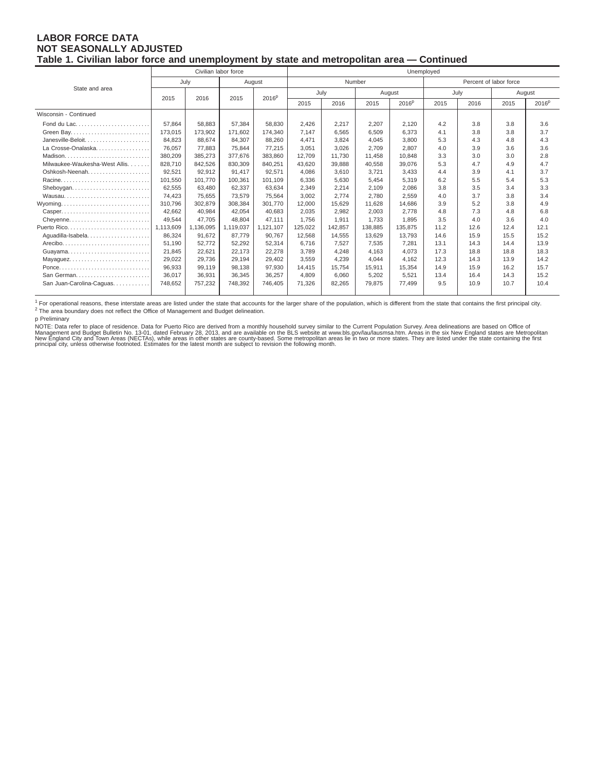**LABOR FORCE DATA**
**NOT SEASONALLY ADJUSTED**
**Table 1. Civilian labor force and unemployment by state and metropolitan area — Continued**

| State and area | Civilian labor force | | | | Unemployed | | | | | | | |
|---|---|---|---|---|---|---|---|---|---|---|---|---|
| | | | | | Number | | | | Percent of labor force | | | |
| | July | | August | | July | | August | | July | | August | |
| | 2015 | 2016 | 2015 | 2016p | 2015 | 2016 | 2015 | 2016p | 2015 | 2016 | 2015 | 2016p |
| Wisconsin - Continued | | | | | | | | | | | | |
| Fond du Lac | 57,864 | 58,883 | 57,384 | 58,830 | 2,426 | 2,217 | 2,207 | 2,120 | 4.2 | 3.8 | 3.8 | 3.6 |
| Green Bay | 173,015 | 173,902 | 171,602 | 174,340 | 7,147 | 6,565 | 6,509 | 6,373 | 4.1 | 3.8 | 3.8 | 3.7 |
| Janesville-Beloit | 84,823 | 88,674 | 84,307 | 88,260 | 4,471 | 3,824 | 4,045 | 3,800 | 5.3 | 4.3 | 4.8 | 4.3 |
| La Crosse-Onalaska | 76,057 | 77,883 | 75,844 | 77,215 | 3,051 | 3,026 | 2,709 | 2,807 | 4.0 | 3.9 | 3.6 | 3.6 |
| Madison | 380,209 | 385,273 | 377,676 | 383,860 | 12,709 | 11,730 | 11,458 | 10,848 | 3.3 | 3.0 | 3.0 | 2.8 |
| Milwaukee-Waukesha-West Allis | 828,710 | 842,526 | 830,309 | 840,251 | 43,620 | 39,888 | 40,558 | 39,076 | 5.3 | 4.7 | 4.9 | 4.7 |
| Oshkosh-Neenah | 92,521 | 92,912 | 91,417 | 92,571 | 4,086 | 3,610 | 3,721 | 3,433 | 4.4 | 3.9 | 4.1 | 3.7 |
| Racine | 101,550 | 101,770 | 100,361 | 101,109 | 6,336 | 5,630 | 5,454 | 5,319 | 6.2 | 5.5 | 5.4 | 5.3 |
| Sheboygan | 62,555 | 63,480 | 62,337 | 63,634 | 2,349 | 2,214 | 2,109 | 2,086 | 3.8 | 3.5 | 3.4 | 3.3 |
| Wausau | 74,423 | 75,655 | 73,579 | 75,564 | 3,002 | 2,774 | 2,780 | 2,559 | 4.0 | 3.7 | 3.8 | 3.4 |
| Wyoming | 310,796 | 302,879 | 308,384 | 301,770 | 12,000 | 15,629 | 11,628 | 14,686 | 3.9 | 5.2 | 3.8 | 4.9 |
| Casper | 42,662 | 40,984 | 42,054 | 40,683 | 2,035 | 2,982 | 2,003 | 2,778 | 4.8 | 7.3 | 4.8 | 6.8 |
| Cheyenne | 49,544 | 47,705 | 48,804 | 47,111 | 1,756 | 1,911 | 1,733 | 1,895 | 3.5 | 4.0 | 3.6 | 4.0 |
| Puerto Rico | 1,113,609 | 1,136,095 | 1,119,037 | 1,121,107 | 125,022 | 142,857 | 138,885 | 135,875 | 11.2 | 12.6 | 12.4 | 12.1 |
| Aguadilla-Isabela | 86,324 | 91,672 | 87,779 | 90,767 | 12,568 | 14,555 | 13,629 | 13,793 | 14.6 | 15.9 | 15.5 | 15.2 |
| Arecibo | 51,190 | 52,772 | 52,292 | 52,314 | 6,716 | 7,527 | 7,535 | 7,281 | 13.1 | 14.3 | 14.4 | 13.9 |
| Guayama | 21,845 | 22,621 | 22,173 | 22,278 | 3,789 | 4,248 | 4,163 | 4,073 | 17.3 | 18.8 | 18.8 | 18.3 |
| Mayaguez | 29,022 | 29,736 | 29,194 | 29,402 | 3,559 | 4,239 | 4,044 | 4,162 | 12.3 | 14.3 | 13.9 | 14.2 |
| Ponce | 96,933 | 99,119 | 98,138 | 97,930 | 14,415 | 15,754 | 15,911 | 15,354 | 14.9 | 15.9 | 16.2 | 15.7 |
| San German | 36,017 | 36,931 | 36,345 | 36,257 | 4,809 | 6,060 | 5,202 | 5,521 | 13.4 | 16.4 | 14.3 | 15.2 |
| San Juan-Carolina-Caguas | 748,652 | 757,232 | 748,392 | 746,405 | 71,326 | 82,265 | 79,875 | 77,499 | 9.5 | 10.9 | 10.7 | 10.4 |

[1] For operational reasons, these interstate areas are listed under the state that accounts for the larger share of the population, which is different from the state that contains the first principal city.
[2] The area boundary does not reflect the Office of Management and Budget delineation.
p Preliminary

NOTE: Data refer to place of residence. Data for Puerto Rico are derived from a monthly household survey similar to the Current Population Survey. Area delineations are based on Office of Management and Budget Bulletin No. 13-01, dated February 28, 2013, and are available on the BLS website at www.bls.gov/lau/lausmsa.htm. Areas in the six New England states are Metropolitan New England City and Town Areas (NECTAs), while areas in other states are county-based. Some metropolitan areas lie in two or more states. They are listed under the state containing the first principal city, unless otherwise footnoted. Estimates for the latest month are subject to revision the following month.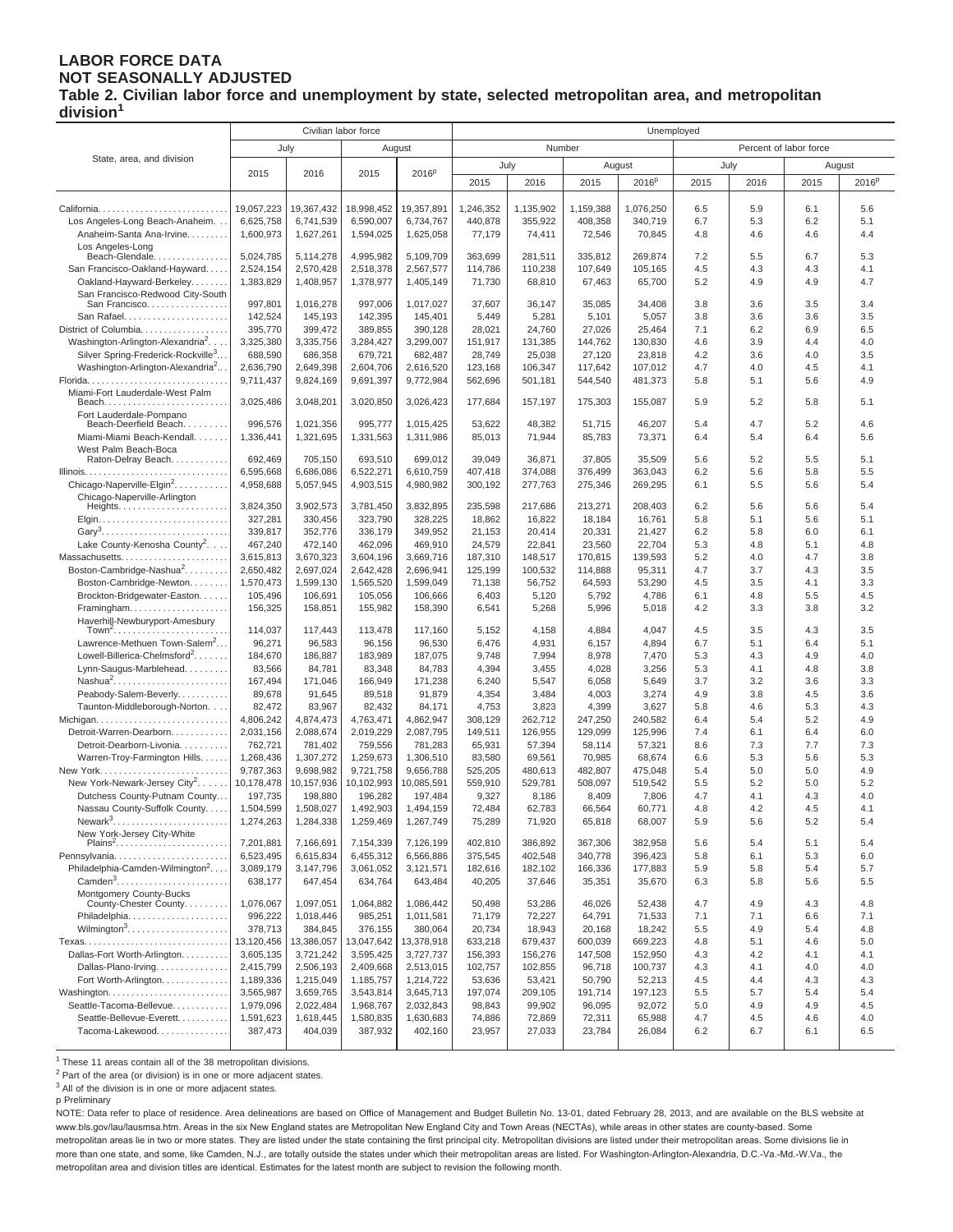# LABOR FORCE DATA
## NOT SEASONALLY ADJUSTED
### Table 2. Civilian labor force and unemployment by state, selected metropolitan area, and metropolitan division[1]

| State, area, and division | Civilian labor force | | | | Unemployed | | | | | | | |
|---|---|---|---|---|---|---|---|---|---|---|---|---|
| | July | | August | | Number | | | | Percent of labor force | | | |
| | | | | | July | | August | | July | | August | |
| | 2015 | 2016 | 2015 | 2016p | 2015 | 2016 | 2015 | 2016p | 2015 | 2016 | 2015 | 2016p |
| California | 19,057,223 | 19,367,432 | 18,998,452 | 19,357,891 | 1,246,352 | 1,135,902 | 1,159,388 | 1,076,250 | 6.5 | 5.9 | 6.1 | 5.6 |
| Los Angeles-Long Beach-Anaheim | 6,625,758 | 6,741,539 | 6,590,007 | 6,734,767 | 440,878 | 355,922 | 408,358 | 340,719 | 6.7 | 5.3 | 6.2 | 5.1 |
| Anaheim-Santa Ana-Irvine | 1,600,973 | 1,627,261 | 1,594,025 | 1,625,058 | 77,179 | 74,411 | 72,546 | 70,845 | 4.8 | 4.6 | 4.6 | 4.4 |
| Los Angeles-Long Beach-Glendale | 5,024,785 | 5,114,278 | 4,995,982 | 5,109,709 | 363,699 | 281,511 | 335,812 | 269,874 | 7.2 | 5.5 | 6.7 | 5.3 |
| San Francisco-Oakland-Hayward | 2,524,154 | 2,570,428 | 2,518,378 | 2,567,577 | 114,786 | 110,238 | 107,649 | 105,165 | 4.5 | 4.3 | 4.3 | 4.1 |
| Oakland-Hayward-Berkeley | 1,383,829 | 1,408,957 | 1,378,977 | 1,405,149 | 71,730 | 68,810 | 67,463 | 65,700 | 5.2 | 4.9 | 4.9 | 4.7 |
| San Francisco-Redwood City-South San Francisco | 997,801 | 1,016,278 | 997,006 | 1,017,027 | 37,607 | 36,147 | 35,085 | 34,408 | 3.8 | 3.6 | 3.5 | 3.4 |
| San Rafael | 142,524 | 145,193 | 142,395 | 145,401 | 5,449 | 5,281 | 5,101 | 5,057 | 3.8 | 3.6 | 3.6 | 3.5 |
| District of Columbia | 395,770 | 399,472 | 389,855 | 390,128 | 28,021 | 24,760 | 27,026 | 25,464 | 7.1 | 6.2 | 6.9 | 6.5 |
| Washington-Arlington-Alexandria[2] | 3,325,380 | 3,335,756 | 3,284,427 | 3,299,007 | 151,917 | 131,385 | 144,762 | 130,830 | 4.6 | 3.9 | 4.4 | 4.0 |
| Silver Spring-Frederick-Rockville[3] | 688,590 | 686,358 | 679,721 | 682,487 | 28,749 | 25,038 | 27,120 | 23,818 | 4.2 | 3.6 | 4.0 | 3.5 |
| Washington-Arlington-Alexandria[2] | 2,636,790 | 2,649,398 | 2,604,706 | 2,616,520 | 123,168 | 106,347 | 117,642 | 107,012 | 4.7 | 4.0 | 4.5 | 4.1 |
| Florida | 9,711,437 | 9,824,169 | 9,691,397 | 9,772,984 | 562,696 | 501,181 | 544,540 | 481,373 | 5.8 | 5.1 | 5.6 | 4.9 |
| Miami-Fort Lauderdale-West Palm Beach | 3,025,486 | 3,048,201 | 3,020,850 | 3,026,423 | 177,684 | 157,197 | 175,303 | 155,087 | 5.9 | 5.2 | 5.8 | 5.1 |
| Fort Lauderdale-Pompano Beach-Deerfield Beach | 996,576 | 1,021,356 | 995,777 | 1,015,425 | 53,622 | 48,382 | 51,715 | 46,207 | 5.4 | 4.7 | 5.2 | 4.6 |
| Miami-Miami Beach-Kendall | 1,336,441 | 1,321,695 | 1,331,563 | 1,311,986 | 85,013 | 71,944 | 85,783 | 73,371 | 6.4 | 5.4 | 6.4 | 5.6 |
| West Palm Beach-Boca Raton-Delray Beach | 692,469 | 705,150 | 693,510 | 699,012 | 39,049 | 36,871 | 37,805 | 35,509 | 5.6 | 5.2 | 5.5 | 5.1 |
| Illinois | 6,595,668 | 6,686,086 | 6,522,271 | 6,610,759 | 407,418 | 374,088 | 376,499 | 363,043 | 6.2 | 5.6 | 5.8 | 5.5 |
| Chicago-Naperville-Elgin[2] | 4,958,688 | 5,057,945 | 4,903,515 | 4,980,982 | 300,192 | 277,763 | 275,346 | 269,295 | 6.1 | 5.5 | 5.6 | 5.4 |
| Chicago-Naperville-Arlington Heights | 3,824,350 | 3,902,573 | 3,781,450 | 3,832,895 | 235,598 | 217,686 | 213,271 | 208,403 | 6.2 | 5.6 | 5.6 | 5.4 |
| Elgin | 327,281 | 330,456 | 323,790 | 328,225 | 18,862 | 16,822 | 18,184 | 16,761 | 5.8 | 5.1 | 5.6 | 5.1 |
| Gary[3] | 339,817 | 352,776 | 336,179 | 349,952 | 21,153 | 20,414 | 20,331 | 21,427 | 6.2 | 5.8 | 6.0 | 6.1 |
| Lake County-Kenosha County[2] | 467,240 | 472,140 | 462,096 | 469,910 | 24,579 | 22,841 | 23,560 | 22,704 | 5.3 | 4.8 | 5.1 | 4.8 |
| Massachusetts | 3,615,813 | 3,670,323 | 3,604,196 | 3,669,716 | 187,310 | 148,517 | 170,815 | 139,593 | 5.2 | 4.0 | 4.7 | 3.8 |
| Boston-Cambridge-Nashua[2] | 2,650,482 | 2,697,024 | 2,642,428 | 2,696,941 | 125,199 | 100,532 | 114,888 | 95,311 | 4.7 | 3.7 | 4.3 | 3.5 |
| Boston-Cambridge-Newton | 1,570,473 | 1,599,130 | 1,565,520 | 1,599,049 | 71,138 | 56,752 | 64,593 | 53,290 | 4.5 | 3.5 | 4.1 | 3.3 |
| Brockton-Bridgewater-Easton | 105,496 | 106,691 | 105,056 | 106,666 | 6,403 | 5,120 | 5,792 | 4,786 | 6.1 | 4.8 | 5.5 | 4.5 |
| Framingham | 156,325 | 158,851 | 155,982 | 158,390 | 6,541 | 5,268 | 5,996 | 5,018 | 4.2 | 3.3 | 3.8 | 3.2 |
| Haverhill-Newburyport-Amesbury Town[2] | 114,037 | 117,443 | 113,478 | 117,160 | 5,152 | 4,158 | 4,884 | 4,047 | 4.5 | 3.5 | 4.3 | 3.5 |
| Lawrence-Methuen Town-Salem[2] | 96,271 | 96,583 | 96,156 | 96,530 | 6,476 | 4,931 | 6,157 | 4,894 | 6.7 | 5.1 | 6.4 | 5.1 |
| Lowell-Billerica-Chelmsford[2] | 184,670 | 186,887 | 183,989 | 187,075 | 9,748 | 7,994 | 8,978 | 7,470 | 5.3 | 4.3 | 4.9 | 4.0 |
| Lynn-Saugus-Marblehead | 83,566 | 84,781 | 83,348 | 84,783 | 4,394 | 3,455 | 4,028 | 3,256 | 5.3 | 4.1 | 4.8 | 3.8 |
| Nashua[2] | 167,494 | 171,046 | 166,949 | 171,238 | 6,240 | 5,547 | 6,058 | 5,649 | 3.7 | 3.2 | 3.6 | 3.3 |
| Peabody-Salem-Beverly | 89,678 | 91,645 | 89,518 | 91,879 | 4,354 | 3,484 | 4,003 | 3,274 | 4.9 | 3.8 | 4.5 | 3.6 |
| Taunton-Middleborough-Norton | 82,472 | 83,967 | 82,432 | 84,171 | 4,753 | 3,823 | 4,399 | 3,627 | 5.8 | 4.6 | 5.3 | 4.3 |
| Michigan | 4,806,242 | 4,874,473 | 4,763,471 | 4,862,947 | 308,129 | 262,712 | 247,250 | 240,582 | 6.4 | 5.4 | 5.2 | 4.9 |
| Detroit-Warren-Dearborn | 2,031,156 | 2,088,674 | 2,019,229 | 2,087,795 | 149,511 | 126,955 | 129,099 | 125,996 | 7.4 | 6.1 | 6.4 | 6.0 |
| Detroit-Dearborn-Livonia | 762,721 | 781,402 | 759,556 | 781,283 | 65,931 | 57,394 | 58,114 | 57,321 | 8.6 | 7.3 | 7.7 | 7.3 |
| Warren-Troy-Farmington Hills | 1,268,436 | 1,307,272 | 1,259,673 | 1,306,510 | 83,580 | 69,561 | 70,985 | 68,674 | 6.6 | 5.3 | 5.6 | 5.3 |
| New York | 9,787,363 | 9,698,982 | 9,721,758 | 9,656,788 | 525,205 | 480,613 | 482,807 | 475,048 | 5.4 | 5.0 | 5.0 | 4.9 |
| New York-Newark-Jersey City[2] | 10,178,478 | 10,157,936 | 10,102,993 | 10,085,591 | 559,910 | 529,781 | 508,097 | 519,542 | 5.5 | 5.2 | 5.0 | 5.2 |
| Dutchess County-Putnam County | 197,735 | 198,880 | 196,282 | 197,484 | 9,327 | 8,186 | 8,409 | 7,806 | 4.7 | 4.1 | 4.3 | 4.0 |
| Nassau County-Suffolk County | 1,504,599 | 1,508,027 | 1,492,903 | 1,494,159 | 72,484 | 62,783 | 66,564 | 60,771 | 4.8 | 4.2 | 4.5 | 4.1 |
| Newark[3] | 1,274,263 | 1,284,338 | 1,259,469 | 1,267,749 | 75,289 | 71,920 | 65,818 | 68,007 | 5.9 | 5.6 | 5.2 | 5.4 |
| New York-Jersey City-White Plains[2] | 7,201,881 | 7,166,691 | 7,154,339 | 7,126,199 | 402,810 | 386,892 | 367,306 | 382,958 | 5.6 | 5.4 | 5.1 | 5.4 |
| Pennsylvania | 6,523,495 | 6,615,834 | 6,455,312 | 6,566,886 | 375,545 | 402,548 | 340,778 | 396,423 | 5.8 | 6.1 | 5.3 | 6.0 |
| Philadelphia-Camden-Wilmington[2] | 3,089,179 | 3,147,796 | 3,061,052 | 3,121,571 | 182,616 | 182,102 | 166,336 | 177,883 | 5.9 | 5.8 | 5.4 | 5.7 |
| Camden[3] | 638,177 | 647,454 | 634,764 | 643,484 | 40,205 | 37,646 | 35,351 | 35,670 | 6.3 | 5.8 | 5.6 | 5.5 |
| Montgomery County-Bucks County-Chester County | 1,076,067 | 1,097,051 | 1,064,882 | 1,086,442 | 50,498 | 53,286 | 46,026 | 52,438 | 4.7 | 4.9 | 4.3 | 4.8 |
| Philadelphia | 996,222 | 1,018,446 | 985,251 | 1,011,581 | 71,179 | 72,227 | 64,791 | 71,533 | 7.1 | 7.1 | 6.6 | 7.1 |
| Wilmington[3] | 378,713 | 384,845 | 376,155 | 380,064 | 20,734 | 18,943 | 20,168 | 18,242 | 5.5 | 4.9 | 5.4 | 4.8 |
| Texas | 13,120,456 | 13,386,057 | 13,047,642 | 13,378,918 | 633,218 | 679,437 | 600,039 | 669,223 | 4.8 | 5.1 | 4.6 | 5.0 |
| Dallas-Fort Worth-Arlington | 3,605,135 | 3,721,242 | 3,595,425 | 3,727,737 | 156,393 | 156,276 | 147,508 | 152,950 | 4.3 | 4.2 | 4.1 | 4.1 |
| Dallas-Plano-Irving | 2,415,799 | 2,506,193 | 2,409,668 | 2,513,015 | 102,757 | 102,855 | 96,718 | 100,737 | 4.3 | 4.1 | 4.0 | 4.0 |
| Fort Worth-Arlington | 1,189,336 | 1,215,049 | 1,185,757 | 1,214,722 | 53,636 | 53,421 | 50,790 | 52,213 | 4.5 | 4.4 | 4.3 | 4.3 |
| Washington | 3,565,987 | 3,659,765 | 3,543,814 | 3,645,713 | 197,074 | 209,105 | 191,714 | 197,123 | 5.5 | 5.7 | 5.4 | 5.4 |
| Seattle-Tacoma-Bellevue | 1,979,096 | 2,022,484 | 1,968,767 | 2,032,843 | 98,843 | 99,902 | 96,095 | 92,072 | 5.0 | 4.9 | 4.9 | 4.5 |
| Seattle-Bellevue-Everett | 1,591,623 | 1,618,445 | 1,580,835 | 1,630,683 | 74,886 | 72,869 | 72,311 | 65,988 | 4.7 | 4.5 | 4.6 | 4.0 |
| Tacoma-Lakewood | 387,473 | 404,039 | 387,932 | 402,160 | 23,957 | 27,033 | 23,784 | 26,084 | 6.2 | 6.7 | 6.1 | 6.5 |

[1] These 11 areas contain all of the 38 metropolitan divisions.

[2] Part of the area (or division) is in one or more adjacent states.

[3] All of the division is in one or more adjacent states.

p Preliminary

NOTE: Data refer to place of residence. Area delineations are based on Office of Management and Budget Bulletin No. 13-01, dated February 28, 2013, and are available on the BLS website at www.bls.gov/lau/lausmsa.htm. Areas in the six New England states are Metropolitan New England City and Town Areas (NECTAs), while areas in other states are county-based. Some metropolitan areas lie in two or more states. They are listed under the state containing the first principal city. Metropolitan divisions are listed under their metropolitan areas. Some divisions lie in more than one state, and some, like Camden, N.J., are totally outside the states under which their metropolitan areas are listed. For Washington-Arlington-Alexandria, D.C.-Va.-Md.-W.Va., the metropolitan area and division titles are identical. Estimates for the latest month are subject to revision the following month.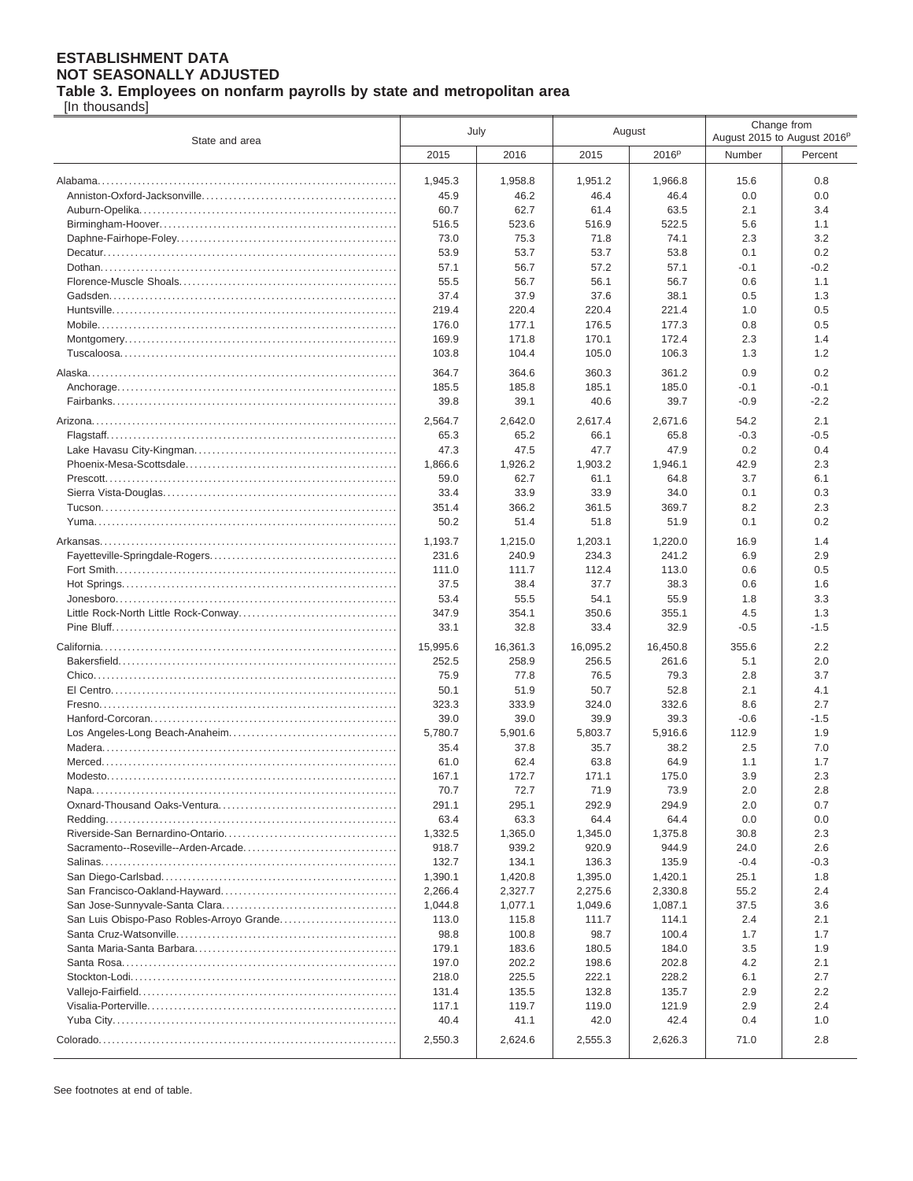**ESTABLISHMENT DATA**
**NOT SEASONALLY ADJUSTED**
**Table 3. Employees on nonfarm payrolls by state and metropolitan area**
[In thousands]

| State and area | July | | August | | Change from August 2015 to August 2016[p] | |
|---|---|---|---|---|---|---|
| | 2015 | 2016 | 2015 | 2016[p] | Number | Percent |
| Alabama | 1,945.3 | 1,958.8 | 1,951.2 | 1,966.8 | 15.6 | 0.8 |
| Anniston-Oxford-Jacksonville | 45.9 | 46.2 | 46.4 | 46.4 | 0.0 | 0.0 |
| Auburn-Opelika | 60.7 | 62.7 | 61.4 | 63.5 | 2.1 | 3.4 |
| Birmingham-Hoover | 516.5 | 523.6 | 516.9 | 522.5 | 5.6 | 1.1 |
| Daphne-Fairhope-Foley | 73.0 | 75.3 | 71.8 | 74.1 | 2.3 | 3.2 |
| Decatur | 53.9 | 53.7 | 53.7 | 53.8 | 0.1 | 0.2 |
| Dothan | 57.1 | 56.7 | 57.2 | 57.1 | -0.1 | -0.2 |
| Florence-Muscle Shoals | 55.5 | 56.7 | 56.1 | 56.7 | 0.6 | 1.1 |
| Gadsden | 37.4 | 37.9 | 37.6 | 38.1 | 0.5 | 1.3 |
| Huntsville | 219.4 | 220.4 | 220.4 | 221.4 | 1.0 | 0.5 |
| Mobile | 176.0 | 177.1 | 176.5 | 177.3 | 0.8 | 0.5 |
| Montgomery | 169.9 | 171.8 | 170.1 | 172.4 | 2.3 | 1.4 |
| Tuscaloosa | 103.8 | 104.4 | 105.0 | 106.3 | 1.3 | 1.2 |
| Alaska | 364.7 | 364.6 | 360.3 | 361.2 | 0.9 | 0.2 |
| Anchorage | 185.5 | 185.8 | 185.1 | 185.0 | -0.1 | -0.1 |
| Fairbanks | 39.8 | 39.1 | 40.6 | 39.7 | -0.9 | -2.2 |
| Arizona | 2,564.7 | 2,642.0 | 2,617.4 | 2,671.6 | 54.2 | 2.1 |
| Flagstaff | 65.3 | 65.2 | 66.1 | 65.8 | -0.3 | -0.5 |
| Lake Havasu City-Kingman | 47.3 | 47.5 | 47.7 | 47.9 | 0.2 | 0.4 |
| Phoenix-Mesa-Scottsdale | 1,866.6 | 1,926.2 | 1,903.2 | 1,946.1 | 42.9 | 2.3 |
| Prescott | 59.0 | 62.7 | 61.1 | 64.8 | 3.7 | 6.1 |
| Sierra Vista-Douglas | 33.4 | 33.9 | 33.9 | 34.0 | 0.1 | 0.3 |
| Tucson | 351.4 | 366.2 | 361.5 | 369.7 | 8.2 | 2.3 |
| Yuma | 50.2 | 51.4 | 51.8 | 51.9 | 0.1 | 0.2 |
| Arkansas | 1,193.7 | 1,215.0 | 1,203.1 | 1,220.0 | 16.9 | 1.4 |
| Fayetteville-Springdale-Rogers | 231.6 | 240.9 | 234.3 | 241.2 | 6.9 | 2.9 |
| Fort Smith | 111.0 | 111.7 | 112.4 | 113.0 | 0.6 | 0.5 |
| Hot Springs | 37.5 | 38.4 | 37.7 | 38.3 | 0.6 | 1.6 |
| Jonesboro | 53.4 | 55.5 | 54.1 | 55.9 | 1.8 | 3.3 |
| Little Rock-North Little Rock-Conway | 347.9 | 354.1 | 350.6 | 355.1 | 4.5 | 1.3 |
| Pine Bluff | 33.1 | 32.8 | 33.4 | 32.9 | -0.5 | -1.5 |
| California | 15,995.6 | 16,361.3 | 16,095.2 | 16,450.8 | 355.6 | 2.2 |
| Bakersfield | 252.5 | 258.9 | 256.5 | 261.6 | 5.1 | 2.0 |
| Chico | 75.9 | 77.8 | 76.5 | 79.3 | 2.8 | 3.7 |
| El Centro | 50.1 | 51.9 | 50.7 | 52.8 | 2.1 | 4.1 |
| Fresno | 323.3 | 333.9 | 324.0 | 332.6 | 8.6 | 2.7 |
| Hanford-Corcoran | 39.0 | 39.0 | 39.9 | 39.3 | -0.6 | -1.5 |
| Los Angeles-Long Beach-Anaheim | 5,780.7 | 5,901.6 | 5,803.7 | 5,916.6 | 112.9 | 1.9 |
| Madera | 35.4 | 37.8 | 35.7 | 38.2 | 2.5 | 7.0 |
| Merced | 61.0 | 62.4 | 63.8 | 64.9 | 1.1 | 1.7 |
| Modesto | 167.1 | 172.7 | 171.1 | 175.0 | 3.9 | 2.3 |
| Napa | 70.7 | 72.7 | 71.9 | 73.9 | 2.0 | 2.8 |
| Oxnard-Thousand Oaks-Ventura | 291.1 | 295.1 | 292.9 | 294.9 | 2.0 | 0.7 |
| Redding | 63.4 | 63.3 | 64.4 | 64.4 | 0.0 | 0.0 |
| Riverside-San Bernardino-Ontario | 1,332.5 | 1,365.0 | 1,345.0 | 1,375.8 | 30.8 | 2.3 |
| Sacramento--Roseville--Arden-Arcade | 918.7 | 939.2 | 920.9 | 944.9 | 24.0 | 2.6 |
| Salinas | 132.7 | 134.1 | 136.3 | 135.9 | -0.4 | -0.3 |
| San Diego-Carlsbad | 1,390.1 | 1,420.8 | 1,395.0 | 1,420.1 | 25.1 | 1.8 |
| San Francisco-Oakland-Hayward | 2,266.4 | 2,327.7 | 2,275.6 | 2,330.8 | 55.2 | 2.4 |
| San Jose-Sunnyvale-Santa Clara | 1,044.8 | 1,077.1 | 1,049.6 | 1,087.1 | 37.5 | 3.6 |
| San Luis Obispo-Paso Robles-Arroyo Grande | 113.0 | 115.8 | 111.7 | 114.1 | 2.4 | 2.1 |
| Santa Cruz-Watsonville | 98.8 | 100.8 | 98.7 | 100.4 | 1.7 | 1.7 |
| Santa Maria-Santa Barbara | 179.1 | 183.6 | 180.5 | 184.0 | 3.5 | 1.9 |
| Santa Rosa | 197.0 | 202.2 | 198.6 | 202.8 | 4.2 | 2.1 |
| Stockton-Lodi | 218.0 | 225.5 | 222.1 | 228.2 | 6.1 | 2.7 |
| Vallejo-Fairfield | 131.4 | 135.5 | 132.8 | 135.7 | 2.9 | 2.2 |
| Visalia-Porterville | 117.1 | 119.7 | 119.0 | 121.9 | 2.9 | 2.4 |
| Yuba City | 40.4 | 41.1 | 42.0 | 42.4 | 0.4 | 1.0 |
| Colorado | 2,550.3 | 2,624.6 | 2,555.3 | 2,626.3 | 71.0 | 2.8 |

See footnotes at end of table.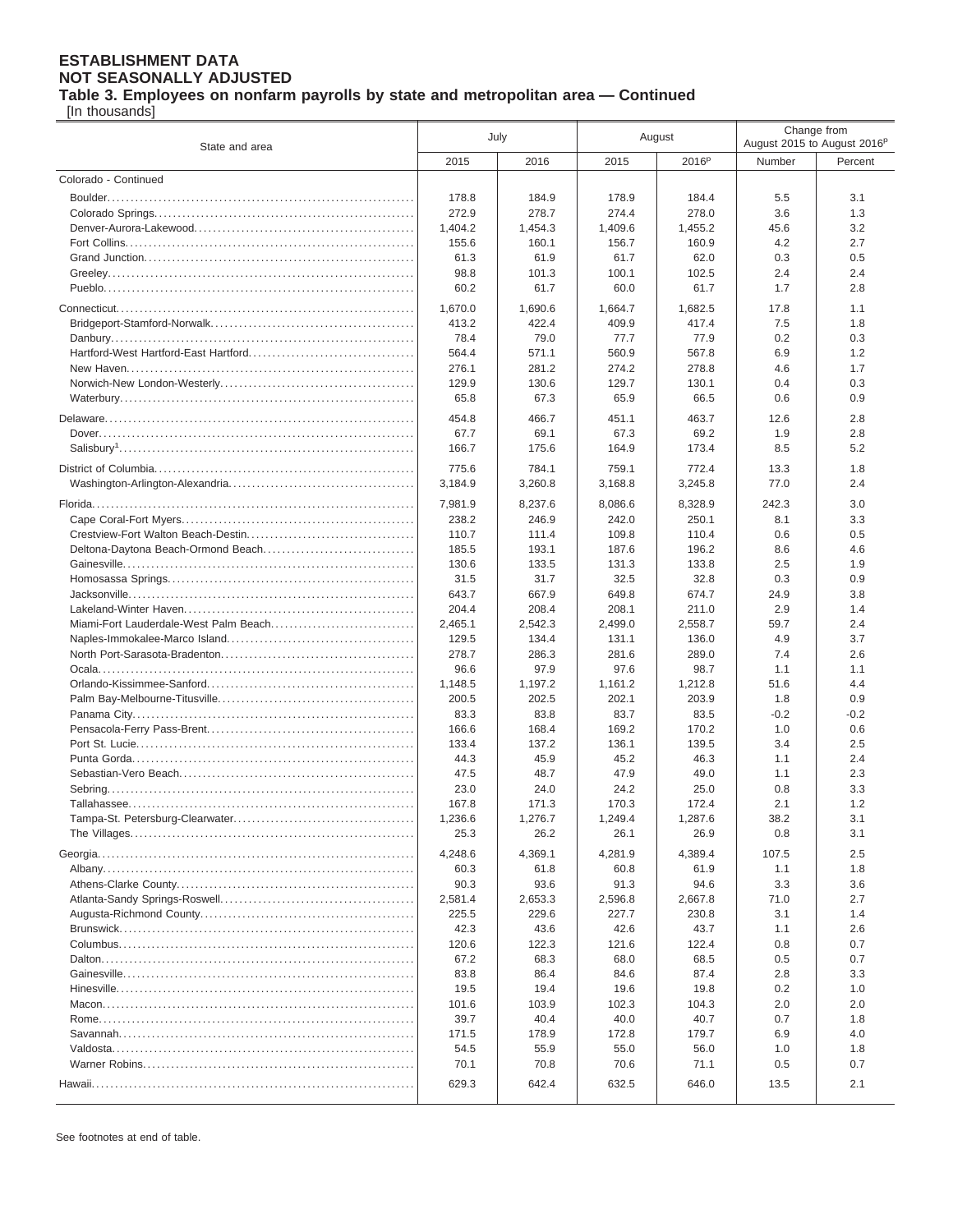**ESTABLISHMENT DATA**
**NOT SEASONALLY ADJUSTED**
**Table 3. Employees on nonfarm payrolls by state and metropolitan area — Continued**
[In thousands]

| State and area | July | | August | | Change from August 2015 to August 2016[p] | |
|---|---|---|---|---|---|---|
| | 2015 | 2016 | 2015 | 2016[p] | Number | Percent |
| Colorado - Continued | | | | | | |
| Boulder | 178.8 | 184.9 | 178.9 | 184.4 | 5.5 | 3.1 |
| Colorado Springs | 272.9 | 278.7 | 274.4 | 278.0 | 3.6 | 1.3 |
| Denver-Aurora-Lakewood | 1,404.2 | 1,454.3 | 1,409.6 | 1,455.2 | 45.6 | 3.2 |
| Fort Collins | 155.6 | 160.1 | 156.7 | 160.9 | 4.2 | 2.7 |
| Grand Junction | 61.3 | 61.9 | 61.7 | 62.0 | 0.3 | 0.5 |
| Greeley | 98.8 | 101.3 | 100.1 | 102.5 | 2.4 | 2.4 |
| Pueblo | 60.2 | 61.7 | 60.0 | 61.7 | 1.7 | 2.8 |
| Connecticut | 1,670.0 | 1,690.6 | 1,664.7 | 1,682.5 | 17.8 | 1.1 |
| Bridgeport-Stamford-Norwalk | 413.2 | 422.4 | 409.9 | 417.4 | 7.5 | 1.8 |
| Danbury | 78.4 | 79.0 | 77.7 | 77.9 | 0.2 | 0.3 |
| Hartford-West Hartford-East Hartford | 564.4 | 571.1 | 560.9 | 567.8 | 6.9 | 1.2 |
| New Haven | 276.1 | 281.2 | 274.2 | 278.8 | 4.6 | 1.7 |
| Norwich-New London-Westerly | 129.9 | 130.6 | 129.7 | 130.1 | 0.4 | 0.3 |
| Waterbury | 65.8 | 67.3 | 65.9 | 66.5 | 0.6 | 0.9 |
| Delaware | 454.8 | 466.7 | 451.1 | 463.7 | 12.6 | 2.8 |
| Dover | 67.7 | 69.1 | 67.3 | 69.2 | 1.9 | 2.8 |
| Salisbury[1] | 166.7 | 175.6 | 164.9 | 173.4 | 8.5 | 5.2 |
| District of Columbia | 775.6 | 784.1 | 759.1 | 772.4 | 13.3 | 1.8 |
| Washington-Arlington-Alexandria | 3,184.9 | 3,260.8 | 3,168.8 | 3,245.8 | 77.0 | 2.4 |
| Florida | 7,981.9 | 8,237.6 | 8,086.6 | 8,328.9 | 242.3 | 3.0 |
| Cape Coral-Fort Myers | 238.2 | 246.9 | 242.0 | 250.1 | 8.1 | 3.3 |
| Crestview-Fort Walton Beach-Destin | 110.7 | 111.4 | 109.8 | 110.4 | 0.6 | 0.5 |
| Deltona-Daytona Beach-Ormond Beach | 185.5 | 193.1 | 187.6 | 196.2 | 8.6 | 4.6 |
| Gainesville | 130.6 | 133.5 | 131.3 | 133.8 | 2.5 | 1.9 |
| Homosassa Springs | 31.5 | 31.7 | 32.5 | 32.8 | 0.3 | 0.9 |
| Jacksonville | 643.7 | 667.9 | 649.8 | 674.7 | 24.9 | 3.8 |
| Lakeland-Winter Haven | 204.4 | 208.4 | 208.1 | 211.0 | 2.9 | 1.4 |
| Miami-Fort Lauderdale-West Palm Beach | 2,465.1 | 2,542.3 | 2,499.0 | 2,558.7 | 59.7 | 2.4 |
| Naples-Immokalee-Marco Island | 129.5 | 134.4 | 131.1 | 136.0 | 4.9 | 3.7 |
| North Port-Sarasota-Bradenton | 278.7 | 286.3 | 281.6 | 289.0 | 7.4 | 2.6 |
| Ocala | 96.6 | 97.9 | 97.6 | 98.7 | 1.1 | 1.1 |
| Orlando-Kissimmee-Sanford | 1,148.5 | 1,197.2 | 1,161.2 | 1,212.8 | 51.6 | 4.4 |
| Palm Bay-Melbourne-Titusville | 200.5 | 202.5 | 202.1 | 203.9 | 1.8 | 0.9 |
| Panama City | 83.3 | 83.8 | 83.7 | 83.5 | -0.2 | -0.2 |
| Pensacola-Ferry Pass-Brent | 166.6 | 168.4 | 169.2 | 170.2 | 1.0 | 0.6 |
| Port St. Lucie | 133.4 | 137.2 | 136.1 | 139.5 | 3.4 | 2.5 |
| Punta Gorda | 44.3 | 45.9 | 45.2 | 46.3 | 1.1 | 2.4 |
| Sebastian-Vero Beach | 47.5 | 48.7 | 47.9 | 49.0 | 1.1 | 2.3 |
| Sebring | 23.0 | 24.0 | 24.2 | 25.0 | 0.8 | 3.3 |
| Tallahassee | 167.8 | 171.3 | 170.3 | 172.4 | 2.1 | 1.2 |
| Tampa-St. Petersburg-Clearwater | 1,236.6 | 1,276.7 | 1,249.4 | 1,287.6 | 38.2 | 3.1 |
| The Villages | 25.3 | 26.2 | 26.1 | 26.9 | 0.8 | 3.1 |
| Georgia | 4,248.6 | 4,369.1 | 4,281.9 | 4,389.4 | 107.5 | 2.5 |
| Albany | 60.3 | 61.8 | 60.8 | 61.9 | 1.1 | 1.8 |
| Athens-Clarke County | 90.3 | 93.6 | 91.3 | 94.6 | 3.3 | 3.6 |
| Atlanta-Sandy Springs-Roswell | 2,581.4 | 2,653.3 | 2,596.8 | 2,667.8 | 71.0 | 2.7 |
| Augusta-Richmond County | 225.5 | 229.6 | 227.7 | 230.8 | 3.1 | 1.4 |
| Brunswick | 42.3 | 43.6 | 42.6 | 43.7 | 1.1 | 2.6 |
| Columbus | 120.6 | 122.3 | 121.6 | 122.4 | 0.8 | 0.7 |
| Dalton | 67.2 | 68.3 | 68.0 | 68.5 | 0.5 | 0.7 |
| Gainesville | 83.8 | 86.4 | 84.6 | 87.4 | 2.8 | 3.3 |
| Hinesville | 19.5 | 19.4 | 19.6 | 19.8 | 0.2 | 1.0 |
| Macon | 101.6 | 103.9 | 102.3 | 104.3 | 2.0 | 2.0 |
| Rome | 39.7 | 40.4 | 40.0 | 40.7 | 0.7 | 1.8 |
| Savannah | 171.5 | 178.9 | 172.8 | 179.7 | 6.9 | 4.0 |
| Valdosta | 54.5 | 55.9 | 55.0 | 56.0 | 1.0 | 1.8 |
| Warner Robins | 70.1 | 70.8 | 70.6 | 71.1 | 0.5 | 0.7 |
| Hawaii | 629.3 | 642.4 | 632.5 | 646.0 | 13.5 | 2.1 |

See footnotes at end of table.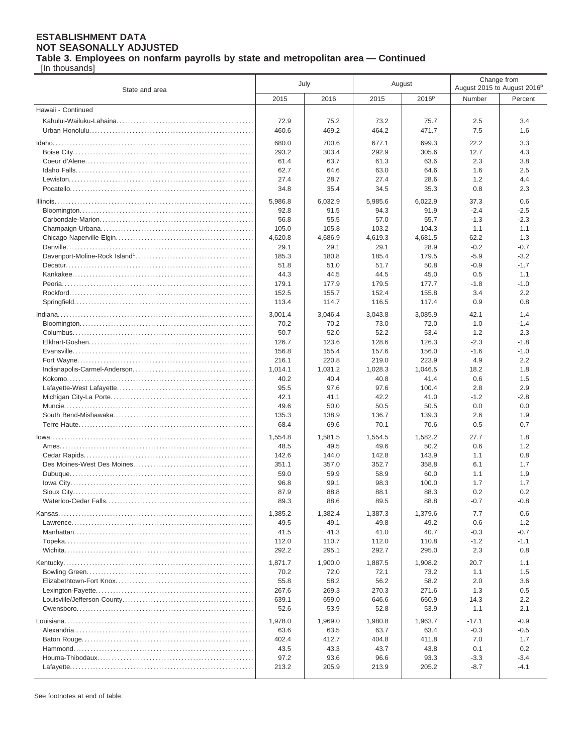**ESTABLISHMENT DATA**
**NOT SEASONALLY ADJUSTED**
**Table 3. Employees on nonfarm payrolls by state and metropolitan area — Continued**
[In thousands]

| State and area | July | | August | | Change from August 2015 to August 2016[p] | |
|---|---|---|---|---|---|---|
| | 2015 | 2016 | 2015 | 2016[p] | Number | Percent |
| Hawaii - Continued | | | | | | |
| Kahului-Wailuku-Lahaina | 72.9 | 75.2 | 73.2 | 75.7 | 2.5 | 3.4 |
| Urban Honolulu | 460.6 | 469.2 | 464.2 | 471.7 | 7.5 | 1.6 |
| Idaho | 680.0 | 700.6 | 677.1 | 699.3 | 22.2 | 3.3 |
| Boise City | 293.2 | 303.4 | 292.9 | 305.6 | 12.7 | 4.3 |
| Coeur d'Alene | 61.4 | 63.7 | 61.3 | 63.6 | 2.3 | 3.8 |
| Idaho Falls | 62.7 | 64.6 | 63.0 | 64.6 | 1.6 | 2.5 |
| Lewiston | 27.4 | 28.7 | 27.4 | 28.6 | 1.2 | 4.4 |
| Pocatello | 34.8 | 35.4 | 34.5 | 35.3 | 0.8 | 2.3 |
| Illinois | 5,986.8 | 6,032.9 | 5,985.6 | 6,022.9 | 37.3 | 0.6 |
| Bloomington | 92.8 | 91.5 | 94.3 | 91.9 | -2.4 | -2.5 |
| Carbondale-Marion | 56.8 | 55.5 | 57.0 | 55.7 | -1.3 | -2.3 |
| Champaign-Urbana | 105.0 | 105.8 | 103.2 | 104.3 | 1.1 | 1.1 |
| Chicago-Naperville-Elgin | 4,620.8 | 4,686.9 | 4,619.3 | 4,681.5 | 62.2 | 1.3 |
| Danville | 29.1 | 29.1 | 29.1 | 28.9 | -0.2 | -0.7 |
| Davenport-Moline-Rock Island[1] | 185.3 | 180.8 | 185.4 | 179.5 | -5.9 | -3.2 |
| Decatur | 51.8 | 51.0 | 51.7 | 50.8 | -0.9 | -1.7 |
| Kankakee | 44.3 | 44.5 | 44.5 | 45.0 | 0.5 | 1.1 |
| Peoria | 179.1 | 177.9 | 179.5 | 177.7 | -1.8 | -1.0 |
| Rockford | 152.5 | 155.7 | 152.4 | 155.8 | 3.4 | 2.2 |
| Springfield | 113.4 | 114.7 | 116.5 | 117.4 | 0.9 | 0.8 |
| Indiana | 3,001.4 | 3,046.4 | 3,043.8 | 3,085.9 | 42.1 | 1.4 |
| Bloomington | 70.2 | 70.2 | 73.0 | 72.0 | -1.0 | -1.4 |
| Columbus | 50.7 | 52.0 | 52.2 | 53.4 | 1.2 | 2.3 |
| Elkhart-Goshen | 126.7 | 123.6 | 128.6 | 126.3 | -2.3 | -1.8 |
| Evansville | 156.8 | 155.4 | 157.6 | 156.0 | -1.6 | -1.0 |
| Fort Wayne | 216.1 | 220.8 | 219.0 | 223.9 | 4.9 | 2.2 |
| Indianapolis-Carmel-Anderson | 1,014.1 | 1,031.2 | 1,028.3 | 1,046.5 | 18.2 | 1.8 |
| Kokomo | 40.2 | 40.4 | 40.8 | 41.4 | 0.6 | 1.5 |
| Lafayette-West Lafayette | 95.5 | 97.6 | 97.6 | 100.4 | 2.8 | 2.9 |
| Michigan City-La Porte | 42.1 | 41.1 | 42.2 | 41.0 | -1.2 | -2.8 |
| Muncie | 49.6 | 50.0 | 50.5 | 50.5 | 0.0 | 0.0 |
| South Bend-Mishawaka | 135.3 | 138.9 | 136.7 | 139.3 | 2.6 | 1.9 |
| Terre Haute | 68.4 | 69.6 | 70.1 | 70.6 | 0.5 | 0.7 |
| Iowa | 1,554.8 | 1,581.5 | 1,554.5 | 1,582.2 | 27.7 | 1.8 |
| Ames | 48.5 | 49.5 | 49.6 | 50.2 | 0.6 | 1.2 |
| Cedar Rapids | 142.6 | 144.0 | 142.8 | 143.9 | 1.1 | 0.8 |
| Des Moines-West Des Moines | 351.1 | 357.0 | 352.7 | 358.8 | 6.1 | 1.7 |
| Dubuque | 59.0 | 59.9 | 58.9 | 60.0 | 1.1 | 1.9 |
| Iowa City | 96.8 | 99.1 | 98.3 | 100.0 | 1.7 | 1.7 |
| Sioux City | 87.9 | 88.8 | 88.1 | 88.3 | 0.2 | 0.2 |
| Waterloo-Cedar Falls | 89.3 | 88.6 | 89.5 | 88.8 | -0.7 | -0.8 |
| Kansas | 1,385.2 | 1,382.4 | 1,387.3 | 1,379.6 | -7.7 | -0.6 |
| Lawrence | 49.5 | 49.1 | 49.8 | 49.2 | -0.6 | -1.2 |
| Manhattan | 41.5 | 41.3 | 41.0 | 40.7 | -0.3 | -0.7 |
| Topeka | 112.0 | 110.7 | 112.0 | 110.8 | -1.2 | -1.1 |
| Wichita | 292.2 | 295.1 | 292.7 | 295.0 | 2.3 | 0.8 |
| Kentucky | 1,871.7 | 1,900.0 | 1,887.5 | 1,908.2 | 20.7 | 1.1 |
| Bowling Green | 70.2 | 72.0 | 72.1 | 73.2 | 1.1 | 1.5 |
| Elizabethtown-Fort Knox | 55.8 | 58.2 | 56.2 | 58.2 | 2.0 | 3.6 |
| Lexington-Fayette | 267.6 | 269.3 | 270.3 | 271.6 | 1.3 | 0.5 |
| Louisville/Jefferson County | 639.1 | 659.0 | 646.6 | 660.9 | 14.3 | 2.2 |
| Owensboro | 52.6 | 53.9 | 52.8 | 53.9 | 1.1 | 2.1 |
| Louisiana | 1,978.0 | 1,969.0 | 1,980.8 | 1,963.7 | -17.1 | -0.9 |
| Alexandria | 63.6 | 63.5 | 63.7 | 63.4 | -0.3 | -0.5 |
| Baton Rouge | 402.4 | 412.7 | 404.8 | 411.8 | 7.0 | 1.7 |
| Hammond | 43.5 | 43.3 | 43.7 | 43.8 | 0.1 | 0.2 |
| Houma-Thibodaux | 97.2 | 93.6 | 96.6 | 93.3 | -3.3 | -3.4 |
| Lafayette | 213.2 | 205.9 | 213.9 | 205.2 | -8.7 | -4.1 |

See footnotes at end of table.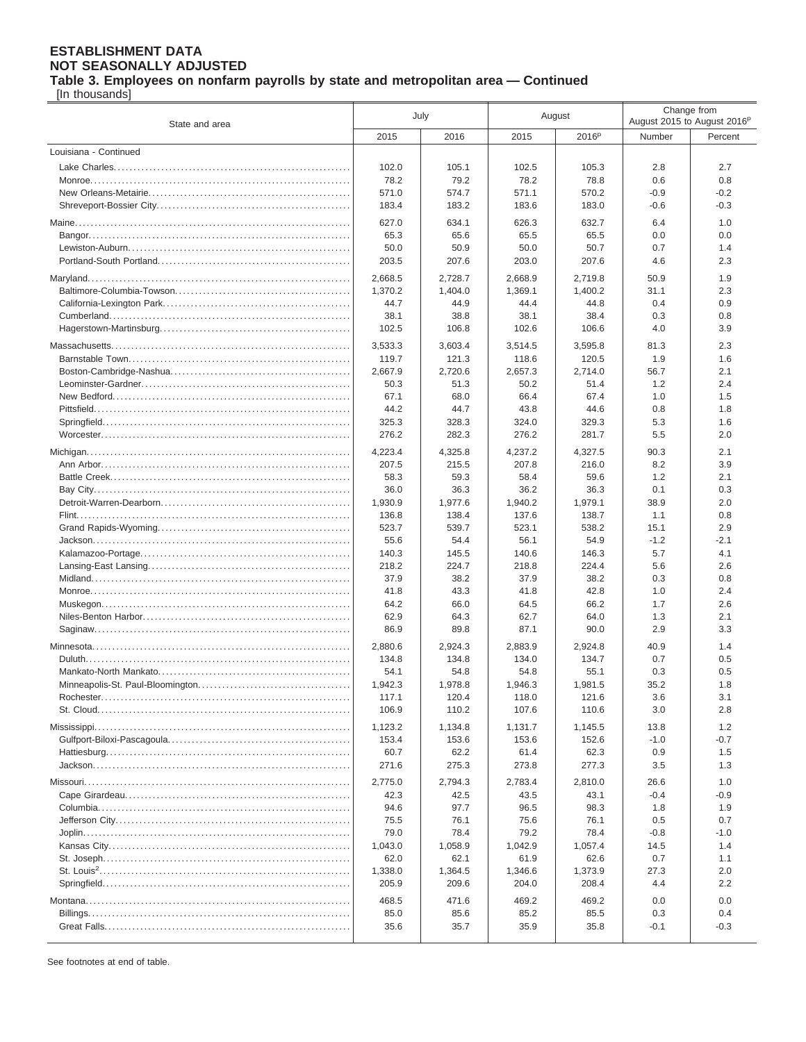**ESTABLISHMENT DATA**
**NOT SEASONALLY ADJUSTED**
**Table 3. Employees on nonfarm payrolls by state and metropolitan area — Continued**
[In thousands]

| State and area | July | | August | | Change from August 2015 to August 2016[p] | |
|---|---|---|---|---|---|---|
| | 2015 | 2016 | 2015 | 2016[p] | Number | Percent |
| Louisiana - Continued | | | | | | |
| Lake Charles | 102.0 | 105.1 | 102.5 | 105.3 | 2.8 | 2.7 |
| Monroe | 78.2 | 79.2 | 78.2 | 78.8 | 0.6 | 0.8 |
| New Orleans-Metairie | 571.0 | 574.7 | 571.1 | 570.2 | -0.9 | -0.2 |
| Shreveport-Bossier City | 183.4 | 183.2 | 183.6 | 183.0 | -0.6 | -0.3 |
| Maine | 627.0 | 634.1 | 626.3 | 632.7 | 6.4 | 1.0 |
| Bangor | 65.3 | 65.6 | 65.5 | 65.5 | 0.0 | 0.0 |
| Lewiston-Auburn | 50.0 | 50.9 | 50.0 | 50.7 | 0.7 | 1.4 |
| Portland-South Portland | 203.5 | 207.6 | 203.0 | 207.6 | 4.6 | 2.3 |
| Maryland | 2,668.5 | 2,728.7 | 2,668.9 | 2,719.8 | 50.9 | 1.9 |
| Baltimore-Columbia-Towson | 1,370.2 | 1,404.0 | 1,369.1 | 1,400.2 | 31.1 | 2.3 |
| California-Lexington Park | 44.7 | 44.9 | 44.4 | 44.8 | 0.4 | 0.9 |
| Cumberland | 38.1 | 38.8 | 38.1 | 38.4 | 0.3 | 0.8 |
| Hagerstown-Martinsburg | 102.5 | 106.8 | 102.6 | 106.6 | 4.0 | 3.9 |
| Massachusetts | 3,533.3 | 3,603.4 | 3,514.5 | 3,595.8 | 81.3 | 2.3 |
| Barnstable Town | 119.7 | 121.3 | 118.6 | 120.5 | 1.9 | 1.6 |
| Boston-Cambridge-Nashua | 2,667.9 | 2,720.6 | 2,657.3 | 2,714.0 | 56.7 | 2.1 |
| Leominster-Gardner | 50.3 | 51.3 | 50.2 | 51.4 | 1.2 | 2.4 |
| New Bedford | 67.1 | 68.0 | 66.4 | 67.4 | 1.0 | 1.5 |
| Pittsfield | 44.2 | 44.7 | 43.8 | 44.6 | 0.8 | 1.8 |
| Springfield | 325.3 | 328.3 | 324.0 | 329.3 | 5.3 | 1.6 |
| Worcester | 276.2 | 282.3 | 276.2 | 281.7 | 5.5 | 2.0 |
| Michigan | 4,223.4 | 4,325.8 | 4,237.2 | 4,327.5 | 90.3 | 2.1 |
| Ann Arbor | 207.5 | 215.5 | 207.8 | 216.0 | 8.2 | 3.9 |
| Battle Creek | 58.3 | 59.3 | 58.4 | 59.6 | 1.2 | 2.1 |
| Bay City | 36.0 | 36.3 | 36.2 | 36.3 | 0.1 | 0.3 |
| Detroit-Warren-Dearborn | 1,930.9 | 1,977.6 | 1,940.2 | 1,979.1 | 38.9 | 2.0 |
| Flint | 136.8 | 138.4 | 137.6 | 138.7 | 1.1 | 0.8 |
| Grand Rapids-Wyoming | 523.7 | 539.7 | 523.1 | 538.2 | 15.1 | 2.9 |
| Jackson | 55.6 | 54.4 | 56.1 | 54.9 | -1.2 | -2.1 |
| Kalamazoo-Portage | 140.3 | 145.5 | 140.6 | 146.3 | 5.7 | 4.1 |
| Lansing-East Lansing | 218.2 | 224.7 | 218.8 | 224.4 | 5.6 | 2.6 |
| Midland | 37.9 | 38.2 | 37.9 | 38.2 | 0.3 | 0.8 |
| Monroe | 41.8 | 43.3 | 41.8 | 42.8 | 1.0 | 2.4 |
| Muskegon | 64.2 | 66.0 | 64.5 | 66.2 | 1.7 | 2.6 |
| Niles-Benton Harbor | 62.9 | 64.3 | 62.7 | 64.0 | 1.3 | 2.1 |
| Saginaw | 86.9 | 89.8 | 87.1 | 90.0 | 2.9 | 3.3 |
| Minnesota | 2,880.6 | 2,924.3 | 2,883.9 | 2,924.8 | 40.9 | 1.4 |
| Duluth | 134.8 | 134.8 | 134.0 | 134.7 | 0.7 | 0.5 |
| Mankato-North Mankato | 54.1 | 54.8 | 54.8 | 55.1 | 0.3 | 0.5 |
| Minneapolis-St. Paul-Bloomington | 1,942.3 | 1,978.8 | 1,946.3 | 1,981.5 | 35.2 | 1.8 |
| Rochester | 117.1 | 120.4 | 118.0 | 121.6 | 3.6 | 3.1 |
| St. Cloud | 106.9 | 110.2 | 107.6 | 110.6 | 3.0 | 2.8 |
| Mississippi | 1,123.2 | 1,134.8 | 1,131.7 | 1,145.5 | 13.8 | 1.2 |
| Gulfport-Biloxi-Pascagoula | 153.4 | 153.6 | 153.6 | 152.6 | -1.0 | -0.7 |
| Hattiesburg | 60.7 | 62.2 | 61.4 | 62.3 | 0.9 | 1.5 |
| Jackson | 271.6 | 275.3 | 273.8 | 277.3 | 3.5 | 1.3 |
| Missouri | 2,775.0 | 2,794.3 | 2,783.4 | 2,810.0 | 26.6 | 1.0 |
| Cape Girardeau | 42.3 | 42.5 | 43.5 | 43.1 | -0.4 | -0.9 |
| Columbia | 94.6 | 97.7 | 96.5 | 98.3 | 1.8 | 1.9 |
| Jefferson City | 75.5 | 76.1 | 75.6 | 76.1 | 0.5 | 0.7 |
| Joplin | 79.0 | 78.4 | 79.2 | 78.4 | -0.8 | -1.0 |
| Kansas City | 1,043.0 | 1,058.9 | 1,042.9 | 1,057.4 | 14.5 | 1.4 |
| St. Joseph | 62.0 | 62.1 | 61.9 | 62.6 | 0.7 | 1.1 |
| St. Louis[2] | 1,338.0 | 1,364.5 | 1,346.6 | 1,373.9 | 27.3 | 2.0 |
| Springfield | 205.9 | 209.6 | 204.0 | 208.4 | 4.4 | 2.2 |
| Montana | 468.5 | 471.6 | 469.2 | 469.2 | 0.0 | 0.0 |
| Billings | 85.0 | 85.6 | 85.2 | 85.5 | 0.3 | 0.4 |
| Great Falls | 35.6 | 35.7 | 35.9 | 35.8 | -0.1 | -0.3 |

See footnotes at end of table.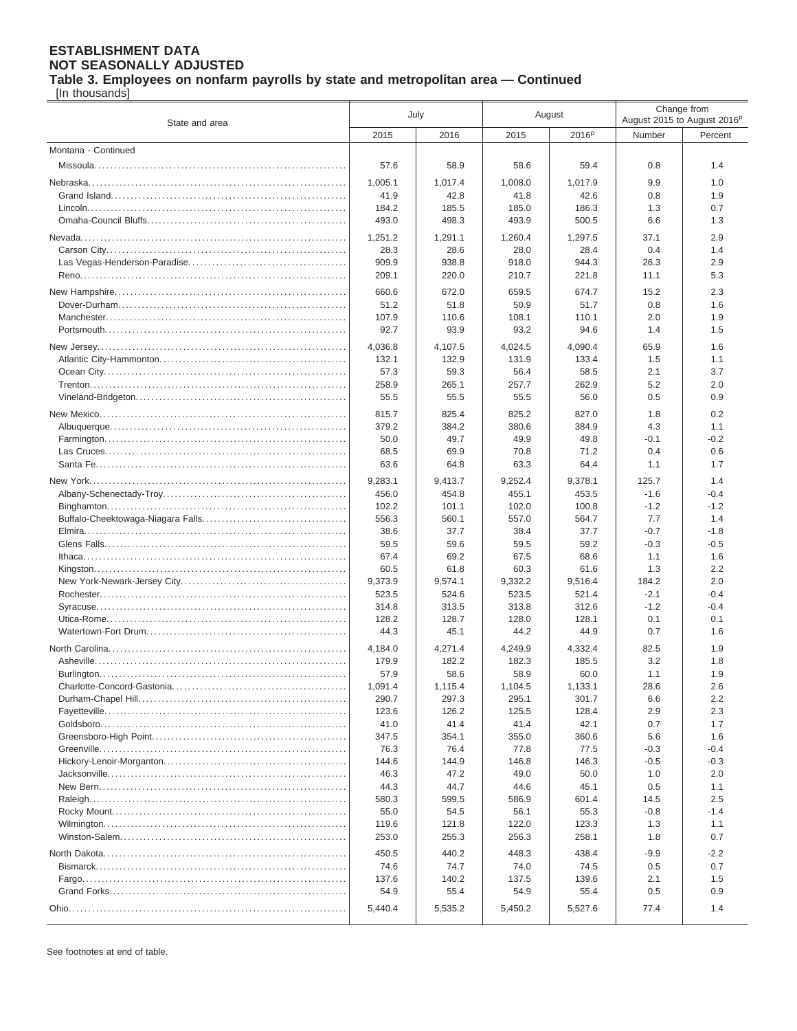**ESTABLISHMENT DATA**
**NOT SEASONALLY ADJUSTED**
**Table 3. Employees on nonfarm payrolls by state and metropolitan area — Continued**
[In thousands]

| State and area | July | | August | | Change from August 2015 to August 2016[p] | |
|---|---|---|---|---|---|---|
| | 2015 | 2016 | 2015 | 2016[p] | Number | Percent |
| Montana - Continued | | | | | | |
| Missoula | 57.6 | 58.9 | 58.6 | 59.4 | 0.8 | 1.4 |
| Nebraska | 1,005.1 | 1,017.4 | 1,008.0 | 1,017.9 | 9.9 | 1.0 |
| Grand Island | 41.9 | 42.8 | 41.8 | 42.6 | 0.8 | 1.9 |
| Lincoln | 184.2 | 185.5 | 185.0 | 186.3 | 1.3 | 0.7 |
| Omaha-Council Bluffs | 493.0 | 498.3 | 493.9 | 500.5 | 6.6 | 1.3 |
| Nevada | 1,251.2 | 1,291.1 | 1,260.4 | 1,297.5 | 37.1 | 2.9 |
| Carson City | 28.3 | 28.6 | 28.0 | 28.4 | 0.4 | 1.4 |
| Las Vegas-Henderson-Paradise | 909.9 | 938.8 | 918.0 | 944.3 | 26.3 | 2.9 |
| Reno | 209.1 | 220.0 | 210.7 | 221.8 | 11.1 | 5.3 |
| New Hampshire | 660.6 | 672.0 | 659.5 | 674.7 | 15.2 | 2.3 |
| Dover-Durham | 51.2 | 51.8 | 50.9 | 51.7 | 0.8 | 1.6 |
| Manchester | 107.9 | 110.6 | 108.1 | 110.1 | 2.0 | 1.9 |
| Portsmouth | 92.7 | 93.9 | 93.2 | 94.6 | 1.4 | 1.5 |
| New Jersey | 4,036.8 | 4,107.5 | 4,024.5 | 4,090.4 | 65.9 | 1.6 |
| Atlantic City-Hammonton | 132.1 | 132.9 | 131.9 | 133.4 | 1.5 | 1.1 |
| Ocean City | 57.3 | 59.3 | 56.4 | 58.5 | 2.1 | 3.7 |
| Trenton | 258.9 | 265.1 | 257.7 | 262.9 | 5.2 | 2.0 |
| Vineland-Bridgeton | 55.5 | 55.5 | 55.5 | 56.0 | 0.5 | 0.9 |
| New Mexico | 815.7 | 825.4 | 825.2 | 827.0 | 1.8 | 0.2 |
| Albuquerque | 379.2 | 384.2 | 380.6 | 384.9 | 4.3 | 1.1 |
| Farmington | 50.0 | 49.7 | 49.9 | 49.8 | -0.1 | -0.2 |
| Las Cruces | 68.5 | 69.9 | 70.8 | 71.2 | 0.4 | 0.6 |
| Santa Fe | 63.6 | 64.8 | 63.3 | 64.4 | 1.1 | 1.7 |
| New York | 9,283.1 | 9,413.7 | 9,252.4 | 9,378.1 | 125.7 | 1.4 |
| Albany-Schenectady-Troy | 456.0 | 454.8 | 455.1 | 453.5 | -1.6 | -0.4 |
| Binghamton | 102.2 | 101.1 | 102.0 | 100.8 | -1.2 | -1.2 |
| Buffalo-Cheektowaga-Niagara Falls | 556.3 | 560.1 | 557.0 | 564.7 | 7.7 | 1.4 |
| Elmira | 38.6 | 37.7 | 38.4 | 37.7 | -0.7 | -1.8 |
| Glens Falls | 59.5 | 59.6 | 59.5 | 59.2 | -0.3 | -0.5 |
| Ithaca | 67.4 | 69.2 | 67.5 | 68.6 | 1.1 | 1.6 |
| Kingston | 60.5 | 61.8 | 60.3 | 61.6 | 1.3 | 2.2 |
| New York-Newark-Jersey City | 9,373.9 | 9,574.1 | 9,332.2 | 9,516.4 | 184.2 | 2.0 |
| Rochester | 523.5 | 524.6 | 523.5 | 521.4 | -2.1 | -0.4 |
| Syracuse | 314.8 | 313.5 | 313.8 | 312.6 | -1.2 | -0.4 |
| Utica-Rome | 128.2 | 128.7 | 128.0 | 128.1 | 0.1 | 0.1 |
| Watertown-Fort Drum | 44.3 | 45.1 | 44.2 | 44.9 | 0.7 | 1.6 |
| North Carolina | 4,184.0 | 4,271.4 | 4,249.9 | 4,332.4 | 82.5 | 1.9 |
| Asheville | 179.9 | 182.2 | 182.3 | 185.5 | 3.2 | 1.8 |
| Burlington | 57.9 | 58.6 | 58.9 | 60.0 | 1.1 | 1.9 |
| Charlotte-Concord-Gastonia | 1,091.4 | 1,115.4 | 1,104.5 | 1,133.1 | 28.6 | 2.6 |
| Durham-Chapel Hill | 290.7 | 297.3 | 295.1 | 301.7 | 6.6 | 2.2 |
| Fayetteville | 123.6 | 126.2 | 125.5 | 128.4 | 2.9 | 2.3 |
| Goldsboro | 41.0 | 41.4 | 41.4 | 42.1 | 0.7 | 1.7 |
| Greensboro-High Point | 347.5 | 354.1 | 355.0 | 360.6 | 5.6 | 1.6 |
| Greenville | 76.3 | 76.4 | 77.8 | 77.5 | -0.3 | -0.4 |
| Hickory-Lenoir-Morganton | 144.6 | 144.9 | 146.8 | 146.3 | -0.5 | -0.3 |
| Jacksonville | 46.3 | 47.2 | 49.0 | 50.0 | 1.0 | 2.0 |
| New Bern | 44.3 | 44.7 | 44.6 | 45.1 | 0.5 | 1.1 |
| Raleigh | 580.3 | 599.5 | 586.9 | 601.4 | 14.5 | 2.5 |
| Rocky Mount | 55.0 | 54.5 | 56.1 | 55.3 | -0.8 | -1.4 |
| Wilmington | 119.6 | 121.8 | 122.0 | 123.3 | 1.3 | 1.1 |
| Winston-Salem | 253.0 | 255.3 | 256.3 | 258.1 | 1.8 | 0.7 |
| North Dakota | 450.5 | 440.2 | 448.3 | 438.4 | -9.9 | -2.2 |
| Bismarck | 74.6 | 74.7 | 74.0 | 74.5 | 0.5 | 0.7 |
| Fargo | 137.6 | 140.2 | 137.5 | 139.6 | 2.1 | 1.5 |
| Grand Forks | 54.9 | 55.4 | 54.9 | 55.4 | 0.5 | 0.9 |
| Ohio | 5,440.4 | 5,535.2 | 5,450.2 | 5,527.6 | 77.4 | 1.4 |

See footnotes at end of table.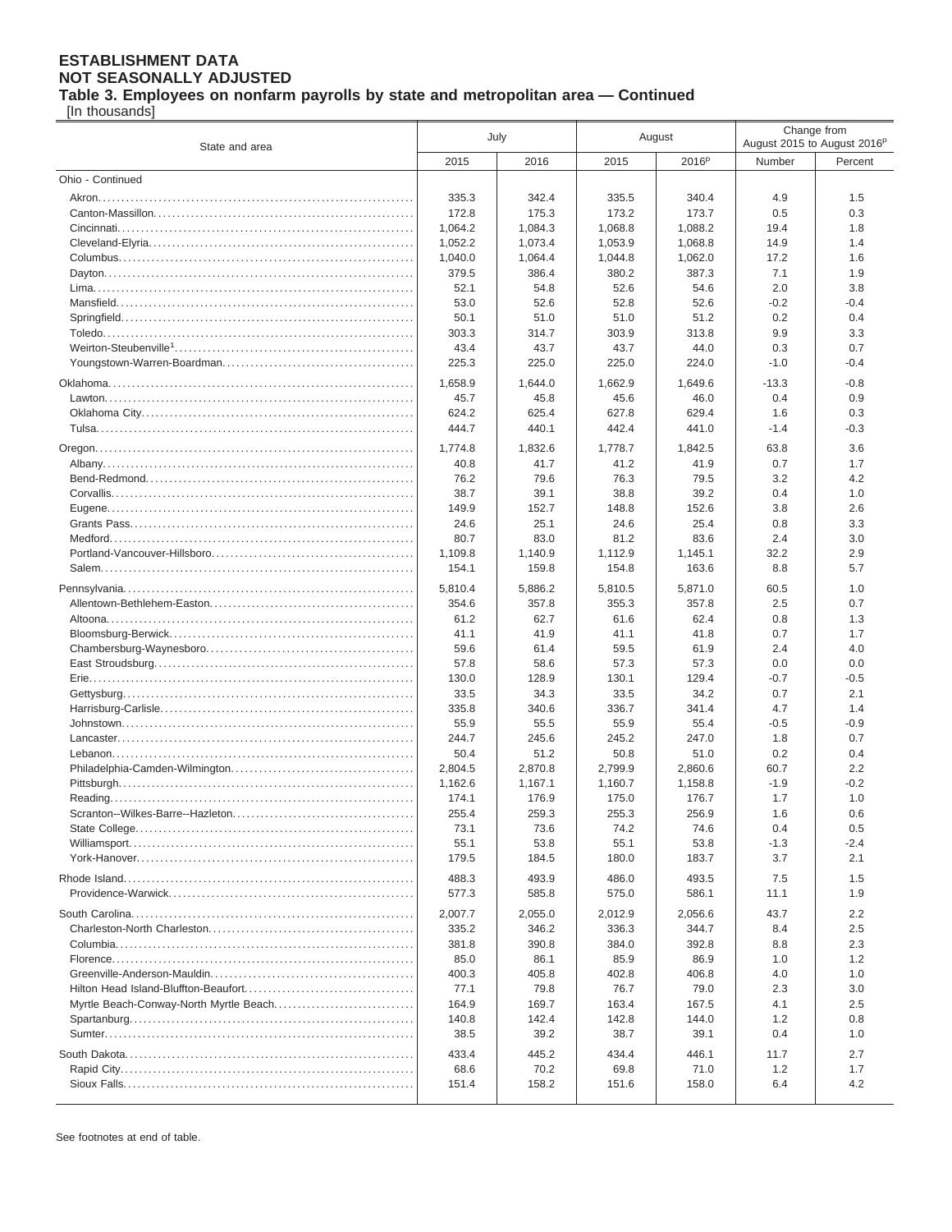**ESTABLISHMENT DATA**
**NOT SEASONALLY ADJUSTED**
**Table 3. Employees on nonfarm payrolls by state and metropolitan area — Continued**
[In thousands]

| State and area | July | | August | | Change from August 2015 to August 2016p | |
|---|---|---|---|---|---|---|
| | 2015 | 2016 | 2015 | 2016p | Number | Percent |
| Ohio - Continued | | | | | | |
| Akron | 335.3 | 342.4 | 335.5 | 340.4 | 4.9 | 1.5 |
| Canton-Massillon | 172.8 | 175.3 | 173.2 | 173.7 | 0.5 | 0.3 |
| Cincinnati | 1,064.2 | 1,084.3 | 1,068.8 | 1,088.2 | 19.4 | 1.8 |
| Cleveland-Elyria | 1,052.2 | 1,073.4 | 1,053.9 | 1,068.8 | 14.9 | 1.4 |
| Columbus | 1,040.0 | 1,064.4 | 1,044.8 | 1,062.0 | 17.2 | 1.6 |
| Dayton | 379.5 | 386.4 | 380.2 | 387.3 | 7.1 | 1.9 |
| Lima | 52.1 | 54.8 | 52.6 | 54.6 | 2.0 | 3.8 |
| Mansfield | 53.0 | 52.6 | 52.8 | 52.6 | -0.2 | -0.4 |
| Springfield | 50.1 | 51.0 | 51.0 | 51.2 | 0.2 | 0.4 |
| Toledo | 303.3 | 314.7 | 303.9 | 313.8 | 9.9 | 3.3 |
| Weirton-Steubenville[1] | 43.4 | 43.7 | 43.7 | 44.0 | 0.3 | 0.7 |
| Youngstown-Warren-Boardman | 225.3 | 225.0 | 225.0 | 224.0 | -1.0 | -0.4 |
| Oklahoma | 1,658.9 | 1,644.0 | 1,662.9 | 1,649.6 | -13.3 | -0.8 |
| Lawton | 45.7 | 45.8 | 45.6 | 46.0 | 0.4 | 0.9 |
| Oklahoma City | 624.2 | 625.4 | 627.8 | 629.4 | 1.6 | 0.3 |
| Tulsa | 444.7 | 440.1 | 442.4 | 441.0 | -1.4 | -0.3 |
| Oregon | 1,774.8 | 1,832.6 | 1,778.7 | 1,842.5 | 63.8 | 3.6 |
| Albany | 40.8 | 41.7 | 41.2 | 41.9 | 0.7 | 1.7 |
| Bend-Redmond | 76.2 | 79.6 | 76.3 | 79.5 | 3.2 | 4.2 |
| Corvallis | 38.7 | 39.1 | 38.8 | 39.2 | 0.4 | 1.0 |
| Eugene | 149.9 | 152.7 | 148.8 | 152.6 | 3.8 | 2.6 |
| Grants Pass | 24.6 | 25.1 | 24.6 | 25.4 | 0.8 | 3.3 |
| Medford | 80.7 | 83.0 | 81.2 | 83.6 | 2.4 | 3.0 |
| Portland-Vancouver-Hillsboro | 1,109.8 | 1,140.9 | 1,112.9 | 1,145.1 | 32.2 | 2.9 |
| Salem | 154.1 | 159.8 | 154.8 | 163.6 | 8.8 | 5.7 |
| Pennsylvania | 5,810.4 | 5,886.2 | 5,810.5 | 5,871.0 | 60.5 | 1.0 |
| Allentown-Bethlehem-Easton | 354.6 | 357.8 | 355.3 | 357.8 | 2.5 | 0.7 |
| Altoona | 61.2 | 62.7 | 61.6 | 62.4 | 0.8 | 1.3 |
| Bloomsburg-Berwick | 41.1 | 41.9 | 41.1 | 41.8 | 0.7 | 1.7 |
| Chambersburg-Waynesboro | 59.6 | 61.4 | 59.5 | 61.9 | 2.4 | 4.0 |
| East Stroudsburg | 57.8 | 58.6 | 57.3 | 57.3 | 0.0 | 0.0 |
| Erie | 130.0 | 128.9 | 130.1 | 129.4 | -0.7 | -0.5 |
| Gettysburg | 33.5 | 34.3 | 33.5 | 34.2 | 0.7 | 2.1 |
| Harrisburg-Carlisle | 335.8 | 340.6 | 336.7 | 341.4 | 4.7 | 1.4 |
| Johnstown | 55.9 | 55.5 | 55.9 | 55.4 | -0.5 | -0.9 |
| Lancaster | 244.7 | 245.6 | 245.2 | 247.0 | 1.8 | 0.7 |
| Lebanon | 50.4 | 51.2 | 50.8 | 51.0 | 0.2 | 0.4 |
| Philadelphia-Camden-Wilmington | 2,804.5 | 2,870.8 | 2,799.9 | 2,860.6 | 60.7 | 2.2 |
| Pittsburgh | 1,162.6 | 1,167.1 | 1,160.7 | 1,158.8 | -1.9 | -0.2 |
| Reading | 174.1 | 176.9 | 175.0 | 176.7 | 1.7 | 1.0 |
| Scranton--Wilkes-Barre--Hazleton | 255.4 | 259.3 | 255.3 | 256.9 | 1.6 | 0.6 |
| State College | 73.1 | 73.6 | 74.2 | 74.6 | 0.4 | 0.5 |
| Williamsport | 55.1 | 53.8 | 55.1 | 53.8 | -1.3 | -2.4 |
| York-Hanover | 179.5 | 184.5 | 180.0 | 183.7 | 3.7 | 2.1 |
| Rhode Island | 488.3 | 493.9 | 486.0 | 493.5 | 7.5 | 1.5 |
| Providence-Warwick | 577.3 | 585.8 | 575.0 | 586.1 | 11.1 | 1.9 |
| South Carolina | 2,007.7 | 2,055.0 | 2,012.9 | 2,056.6 | 43.7 | 2.2 |
| Charleston-North Charleston | 335.2 | 346.2 | 336.3 | 344.7 | 8.4 | 2.5 |
| Columbia | 381.8 | 390.8 | 384.0 | 392.8 | 8.8 | 2.3 |
| Florence | 85.0 | 86.1 | 85.9 | 86.9 | 1.0 | 1.2 |
| Greenville-Anderson-Mauldin | 400.3 | 405.8 | 402.8 | 406.8 | 4.0 | 1.0 |
| Hilton Head Island-Bluffton-Beaufort | 77.1 | 79.8 | 76.7 | 79.0 | 2.3 | 3.0 |
| Myrtle Beach-Conway-North Myrtle Beach | 164.9 | 169.7 | 163.4 | 167.5 | 4.1 | 2.5 |
| Spartanburg | 140.8 | 142.4 | 142.8 | 144.0 | 1.2 | 0.8 |
| Sumter | 38.5 | 39.2 | 38.7 | 39.1 | 0.4 | 1.0 |
| South Dakota | 433.4 | 445.2 | 434.4 | 446.1 | 11.7 | 2.7 |
| Rapid City | 68.6 | 70.2 | 69.8 | 71.0 | 1.2 | 1.7 |
| Sioux Falls | 151.4 | 158.2 | 151.6 | 158.0 | 6.4 | 4.2 |

See footnotes at end of table.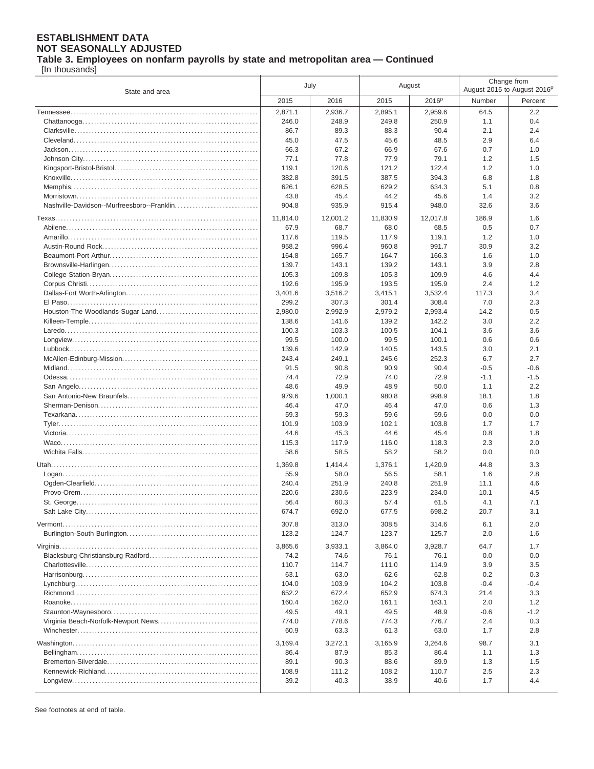**ESTABLISHMENT DATA**
**NOT SEASONALLY ADJUSTED**
**Table 3. Employees on nonfarm payrolls by state and metropolitan area — Continued**
[In thousands]

| State and area | July | | August | | Change from August 2015 to August 2016[p] | |
|---|---|---|---|---|---|---|
| | 2015 | 2016 | 2015 | 2016[p] | Number | Percent |
| Tennessee | 2,871.1 | 2,936.7 | 2,895.1 | 2,959.6 | 64.5 | 2.2 |
| Chattanooga | 246.0 | 248.9 | 249.8 | 250.9 | 1.1 | 0.4 |
| Clarksville | 86.7 | 89.3 | 88.3 | 90.4 | 2.1 | 2.4 |
| Cleveland | 45.0 | 47.5 | 45.6 | 48.5 | 2.9 | 6.4 |
| Jackson | 66.3 | 67.2 | 66.9 | 67.6 | 0.7 | 1.0 |
| Johnson City | 77.1 | 77.8 | 77.9 | 79.1 | 1.2 | 1.5 |
| Kingsport-Bristol-Bristol | 119.1 | 120.6 | 121.2 | 122.4 | 1.2 | 1.0 |
| Knoxville | 382.8 | 391.5 | 387.5 | 394.3 | 6.8 | 1.8 |
| Memphis | 626.1 | 628.5 | 629.2 | 634.3 | 5.1 | 0.8 |
| Morristown | 43.8 | 45.4 | 44.2 | 45.6 | 1.4 | 3.2 |
| Nashville-Davidson--Murfreesboro--Franklin | 904.8 | 935.9 | 915.4 | 948.0 | 32.6 | 3.6 |
| Texas | 11,814.0 | 12,001.2 | 11,830.9 | 12,017.8 | 186.9 | 1.6 |
| Abilene | 67.9 | 68.7 | 68.0 | 68.5 | 0.5 | 0.7 |
| Amarillo | 117.6 | 119.5 | 117.9 | 119.1 | 1.2 | 1.0 |
| Austin-Round Rock | 958.2 | 996.4 | 960.8 | 991.7 | 30.9 | 3.2 |
| Beaumont-Port Arthur | 164.8 | 165.7 | 164.7 | 166.3 | 1.6 | 1.0 |
| Brownsville-Harlingen | 139.7 | 143.1 | 139.2 | 143.1 | 3.9 | 2.8 |
| College Station-Bryan | 105.3 | 109.8 | 105.3 | 109.9 | 4.6 | 4.4 |
| Corpus Christi | 192.6 | 195.9 | 193.5 | 195.9 | 2.4 | 1.2 |
| Dallas-Fort Worth-Arlington | 3,401.6 | 3,516.2 | 3,415.1 | 3,532.4 | 117.3 | 3.4 |
| El Paso | 299.2 | 307.3 | 301.4 | 308.4 | 7.0 | 2.3 |
| Houston-The Woodlands-Sugar Land | 2,980.0 | 2,992.9 | 2,979.2 | 2,993.4 | 14.2 | 0.5 |
| Killeen-Temple | 138.6 | 141.6 | 139.2 | 142.2 | 3.0 | 2.2 |
| Laredo | 100.3 | 103.3 | 100.5 | 104.1 | 3.6 | 3.6 |
| Longview | 99.5 | 100.0 | 99.5 | 100.1 | 0.6 | 0.6 |
| Lubbock | 139.6 | 142.9 | 140.5 | 143.5 | 3.0 | 2.1 |
| McAllen-Edinburg-Mission | 243.4 | 249.1 | 245.6 | 252.3 | 6.7 | 2.7 |
| Midland | 91.5 | 90.8 | 90.9 | 90.4 | -0.5 | -0.6 |
| Odessa | 74.4 | 72.9 | 74.0 | 72.9 | -1.1 | -1.5 |
| San Angelo | 48.6 | 49.9 | 48.9 | 50.0 | 1.1 | 2.2 |
| San Antonio-New Braunfels | 979.6 | 1,000.1 | 980.8 | 998.9 | 18.1 | 1.8 |
| Sherman-Denison | 46.4 | 47.0 | 46.4 | 47.0 | 0.6 | 1.3 |
| Texarkana | 59.3 | 59.3 | 59.6 | 59.6 | 0.0 | 0.0 |
| Tyler | 101.9 | 103.9 | 102.1 | 103.8 | 1.7 | 1.7 |
| Victoria | 44.6 | 45.3 | 44.6 | 45.4 | 0.8 | 1.8 |
| Waco | 115.3 | 117.9 | 116.0 | 118.3 | 2.3 | 2.0 |
| Wichita Falls | 58.6 | 58.5 | 58.2 | 58.2 | 0.0 | 0.0 |
| Utah | 1,369.8 | 1,414.4 | 1,376.1 | 1,420.9 | 44.8 | 3.3 |
| Logan | 55.9 | 58.0 | 56.5 | 58.1 | 1.6 | 2.8 |
| Ogden-Clearfield | 240.4 | 251.9 | 240.8 | 251.9 | 11.1 | 4.6 |
| Provo-Orem | 220.6 | 230.6 | 223.9 | 234.0 | 10.1 | 4.5 |
| St. George | 56.4 | 60.3 | 57.4 | 61.5 | 4.1 | 7.1 |
| Salt Lake City | 674.7 | 692.0 | 677.5 | 698.2 | 20.7 | 3.1 |
| Vermont | 307.8 | 313.0 | 308.5 | 314.6 | 6.1 | 2.0 |
| Burlington-South Burlington | 123.2 | 124.7 | 123.7 | 125.7 | 2.0 | 1.6 |
| Virginia | 3,865.6 | 3,933.1 | 3,864.0 | 3,928.7 | 64.7 | 1.7 |
| Blacksburg-Christiansburg-Radford | 74.2 | 74.6 | 76.1 | 76.1 | 0.0 | 0.0 |
| Charlottesville | 110.7 | 114.7 | 111.0 | 114.9 | 3.9 | 3.5 |
| Harrisonburg | 63.1 | 63.0 | 62.6 | 62.8 | 0.2 | 0.3 |
| Lynchburg | 104.0 | 103.9 | 104.2 | 103.8 | -0.4 | -0.4 |
| Richmond | 652.2 | 672.4 | 652.9 | 674.3 | 21.4 | 3.3 |
| Roanoke | 160.4 | 162.0 | 161.1 | 163.1 | 2.0 | 1.2 |
| Staunton-Waynesboro | 49.5 | 49.1 | 49.5 | 48.9 | -0.6 | -1.2 |
| Virginia Beach-Norfolk-Newport News | 774.0 | 778.6 | 774.3 | 776.7 | 2.4 | 0.3 |
| Winchester | 60.9 | 63.3 | 61.3 | 63.0 | 1.7 | 2.8 |
| Washington | 3,169.4 | 3,272.1 | 3,165.9 | 3,264.6 | 98.7 | 3.1 |
| Bellingham | 86.4 | 87.9 | 85.3 | 86.4 | 1.1 | 1.3 |
| Bremerton-Silverdale | 89.1 | 90.3 | 88.6 | 89.9 | 1.3 | 1.5 |
| Kennewick-Richland | 108.9 | 111.2 | 108.2 | 110.7 | 2.5 | 2.3 |
| Longview | 39.2 | 40.3 | 38.9 | 40.6 | 1.7 | 4.4 |

See footnotes at end of table.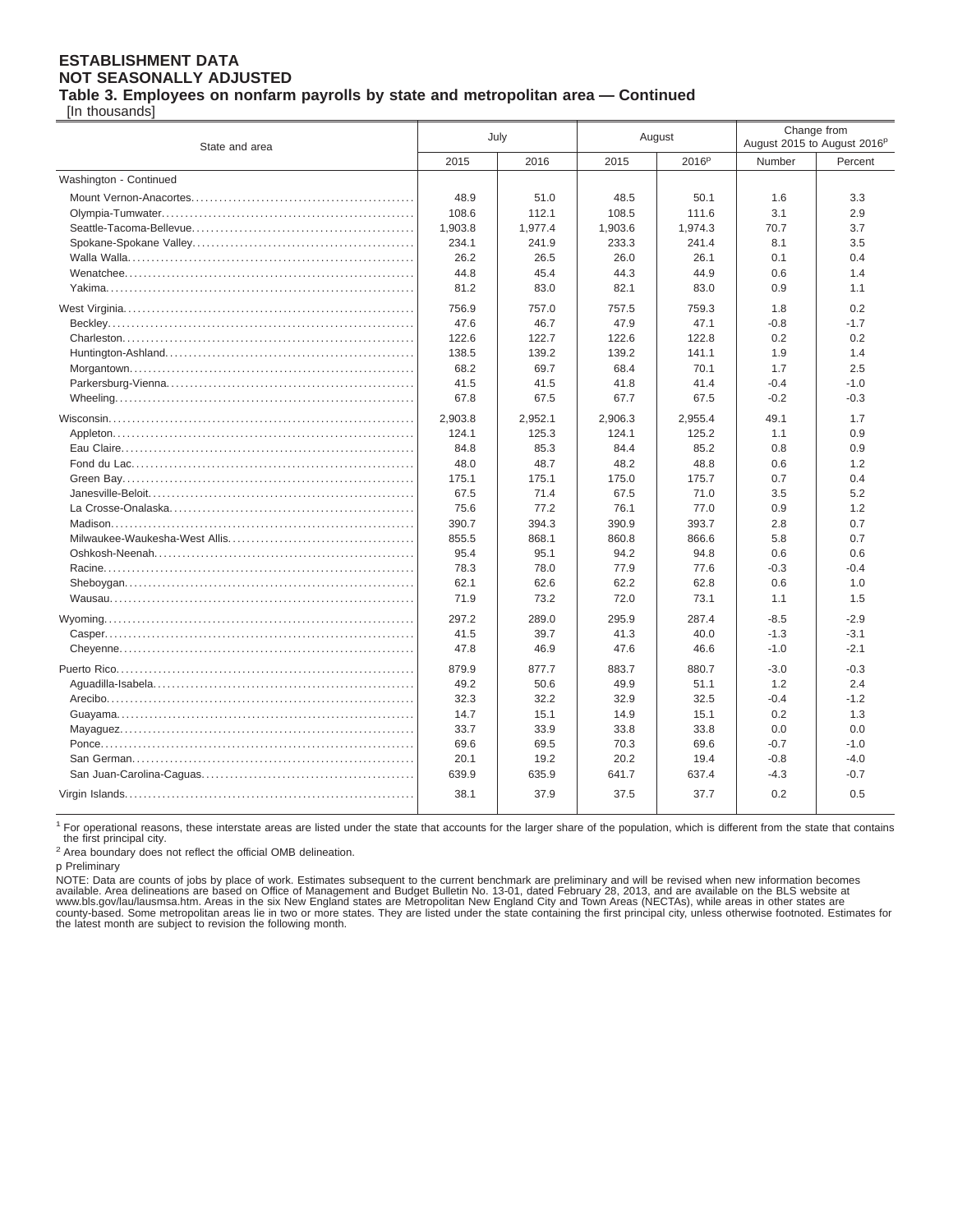**ESTABLISHMENT DATA**
**NOT SEASONALLY ADJUSTED**
**Table 3. Employees on nonfarm payrolls by state and metropolitan area — Continued**
[In thousands]

| State and area | July | | August | | Change from August 2015 to August 2016p | |
|---|---|---|---|---|---|---|
| | 2015 | 2016 | 2015 | 2016p | Number | Percent |
| Washington - Continued | | | | | | |
| Mount Vernon-Anacortes | 48.9 | 51.0 | 48.5 | 50.1 | 1.6 | 3.3 |
| Olympia-Tumwater | 108.6 | 112.1 | 108.5 | 111.6 | 3.1 | 2.9 |
| Seattle-Tacoma-Bellevue | 1,903.8 | 1,977.4 | 1,903.6 | 1,974.3 | 70.7 | 3.7 |
| Spokane-Spokane Valley | 234.1 | 241.9 | 233.3 | 241.4 | 8.1 | 3.5 |
| Walla Walla | 26.2 | 26.5 | 26.0 | 26.1 | 0.1 | 0.4 |
| Wenatchee | 44.8 | 45.4 | 44.3 | 44.9 | 0.6 | 1.4 |
| Yakima | 81.2 | 83.0 | 82.1 | 83.0 | 0.9 | 1.1 |
| West Virginia | 756.9 | 757.0 | 757.5 | 759.3 | 1.8 | 0.2 |
| Beckley | 47.6 | 46.7 | 47.9 | 47.1 | -0.8 | -1.7 |
| Charleston | 122.6 | 122.7 | 122.6 | 122.8 | 0.2 | 0.2 |
| Huntington-Ashland | 138.5 | 139.2 | 139.2 | 141.1 | 1.9 | 1.4 |
| Morgantown | 68.2 | 69.7 | 68.4 | 70.1 | 1.7 | 2.5 |
| Parkersburg-Vienna | 41.5 | 41.5 | 41.8 | 41.4 | -0.4 | -1.0 |
| Wheeling | 67.8 | 67.5 | 67.7 | 67.5 | -0.2 | -0.3 |
| Wisconsin | 2,903.8 | 2,952.1 | 2,906.3 | 2,955.4 | 49.1 | 1.7 |
| Appleton | 124.1 | 125.3 | 124.1 | 125.2 | 1.1 | 0.9 |
| Eau Claire | 84.8 | 85.3 | 84.4 | 85.2 | 0.8 | 0.9 |
| Fond du Lac | 48.0 | 48.7 | 48.2 | 48.8 | 0.6 | 1.2 |
| Green Bay | 175.1 | 175.1 | 175.0 | 175.7 | 0.7 | 0.4 |
| Janesville-Beloit | 67.5 | 71.4 | 67.5 | 71.0 | 3.5 | 5.2 |
| La Crosse-Onalaska | 75.6 | 77.2 | 76.1 | 77.0 | 0.9 | 1.2 |
| Madison | 390.7 | 394.3 | 390.9 | 393.7 | 2.8 | 0.7 |
| Milwaukee-Waukesha-West Allis | 855.5 | 868.1 | 860.8 | 866.6 | 5.8 | 0.7 |
| Oshkosh-Neenah | 95.4 | 95.1 | 94.2 | 94.8 | 0.6 | 0.6 |
| Racine | 78.3 | 78.0 | 77.9 | 77.6 | -0.3 | -0.4 |
| Sheboygan | 62.1 | 62.6 | 62.2 | 62.8 | 0.6 | 1.0 |
| Wausau | 71.9 | 73.2 | 72.0 | 73.1 | 1.1 | 1.5 |
| Wyoming | 297.2 | 289.0 | 295.9 | 287.4 | -8.5 | -2.9 |
| Casper | 41.5 | 39.7 | 41.3 | 40.0 | -1.3 | -3.1 |
| Cheyenne | 47.8 | 46.9 | 47.6 | 46.6 | -1.0 | -2.1 |
| Puerto Rico | 879.9 | 877.7 | 883.7 | 880.7 | -3.0 | -0.3 |
| Aguadilla-Isabela | 49.2 | 50.6 | 49.9 | 51.1 | 1.2 | 2.4 |
| Arecibo | 32.3 | 32.2 | 32.9 | 32.5 | -0.4 | -1.2 |
| Guayama | 14.7 | 15.1 | 14.9 | 15.1 | 0.2 | 1.3 |
| Mayaguez | 33.7 | 33.9 | 33.8 | 33.8 | 0.0 | 0.0 |
| Ponce | 69.6 | 69.5 | 70.3 | 69.6 | -0.7 | -1.0 |
| San German | 20.1 | 19.2 | 20.2 | 19.4 | -0.8 | -4.0 |
| San Juan-Carolina-Caguas | 639.9 | 635.9 | 641.7 | 637.4 | -4.3 | -0.7 |
| Virgin Islands | 38.1 | 37.9 | 37.5 | 37.7 | 0.2 | 0.5 |

[1] For operational reasons, these interstate areas are listed under the state that accounts for the larger share of the population, which is different from the state that contains the first principal city.

[2] Area boundary does not reflect the official OMB delineation.

p Preliminary

NOTE: Data are counts of jobs by place of work. Estimates subsequent to the current benchmark are preliminary and will be revised when new information becomes available. Area delineations are based on Office of Management and Budget Bulletin No. 13-01, dated February 28, 2013, and are available on the BLS website at www.bls.gov/lau/lausmsa.htm. Areas in the six New England states are Metropolitan New England City and Town Areas (NECTAs), while areas in other states are county-based. Some metropolitan areas lie in two or more states. They are listed under the state containing the first principal city, unless otherwise footnoted. Estimates for the latest month are subject to revision the following month.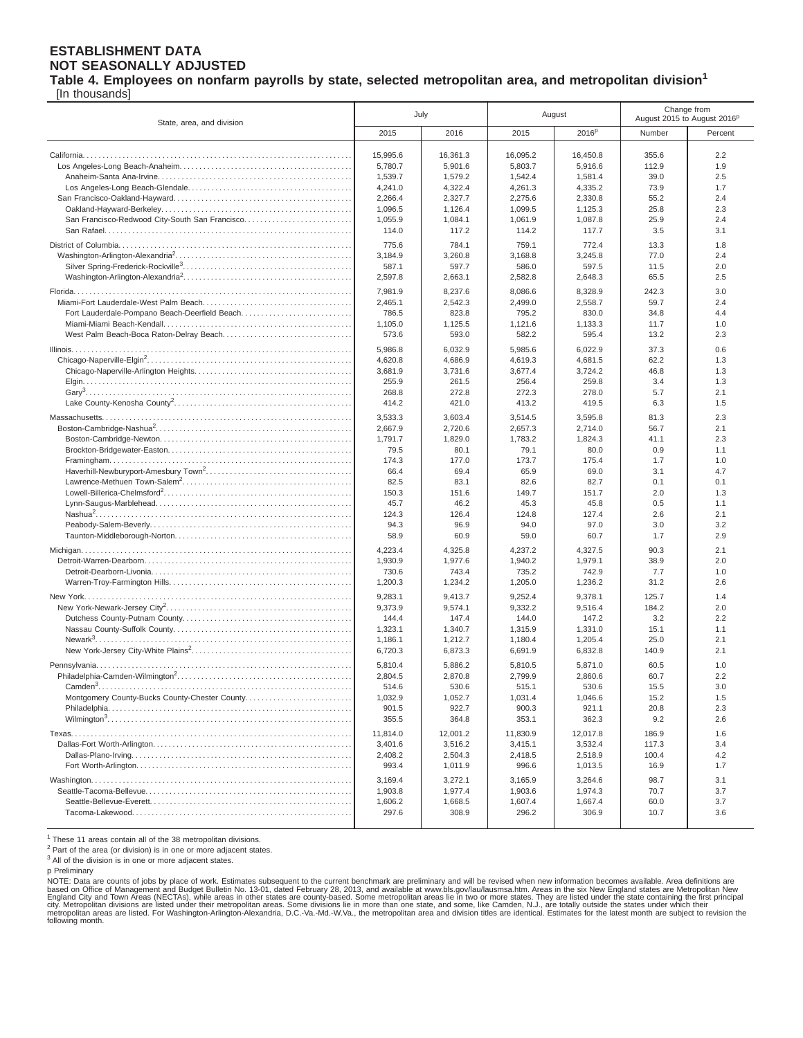# ESTABLISHMENT DATA
# NOT SEASONALLY ADJUSTED
## Table 4. Employees on nonfarm payrolls by state, selected metropolitan area, and metropolitan division[1]

[In thousands]

| State, area, and division | July 2015 | July 2016 | August 2015 | August 2016[p] | Change from August 2015 to August 2016[p] Number | Change from August 2015 to August 2016[p] Percent |
|---|---|---|---|---|---|---|
| California | 15,995.6 | 16,361.3 | 16,095.2 | 16,450.8 | 355.6 | 2.2 |
| Los Angeles-Long Beach-Anaheim | 5,780.7 | 5,901.6 | 5,803.7 | 5,916.6 | 112.9 | 1.9 |
| Anaheim-Santa Ana-Irvine | 1,539.7 | 1,579.2 | 1,542.4 | 1,581.4 | 39.0 | 2.5 |
| Los Angeles-Long Beach-Glendale | 4,241.0 | 4,322.4 | 4,261.3 | 4,335.2 | 73.9 | 1.7 |
| San Francisco-Oakland-Hayward | 2,266.4 | 2,327.7 | 2,275.6 | 2,330.8 | 55.2 | 2.4 |
| Oakland-Hayward-Berkeley | 1,096.5 | 1,126.4 | 1,099.5 | 1,125.3 | 25.8 | 2.3 |
| San Francisco-Redwood City-South San Francisco | 1,055.9 | 1,084.1 | 1,061.9 | 1,087.8 | 25.9 | 2.4 |
| San Rafael | 114.0 | 117.2 | 114.2 | 117.7 | 3.5 | 3.1 |
| District of Columbia | 775.6 | 784.1 | 759.1 | 772.4 | 13.3 | 1.8 |
| Washington-Arlington-Alexandria[2] | 3,184.9 | 3,260.8 | 3,168.8 | 3,245.8 | 77.0 | 2.4 |
| Silver Spring-Frederick-Rockville[3] | 587.1 | 597.7 | 586.0 | 597.5 | 11.5 | 2.0 |
| Washington-Arlington-Alexandria[2] | 2,597.8 | 2,663.1 | 2,582.8 | 2,648.3 | 65.5 | 2.5 |
| Florida | 7,981.9 | 8,237.6 | 8,086.6 | 8,328.9 | 242.3 | 3.0 |
| Miami-Fort Lauderdale-West Palm Beach | 2,465.1 | 2,542.3 | 2,499.0 | 2,558.7 | 59.7 | 2.4 |
| Fort Lauderdale-Pompano Beach-Deerfield Beach | 786.5 | 823.8 | 795.2 | 830.0 | 34.8 | 4.4 |
| Miami-Miami Beach-Kendall | 1,105.0 | 1,125.5 | 1,121.6 | 1,133.3 | 11.7 | 1.0 |
| West Palm Beach-Boca Raton-Delray Beach | 573.6 | 593.0 | 582.2 | 595.4 | 13.2 | 2.3 |
| Illinois | 5,986.8 | 6,032.9 | 5,985.6 | 6,022.9 | 37.3 | 0.6 |
| Chicago-Naperville-Elgin[2] | 4,620.8 | 4,686.9 | 4,619.3 | 4,681.5 | 62.2 | 1.3 |
| Chicago-Naperville-Arlington Heights | 3,681.9 | 3,731.6 | 3,677.4 | 3,724.2 | 46.8 | 1.3 |
| Elgin | 255.9 | 261.5 | 256.4 | 259.8 | 3.4 | 1.3 |
| Gary[3] | 268.8 | 272.8 | 272.3 | 278.0 | 5.7 | 2.1 |
| Lake County-Kenosha County[2] | 414.2 | 421.0 | 413.2 | 419.5 | 6.3 | 1.5 |
| Massachusetts | 3,533.3 | 3,603.4 | 3,514.5 | 3,595.8 | 81.3 | 2.3 |
| Boston-Cambridge-Nashua[2] | 2,667.9 | 2,720.6 | 2,657.3 | 2,714.0 | 56.7 | 2.1 |
| Boston-Cambridge-Newton | 1,791.7 | 1,829.0 | 1,783.2 | 1,824.3 | 41.1 | 2.3 |
| Brockton-Bridgewater-Easton | 79.5 | 80.1 | 79.1 | 80.0 | 0.9 | 1.1 |
| Framingham | 174.3 | 177.0 | 173.7 | 175.4 | 1.7 | 1.0 |
| Haverhill-Newburyport-Amesbury Town[2] | 66.4 | 69.4 | 65.9 | 69.0 | 3.1 | 4.7 |
| Lawrence-Methuen Town-Salem[2] | 82.5 | 83.1 | 82.6 | 82.7 | 0.1 | 0.1 |
| Lowell-Billerica-Chelmsford[2] | 150.3 | 151.6 | 149.7 | 151.7 | 2.0 | 1.3 |
| Lynn-Saugus-Marblehead | 45.7 | 46.2 | 45.3 | 45.8 | 0.5 | 1.1 |
| Nashua[2] | 124.3 | 126.4 | 124.8 | 127.4 | 2.6 | 2.1 |
| Peabody-Salem-Beverly | 94.3 | 96.9 | 94.0 | 97.0 | 3.0 | 3.2 |
| Taunton-Middleborough-Norton | 58.9 | 60.9 | 59.0 | 60.7 | 1.7 | 2.9 |
| Michigan | 4,223.4 | 4,325.8 | 4,237.2 | 4,327.5 | 90.3 | 2.1 |
| Detroit-Warren-Dearborn | 1,930.9 | 1,977.6 | 1,940.2 | 1,979.1 | 38.9 | 2.0 |
| Detroit-Dearborn-Livonia | 730.6 | 743.4 | 735.2 | 742.9 | 7.7 | 1.0 |
| Warren-Troy-Farmington Hills | 1,200.3 | 1,234.2 | 1,205.0 | 1,236.2 | 31.2 | 2.6 |
| New York | 9,283.1 | 9,413.7 | 9,252.4 | 9,378.1 | 125.7 | 1.4 |
| New York-Newark-Jersey City[2] | 9,373.9 | 9,574.1 | 9,332.2 | 9,516.4 | 184.2 | 2.0 |
| Dutchess County-Putnam County | 144.4 | 147.4 | 144.0 | 147.2 | 3.2 | 2.2 |
| Nassau County-Suffolk County | 1,323.1 | 1,340.7 | 1,315.9 | 1,331.0 | 15.1 | 1.1 |
| Newark[3] | 1,186.1 | 1,212.7 | 1,180.4 | 1,205.4 | 25.0 | 2.1 |
| New York-Jersey City-White Plains[2] | 6,720.3 | 6,873.3 | 6,691.9 | 6,832.8 | 140.9 | 2.1 |
| Pennsylvania | 5,810.4 | 5,886.2 | 5,810.5 | 5,871.0 | 60.5 | 1.0 |
| Philadelphia-Camden-Wilmington[2] | 2,804.5 | 2,870.8 | 2,799.9 | 2,860.6 | 60.7 | 2.2 |
| Camden[3] | 514.6 | 530.6 | 515.1 | 530.6 | 15.5 | 3.0 |
| Montgomery County-Bucks County-Chester County | 1,032.9 | 1,052.7 | 1,031.4 | 1,046.6 | 15.2 | 1.5 |
| Philadelphia | 901.5 | 922.7 | 900.3 | 921.1 | 20.8 | 2.3 |
| Wilmington[3] | 355.5 | 364.8 | 353.1 | 362.3 | 9.2 | 2.6 |
| Texas | 11,814.0 | 12,001.2 | 11,830.9 | 12,017.8 | 186.9 | 1.6 |
| Dallas-Fort Worth-Arlington | 3,401.6 | 3,516.2 | 3,415.1 | 3,532.4 | 117.3 | 3.4 |
| Dallas-Plano-Irving | 2,408.2 | 2,504.3 | 2,418.5 | 2,518.9 | 100.4 | 4.2 |
| Fort Worth-Arlington | 993.4 | 1,011.9 | 996.6 | 1,013.5 | 16.9 | 1.7 |
| Washington | 3,169.4 | 3,272.1 | 3,165.9 | 3,264.6 | 98.7 | 3.1 |
| Seattle-Tacoma-Bellevue | 1,903.8 | 1,977.4 | 1,903.6 | 1,974.3 | 70.7 | 3.7 |
| Seattle-Bellevue-Everett | 1,606.2 | 1,668.5 | 1,607.4 | 1,667.4 | 60.0 | 3.7 |
| Tacoma-Lakewood | 297.6 | 308.9 | 296.2 | 306.9 | 10.7 | 3.6 |

[1] These 11 areas contain all of the 38 metropolitan divisions.
[2] Part of the area (or division) is in one or more adjacent states.
[3] All of the division is in one or more adjacent states.
p Preliminary

NOTE: Data are counts of jobs by place of work. Estimates subsequent to the current benchmark are preliminary and will be revised when new information becomes available. Area definitions are based on Office of Management and Budget Bulletin No. 13-01, dated February 28, 2013, and available at www.bls.gov/lau/lausmsa.htm. Areas in the six New England states are Metropolitan New England City and Town Areas (NECTAs), while areas in other states are county-based. Some metropolitan areas lie in two or more states. They are listed under the state containing the first principal city. Metropolitan divisions are listed under their metropolitan areas. Some divisions lie in more than one state, and some, like Camden, N.J., are totally outside the states under which their metropolitan areas are listed. For Washington-Arlington-Alexandria, D.C.-Va.-Md.-W.Va., the metropolitan area and division titles are identical. Estimates for the latest month are subject to revision the following month.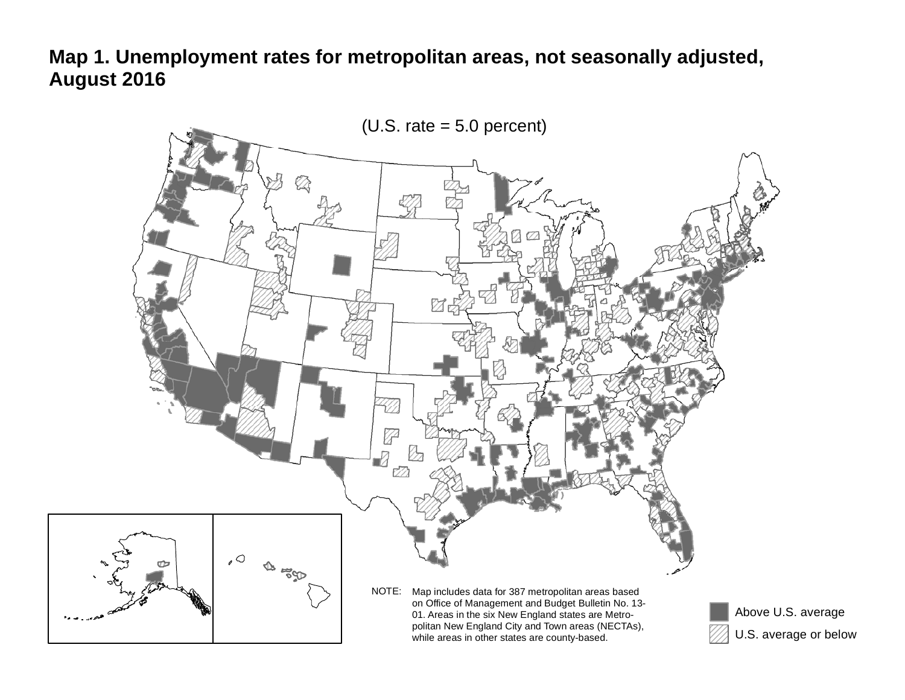# Map 1. Unemployment rates for metropolitan areas, not seasonally adjusted, August 2016

(U.S. rate = 5.0 percent)

NOTE: Map includes data for 387 metropolitan areas based on Office of Management and Budget Bulletin No. 13-01. Areas in the six New England states are Metropolitan New England City and Town areas (NECTAs), while areas in other states are county-based.

- Above U.S. average
- U.S. average or below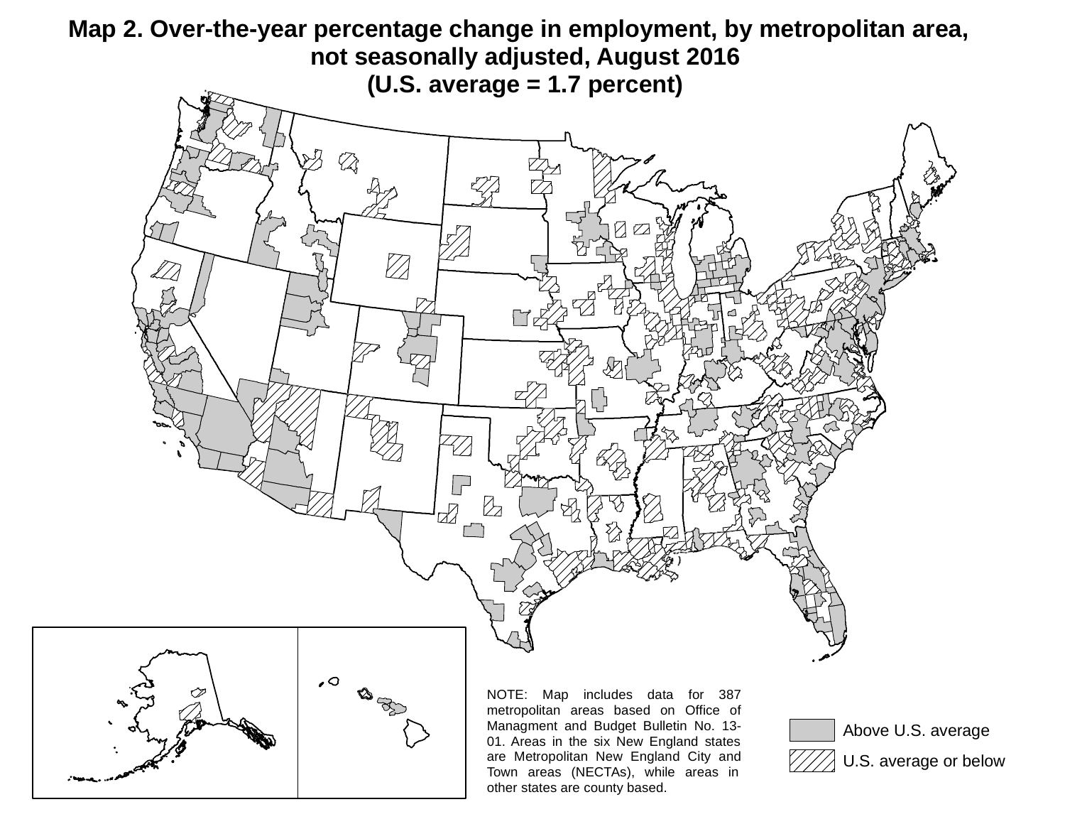# Map 2. Over-the-year percentage change in employment, by metropolitan area, not seasonally adjusted, August 2016
(U.S. average = 1.7 percent)

NOTE: Map includes data for 387 metropolitan areas based on Office of Managment and Budget Bulletin No. 13-01. Areas in the six New England states are Metropolitan New England City and Town areas (NECTAs), while areas in other states are county based.

Above U.S. average

U.S. average or below